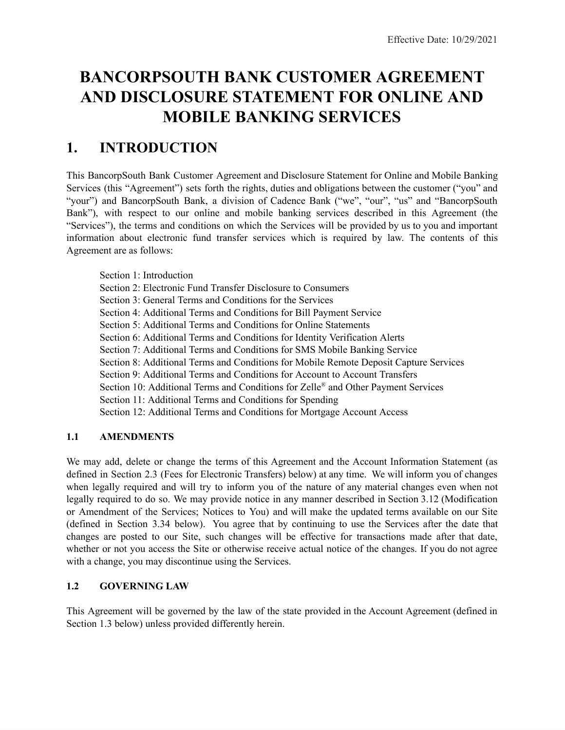Effective Date: 10/29/2021

# BANCORPSOUTH BANK CUSTOMER AGREEMENT AND DISCLOSURE STATEMENT FOR ONLINE AND MOBILE BANKING SERVICES

## 1. INTRODUCTION

This BancorpSouth Bank Customer Agreement and Disclosure Statement for Online and Mobile Banking Services (this "Agreement") sets forth the rights, duties and obligations between the customer ("you" and "your") and BancorpSouth Bank, a division of Cadence Bank ("we", "our", "us" and "BancorpSouth Bank"), with respect to our online and mobile banking services described in this Agreement (the "Services"), the terms and conditions on which the Services will be provided by us to you and important information about electronic fund transfer services which is required by law. The contents of this Agreement are as follows:

- Section 1: Introduction
- Section 2: Electronic Fund Transfer Disclosure to Consumers
- Section 3: General Terms and Conditions for the Services
- Section 4: Additional Terms and Conditions for Bill Payment Service
- Section 5: Additional Terms and Conditions for Online Statements
- Section 6: Additional Terms and Conditions for Identity Verification Alerts
- Section 7: Additional Terms and Conditions for SMS Mobile Banking Service
- Section 8: Additional Terms and Conditions for Mobile Remote Deposit Capture Services
- Section 9: Additional Terms and Conditions for Account to Account Transfers
- Section 10: Additional Terms and Conditions for Zelle® and Other Payment Services
- Section 11: Additional Terms and Conditions for Spending
- Section 12: Additional Terms and Conditions for Mortgage Account Access

### 1.1 AMENDMENTS

We may add, delete or change the terms of this Agreement and the Account Information Statement (as defined in Section 2.3 (Fees for Electronic Transfers) below) at any time. We will inform you of changes when legally required and will try to inform you of the nature of any material changes even when not legally required to do so. We may provide notice in any manner described in Section 3.12 (Modification or Amendment of the Services; Notices to You) and will make the updated terms available on our Site (defined in Section 3.34 below). You agree that by continuing to use the Services after the date that changes are posted to our Site, such changes will be effective for transactions made after that date, whether or not you access the Site or otherwise receive actual notice of the changes. If you do not agree with a change, you may discontinue using the Services.

### 1.2 GOVERNING LAW

This Agreement will be governed by the law of the state provided in the Account Agreement (defined in Section 1.3 below) unless provided differently herein.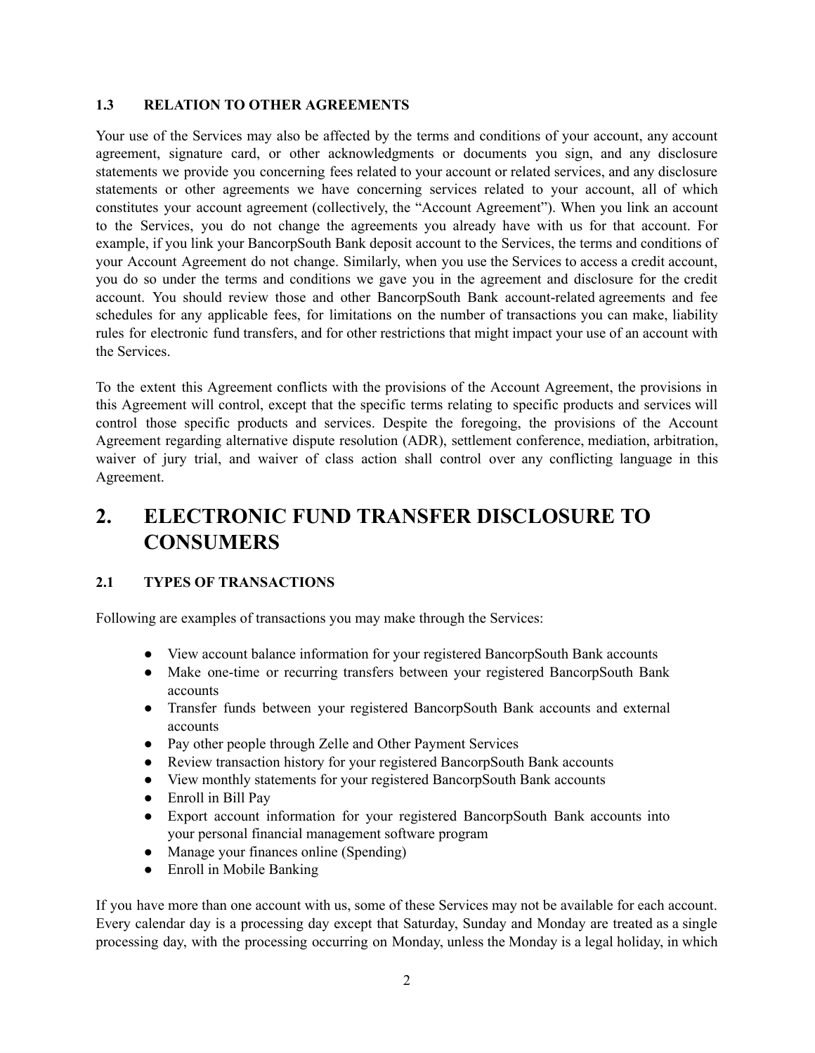### 1.3 RELATION TO OTHER AGREEMENTS

Your use of the Services may also be affected by the terms and conditions of your account, any account agreement, signature card, or other acknowledgments or documents you sign, and any disclosure statements we provide you concerning fees related to your account or related services, and any disclosure statements or other agreements we have concerning services related to your account, all of which constitutes your account agreement (collectively, the "Account Agreement"). When you link an account to the Services, you do not change the agreements you already have with us for that account. For example, if you link your BancorpSouth Bank deposit account to the Services, the terms and conditions of your Account Agreement do not change. Similarly, when you use the Services to access a credit account, you do so under the terms and conditions we gave you in the agreement and disclosure for the credit account. You should review those and other BancorpSouth Bank account-related agreements and fee schedules for any applicable fees, for limitations on the number of transactions you can make, liability rules for electronic fund transfers, and for other restrictions that might impact your use of an account with the Services.

To the extent this Agreement conflicts with the provisions of the Account Agreement, the provisions in this Agreement will control, except that the specific terms relating to specific products and services will control those specific products and services. Despite the foregoing, the provisions of the Account Agreement regarding alternative dispute resolution (ADR), settlement conference, mediation, arbitration, waiver of jury trial, and waiver of class action shall control over any conflicting language in this Agreement.

# 2. ELECTRONIC FUND TRANSFER DISCLOSURE TO CONSUMERS

### 2.1 TYPES OF TRANSACTIONS

Following are examples of transactions you may make through the Services:

- View account balance information for your registered BancorpSouth Bank accounts
- Make one-time or recurring transfers between your registered BancorpSouth Bank accounts
- Transfer funds between your registered BancorpSouth Bank accounts and external accounts
- Pay other people through Zelle and Other Payment Services
- Review transaction history for your registered BancorpSouth Bank accounts
- View monthly statements for your registered BancorpSouth Bank accounts
- Enroll in Bill Pay
- Export account information for your registered BancorpSouth Bank accounts into your personal financial management software program
- Manage your finances online (Spending)
- Enroll in Mobile Banking

If you have more than one account with us, some of these Services may not be available for each account. Every calendar day is a processing day except that Saturday, Sunday and Monday are treated as a single processing day, with the processing occurring on Monday, unless the Monday is a legal holiday, in which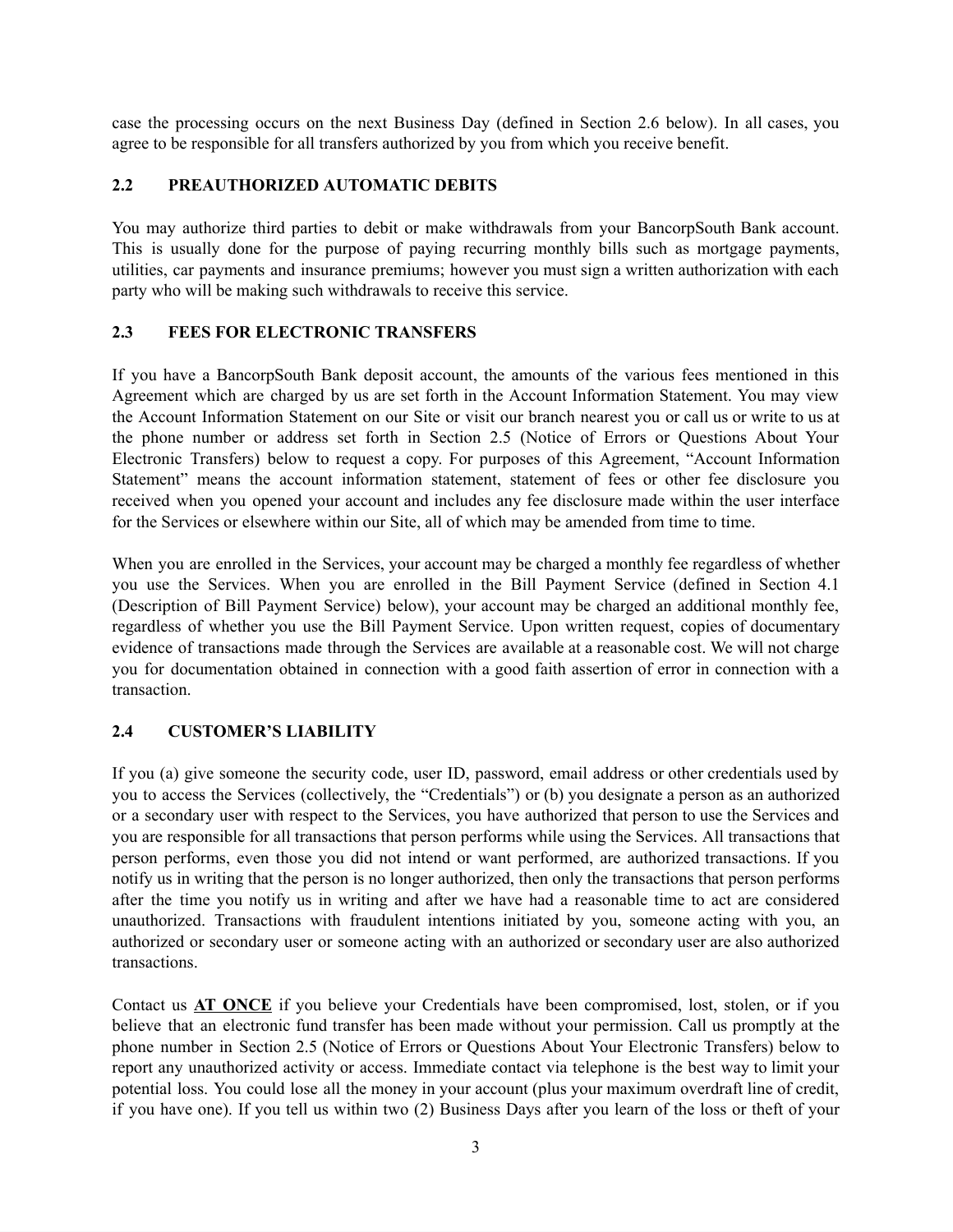case the processing occurs on the next Business Day (defined in Section 2.6 below). In all cases, you agree to be responsible for all transfers authorized by you from which you receive benefit.

### 2.2 PREAUTHORIZED AUTOMATIC DEBITS

You may authorize third parties to debit or make withdrawals from your BancorpSouth Bank account. This is usually done for the purpose of paying recurring monthly bills such as mortgage payments, utilities, car payments and insurance premiums; however you must sign a written authorization with each party who will be making such withdrawals to receive this service.

### 2.3 FEES FOR ELECTRONIC TRANSFERS

If you have a BancorpSouth Bank deposit account, the amounts of the various fees mentioned in this Agreement which are charged by us are set forth in the Account Information Statement. You may view the Account Information Statement on our Site or visit our branch nearest you or call us or write to us at the phone number or address set forth in Section 2.5 (Notice of Errors or Questions About Your Electronic Transfers) below to request a copy. For purposes of this Agreement, "Account Information Statement" means the account information statement, statement of fees or other fee disclosure you received when you opened your account and includes any fee disclosure made within the user interface for the Services or elsewhere within our Site, all of which may be amended from time to time.

When you are enrolled in the Services, your account may be charged a monthly fee regardless of whether you use the Services. When you are enrolled in the Bill Payment Service (defined in Section 4.1 (Description of Bill Payment Service) below), your account may be charged an additional monthly fee, regardless of whether you use the Bill Payment Service. Upon written request, copies of documentary evidence of transactions made through the Services are available at a reasonable cost. We will not charge you for documentation obtained in connection with a good faith assertion of error in connection with a transaction.

### 2.4 CUSTOMER'S LIABILITY

If you (a) give someone the security code, user ID, password, email address or other credentials used by you to access the Services (collectively, the "Credentials") or (b) you designate a person as an authorized or a secondary user with respect to the Services, you have authorized that person to use the Services and you are responsible for all transactions that person performs while using the Services. All transactions that person performs, even those you did not intend or want performed, are authorized transactions. If you notify us in writing that the person is no longer authorized, then only the transactions that person performs after the time you notify us in writing and after we have had a reasonable time to act are considered unauthorized. Transactions with fraudulent intentions initiated by you, someone acting with you, an authorized or secondary user or someone acting with an authorized or secondary user are also authorized transactions.

Contact us **AT ONCE** if you believe your Credentials have been compromised, lost, stolen, or if you believe that an electronic fund transfer has been made without your permission. Call us promptly at the phone number in Section 2.5 (Notice of Errors or Questions About Your Electronic Transfers) below to report any unauthorized activity or access. Immediate contact via telephone is the best way to limit your potential loss. You could lose all the money in your account (plus your maximum overdraft line of credit, if you have one). If you tell us within two (2) Business Days after you learn of the loss or theft of your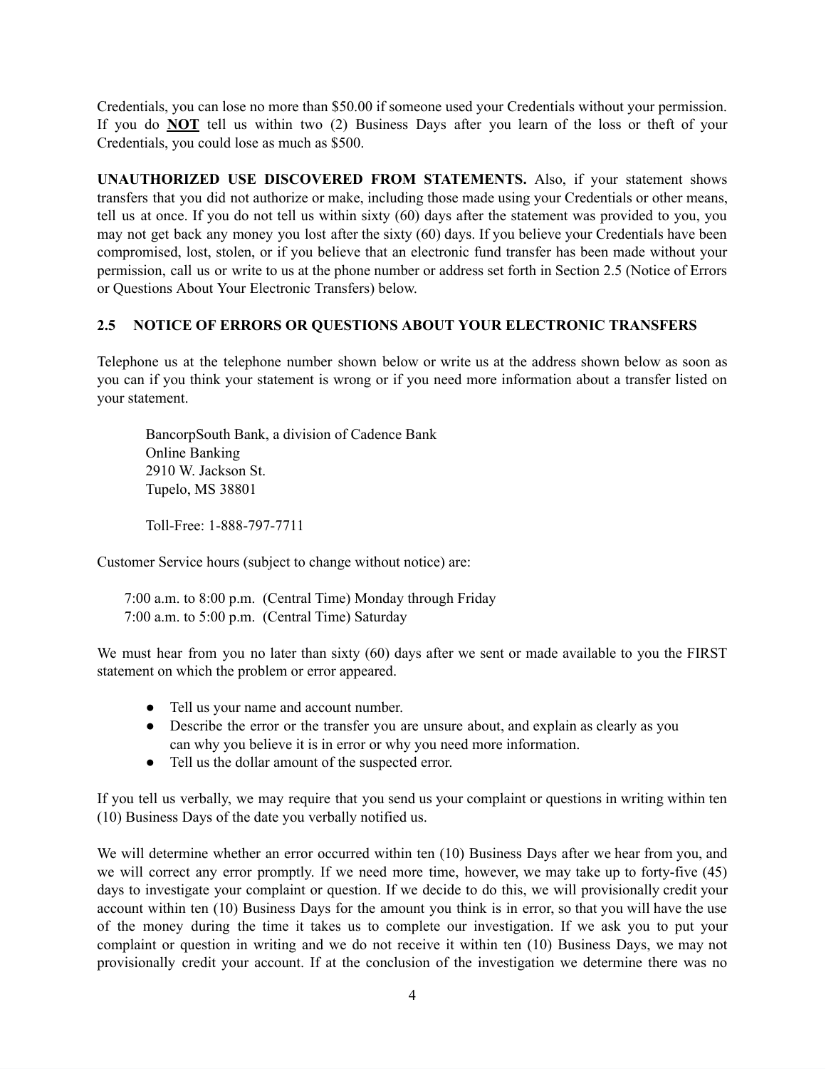Credentials, you can lose no more than $50.00 if someone used your Credentials without your permission. If you do **<u>NOT</u>** tell us within two (2) Business Days after you learn of the loss or theft of your Credentials, you could lose as much as $500.

**UNAUTHORIZED USE DISCOVERED FROM STATEMENTS.** Also, if your statement shows transfers that you did not authorize or make, including those made using your Credentials or other means, tell us at once. If you do not tell us within sixty (60) days after the statement was provided to you, you may not get back any money you lost after the sixty (60) days. If you believe your Credentials have been compromised, lost, stolen, or if you believe that an electronic fund transfer has been made without your permission, call us or write to us at the phone number or address set forth in Section 2.5 (Notice of Errors or Questions About Your Electronic Transfers) below.

## 2.5 NOTICE OF ERRORS OR QUESTIONS ABOUT YOUR ELECTRONIC TRANSFERS

Telephone us at the telephone number shown below or write us at the address shown below as soon as you can if you think your statement is wrong or if you need more information about a transfer listed on your statement.

BancorpSouth Bank, a division of Cadence Bank
Online Banking
2910 W. Jackson St.
Tupelo, MS 38801

Toll-Free: 1-888-797-7711

Customer Service hours (subject to change without notice) are:

7:00 a.m. to 8:00 p.m. (Central Time) Monday through Friday
7:00 a.m. to 5:00 p.m. (Central Time) Saturday

We must hear from you no later than sixty (60) days after we sent or made available to you the FIRST statement on which the problem or error appeared.

- Tell us your name and account number.
- Describe the error or the transfer you are unsure about, and explain as clearly as you can why you believe it is in error or why you need more information.
- Tell us the dollar amount of the suspected error.

If you tell us verbally, we may require that you send us your complaint or questions in writing within ten (10) Business Days of the date you verbally notified us.

We will determine whether an error occurred within ten (10) Business Days after we hear from you, and we will correct any error promptly. If we need more time, however, we may take up to forty-five (45) days to investigate your complaint or question. If we decide to do this, we will provisionally credit your account within ten (10) Business Days for the amount you think is in error, so that you will have the use of the money during the time it takes us to complete our investigation. If we ask you to put your complaint or question in writing and we do not receive it within ten (10) Business Days, we may not provisionally credit your account. If at the conclusion of the investigation we determine there was no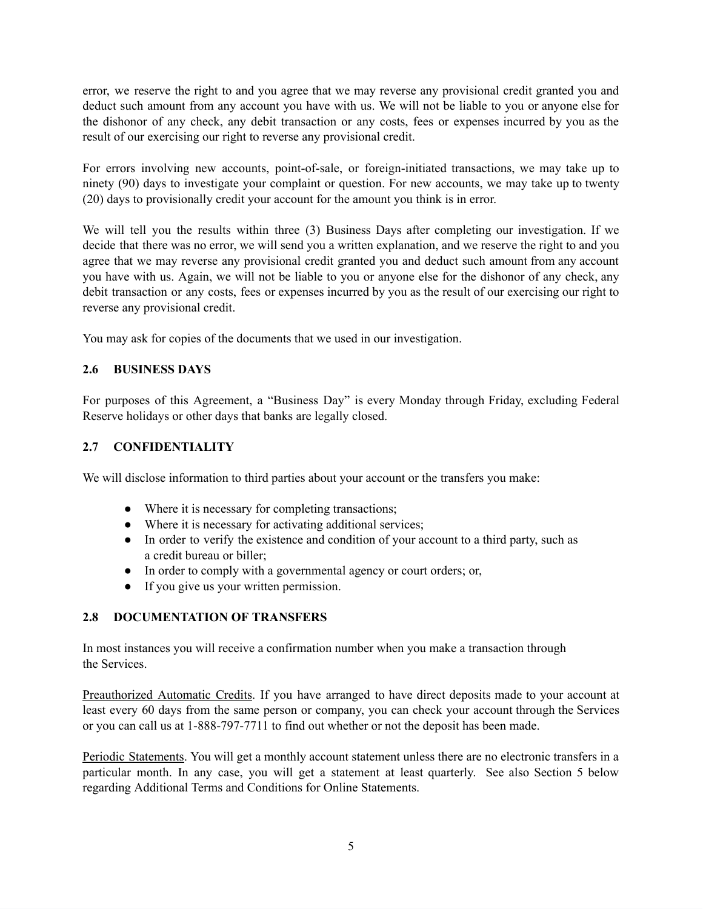error, we reserve the right to and you agree that we may reverse any provisional credit granted you and deduct such amount from any account you have with us. We will not be liable to you or anyone else for the dishonor of any check, any debit transaction or any costs, fees or expenses incurred by you as the result of our exercising our right to reverse any provisional credit.

For errors involving new accounts, point-of-sale, or foreign-initiated transactions, we may take up to ninety (90) days to investigate your complaint or question. For new accounts, we may take up to twenty (20) days to provisionally credit your account for the amount you think is in error.

We will tell you the results within three (3) Business Days after completing our investigation. If we decide that there was no error, we will send you a written explanation, and we reserve the right to and you agree that we may reverse any provisional credit granted you and deduct such amount from any account you have with us. Again, we will not be liable to you or anyone else for the dishonor of any check, any debit transaction or any costs, fees or expenses incurred by you as the result of our exercising our right to reverse any provisional credit.

You may ask for copies of the documents that we used in our investigation.

### 2.6 BUSINESS DAYS

For purposes of this Agreement, a "Business Day" is every Monday through Friday, excluding Federal Reserve holidays or other days that banks are legally closed.

### 2.7 CONFIDENTIALITY

We will disclose information to third parties about your account or the transfers you make:

- Where it is necessary for completing transactions;
- Where it is necessary for activating additional services;
- In order to verify the existence and condition of your account to a third party, such as a credit bureau or biller;
- In order to comply with a governmental agency or court orders; or,
- If you give us your written permission.

### 2.8 DOCUMENTATION OF TRANSFERS

In most instances you will receive a confirmation number when you make a transaction through the Services.

Preauthorized Automatic Credits. If you have arranged to have direct deposits made to your account at least every 60 days from the same person or company, you can check your account through the Services or you can call us at 1-888-797-7711 to find out whether or not the deposit has been made.

Periodic Statements. You will get a monthly account statement unless there are no electronic transfers in a particular month. In any case, you will get a statement at least quarterly. See also Section 5 below regarding Additional Terms and Conditions for Online Statements.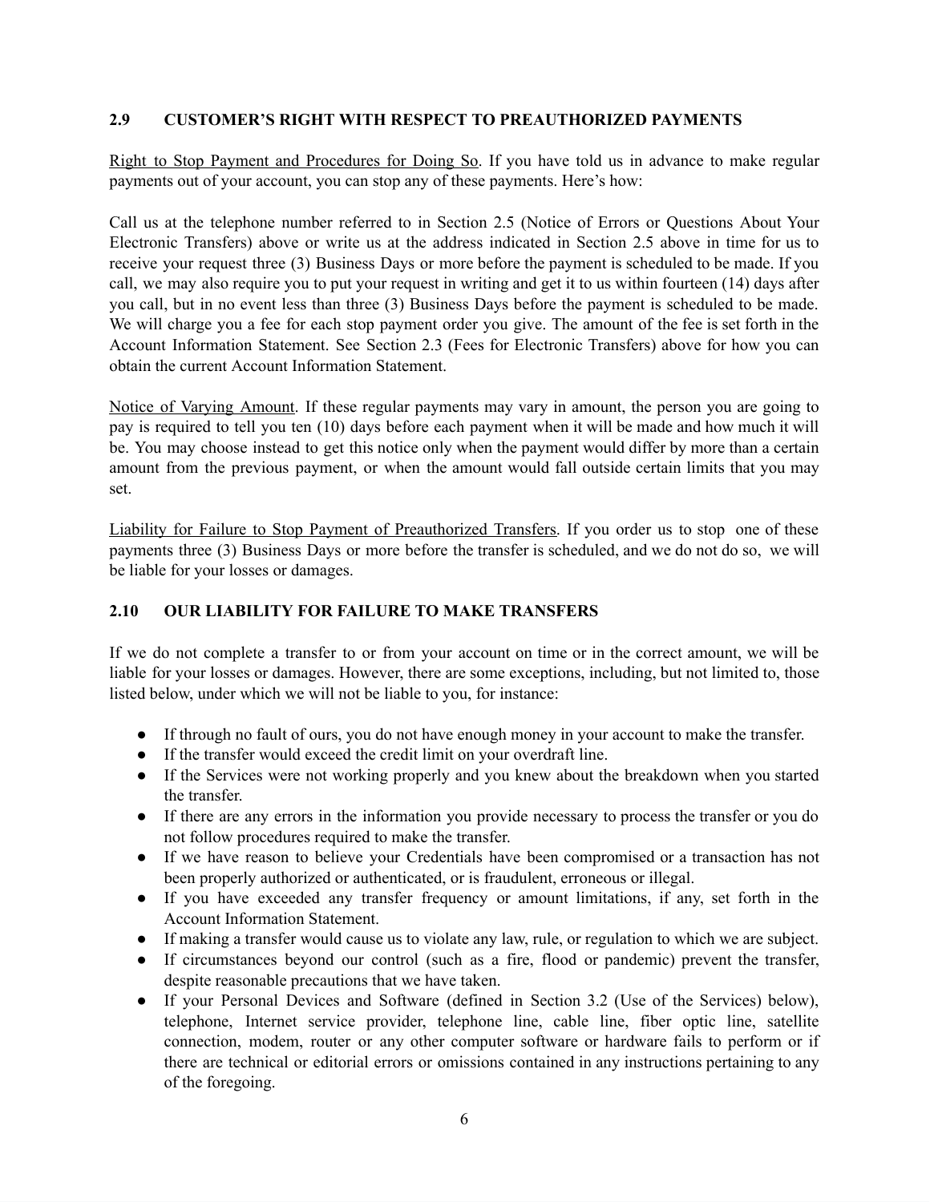## 2.9 CUSTOMER'S RIGHT WITH RESPECT TO PREAUTHORIZED PAYMENTS

Right to Stop Payment and Procedures for Doing So. If you have told us in advance to make regular payments out of your account, you can stop any of these payments. Here's how:

Call us at the telephone number referred to in Section 2.5 (Notice of Errors or Questions About Your Electronic Transfers) above or write us at the address indicated in Section 2.5 above in time for us to receive your request three (3) Business Days or more before the payment is scheduled to be made. If you call, we may also require you to put your request in writing and get it to us within fourteen (14) days after you call, but in no event less than three (3) Business Days before the payment is scheduled to be made. We will charge you a fee for each stop payment order you give. The amount of the fee is set forth in the Account Information Statement. See Section 2.3 (Fees for Electronic Transfers) above for how you can obtain the current Account Information Statement.

Notice of Varying Amount. If these regular payments may vary in amount, the person you are going to pay is required to tell you ten (10) days before each payment when it will be made and how much it will be. You may choose instead to get this notice only when the payment would differ by more than a certain amount from the previous payment, or when the amount would fall outside certain limits that you may set.

Liability for Failure to Stop Payment of Preauthorized Transfers. If you order us to stop one of these payments three (3) Business Days or more before the transfer is scheduled, and we do not do so, we will be liable for your losses or damages.

## 2.10 OUR LIABILITY FOR FAILURE TO MAKE TRANSFERS

If we do not complete a transfer to or from your account on time or in the correct amount, we will be liable for your losses or damages. However, there are some exceptions, including, but not limited to, those listed below, under which we will not be liable to you, for instance:

- If through no fault of ours, you do not have enough money in your account to make the transfer.
- If the transfer would exceed the credit limit on your overdraft line.
- If the Services were not working properly and you knew about the breakdown when you started the transfer.
- If there are any errors in the information you provide necessary to process the transfer or you do not follow procedures required to make the transfer.
- If we have reason to believe your Credentials have been compromised or a transaction has not been properly authorized or authenticated, or is fraudulent, erroneous or illegal.
- If you have exceeded any transfer frequency or amount limitations, if any, set forth in the Account Information Statement.
- If making a transfer would cause us to violate any law, rule, or regulation to which we are subject.
- If circumstances beyond our control (such as a fire, flood or pandemic) prevent the transfer, despite reasonable precautions that we have taken.
- If your Personal Devices and Software (defined in Section 3.2 (Use of the Services) below), telephone, Internet service provider, telephone line, cable line, fiber optic line, satellite connection, modem, router or any other computer software or hardware fails to perform or if there are technical or editorial errors or omissions contained in any instructions pertaining to any of the foregoing.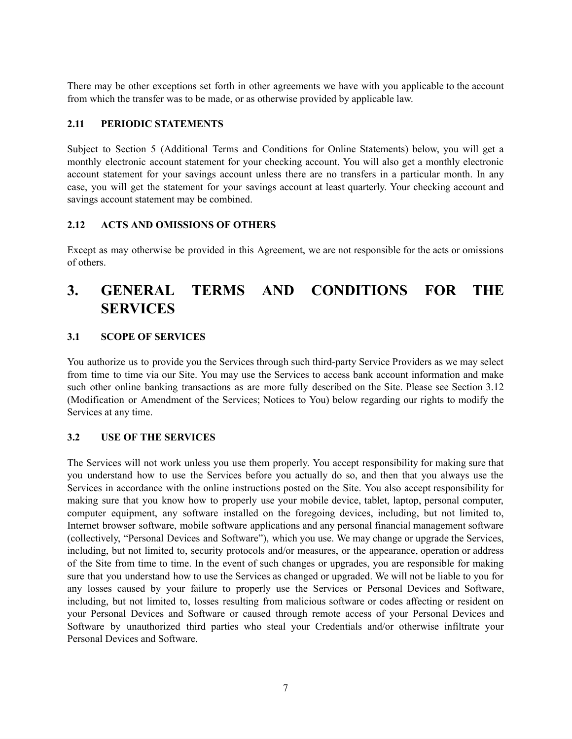There may be other exceptions set forth in other agreements we have with you applicable to the account from which the transfer was to be made, or as otherwise provided by applicable law.

### 2.11 PERIODIC STATEMENTS

Subject to Section 5 (Additional Terms and Conditions for Online Statements) below, you will get a monthly electronic account statement for your checking account. You will also get a monthly electronic account statement for your savings account unless there are no transfers in a particular month. In any case, you will get the statement for your savings account at least quarterly. Your checking account and savings account statement may be combined.

### 2.12 ACTS AND OMISSIONS OF OTHERS

Except as may otherwise be provided in this Agreement, we are not responsible for the acts or omissions of others.

## 3. GENERAL TERMS AND CONDITIONS FOR THE SERVICES

### 3.1 SCOPE OF SERVICES

You authorize us to provide you the Services through such third-party Service Providers as we may select from time to time via our Site. You may use the Services to access bank account information and make such other online banking transactions as are more fully described on the Site. Please see Section 3.12 (Modification or Amendment of the Services; Notices to You) below regarding our rights to modify the Services at any time.

### 3.2 USE OF THE SERVICES

The Services will not work unless you use them properly. You accept responsibility for making sure that you understand how to use the Services before you actually do so, and then that you always use the Services in accordance with the online instructions posted on the Site. You also accept responsibility for making sure that you know how to properly use your mobile device, tablet, laptop, personal computer, computer equipment, any software installed on the foregoing devices, including, but not limited to, Internet browser software, mobile software applications and any personal financial management software (collectively, "Personal Devices and Software"), which you use. We may change or upgrade the Services, including, but not limited to, security protocols and/or measures, or the appearance, operation or address of the Site from time to time. In the event of such changes or upgrades, you are responsible for making sure that you understand how to use the Services as changed or upgraded. We will not be liable to you for any losses caused by your failure to properly use the Services or Personal Devices and Software, including, but not limited to, losses resulting from malicious software or codes affecting or resident on your Personal Devices and Software or caused through remote access of your Personal Devices and Software by unauthorized third parties who steal your Credentials and/or otherwise infiltrate your Personal Devices and Software.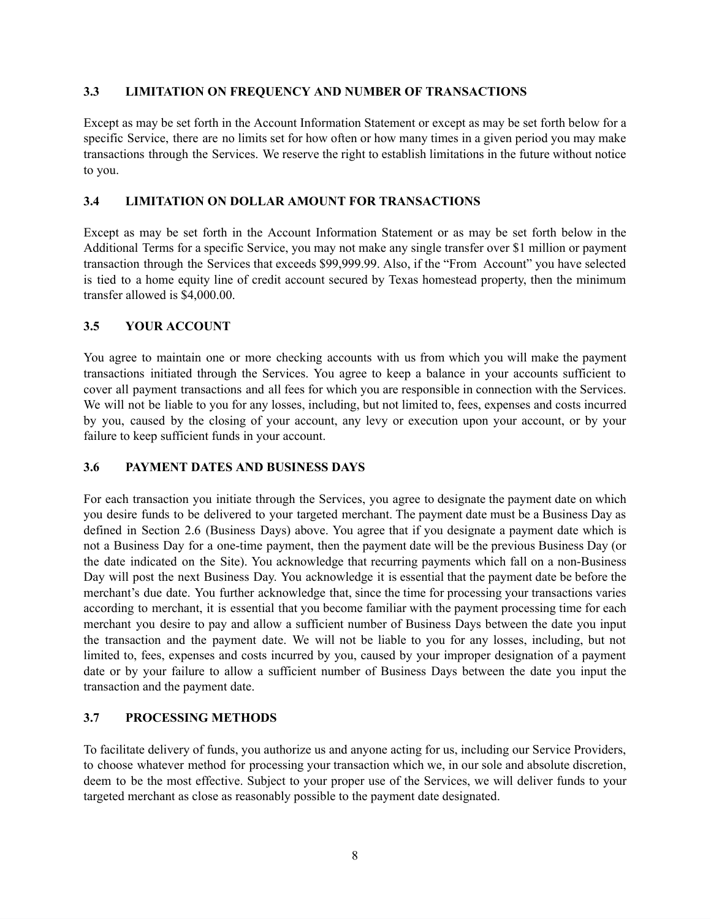### 3.3 LIMITATION ON FREQUENCY AND NUMBER OF TRANSACTIONS

Except as may be set forth in the Account Information Statement or except as may be set forth below for a specific Service, there are no limits set for how often or how many times in a given period you may make transactions through the Services. We reserve the right to establish limitations in the future without notice to you.

### 3.4 LIMITATION ON DOLLAR AMOUNT FOR TRANSACTIONS

Except as may be set forth in the Account Information Statement or as may be set forth below in the Additional Terms for a specific Service, you may not make any single transfer over $1 million or payment transaction through the Services that exceeds $99,999.99. Also, if the "From Account" you have selected is tied to a home equity line of credit account secured by Texas homestead property, then the minimum transfer allowed is $4,000.00.

### 3.5 YOUR ACCOUNT

You agree to maintain one or more checking accounts with us from which you will make the payment transactions initiated through the Services. You agree to keep a balance in your accounts sufficient to cover all payment transactions and all fees for which you are responsible in connection with the Services. We will not be liable to you for any losses, including, but not limited to, fees, expenses and costs incurred by you, caused by the closing of your account, any levy or execution upon your account, or by your failure to keep sufficient funds in your account.

### 3.6 PAYMENT DATES AND BUSINESS DAYS

For each transaction you initiate through the Services, you agree to designate the payment date on which you desire funds to be delivered to your targeted merchant. The payment date must be a Business Day as defined in Section 2.6 (Business Days) above. You agree that if you designate a payment date which is not a Business Day for a one-time payment, then the payment date will be the previous Business Day (or the date indicated on the Site). You acknowledge that recurring payments which fall on a non-Business Day will post the next Business Day. You acknowledge it is essential that the payment date be before the merchant's due date. You further acknowledge that, since the time for processing your transactions varies according to merchant, it is essential that you become familiar with the payment processing time for each merchant you desire to pay and allow a sufficient number of Business Days between the date you input the transaction and the payment date. We will not be liable to you for any losses, including, but not limited to, fees, expenses and costs incurred by you, caused by your improper designation of a payment date or by your failure to allow a sufficient number of Business Days between the date you input the transaction and the payment date.

### 3.7 PROCESSING METHODS

To facilitate delivery of funds, you authorize us and anyone acting for us, including our Service Providers, to choose whatever method for processing your transaction which we, in our sole and absolute discretion, deem to be the most effective. Subject to your proper use of the Services, we will deliver funds to your targeted merchant as close as reasonably possible to the payment date designated.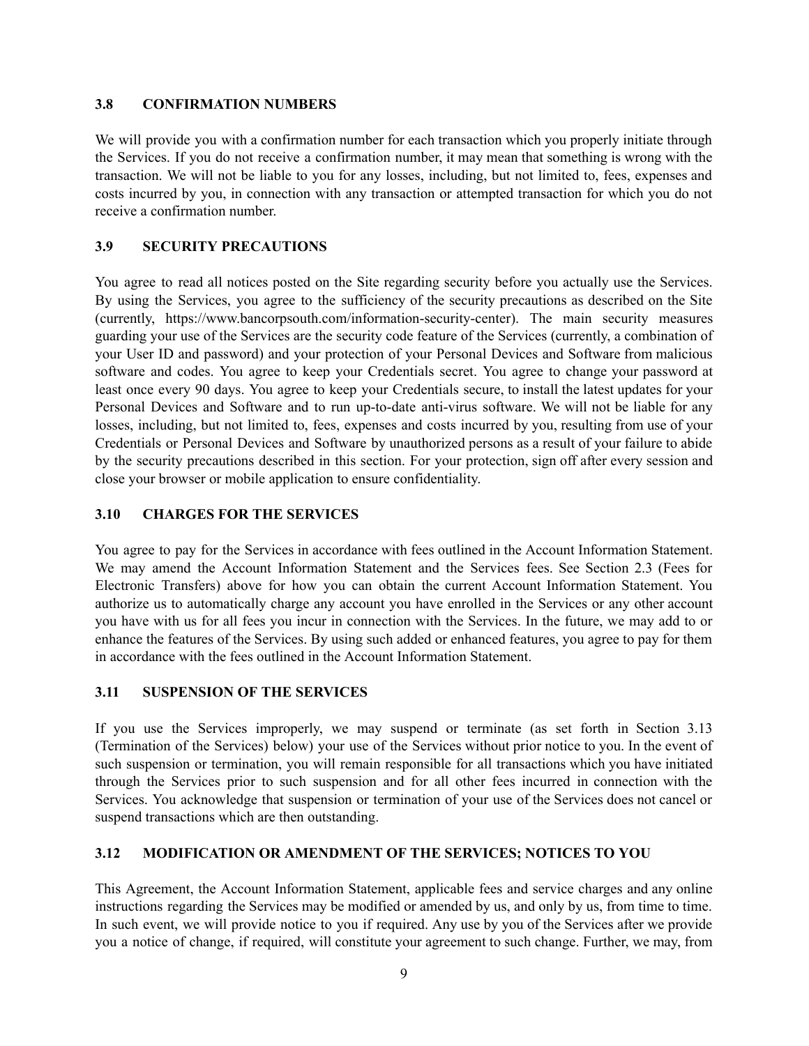### 3.8 CONFIRMATION NUMBERS

We will provide you with a confirmation number for each transaction which you properly initiate through the Services. If you do not receive a confirmation number, it may mean that something is wrong with the transaction. We will not be liable to you for any losses, including, but not limited to, fees, expenses and costs incurred by you, in connection with any transaction or attempted transaction for which you do not receive a confirmation number.

### 3.9 SECURITY PRECAUTIONS

You agree to read all notices posted on the Site regarding security before you actually use the Services. By using the Services, you agree to the sufficiency of the security precautions as described on the Site (currently, https://www.bancorpsouth.com/information-security-center). The main security measures guarding your use of the Services are the security code feature of the Services (currently, a combination of your User ID and password) and your protection of your Personal Devices and Software from malicious software and codes. You agree to keep your Credentials secret. You agree to change your password at least once every 90 days. You agree to keep your Credentials secure, to install the latest updates for your Personal Devices and Software and to run up-to-date anti-virus software. We will not be liable for any losses, including, but not limited to, fees, expenses and costs incurred by you, resulting from use of your Credentials or Personal Devices and Software by unauthorized persons as a result of your failure to abide by the security precautions described in this section. For your protection, sign off after every session and close your browser or mobile application to ensure confidentiality.

### 3.10 CHARGES FOR THE SERVICES

You agree to pay for the Services in accordance with fees outlined in the Account Information Statement. We may amend the Account Information Statement and the Services fees. See Section 2.3 (Fees for Electronic Transfers) above for how you can obtain the current Account Information Statement. You authorize us to automatically charge any account you have enrolled in the Services or any other account you have with us for all fees you incur in connection with the Services. In the future, we may add to or enhance the features of the Services. By using such added or enhanced features, you agree to pay for them in accordance with the fees outlined in the Account Information Statement.

### 3.11 SUSPENSION OF THE SERVICES

If you use the Services improperly, we may suspend or terminate (as set forth in Section 3.13 (Termination of the Services) below) your use of the Services without prior notice to you. In the event of such suspension or termination, you will remain responsible for all transactions which you have initiated through the Services prior to such suspension and for all other fees incurred in connection with the Services. You acknowledge that suspension or termination of your use of the Services does not cancel or suspend transactions which are then outstanding.

### 3.12 MODIFICATION OR AMENDMENT OF THE SERVICES; NOTICES TO YOU

This Agreement, the Account Information Statement, applicable fees and service charges and any online instructions regarding the Services may be modified or amended by us, and only by us, from time to time. In such event, we will provide notice to you if required. Any use by you of the Services after we provide you a notice of change, if required, will constitute your agreement to such change. Further, we may, from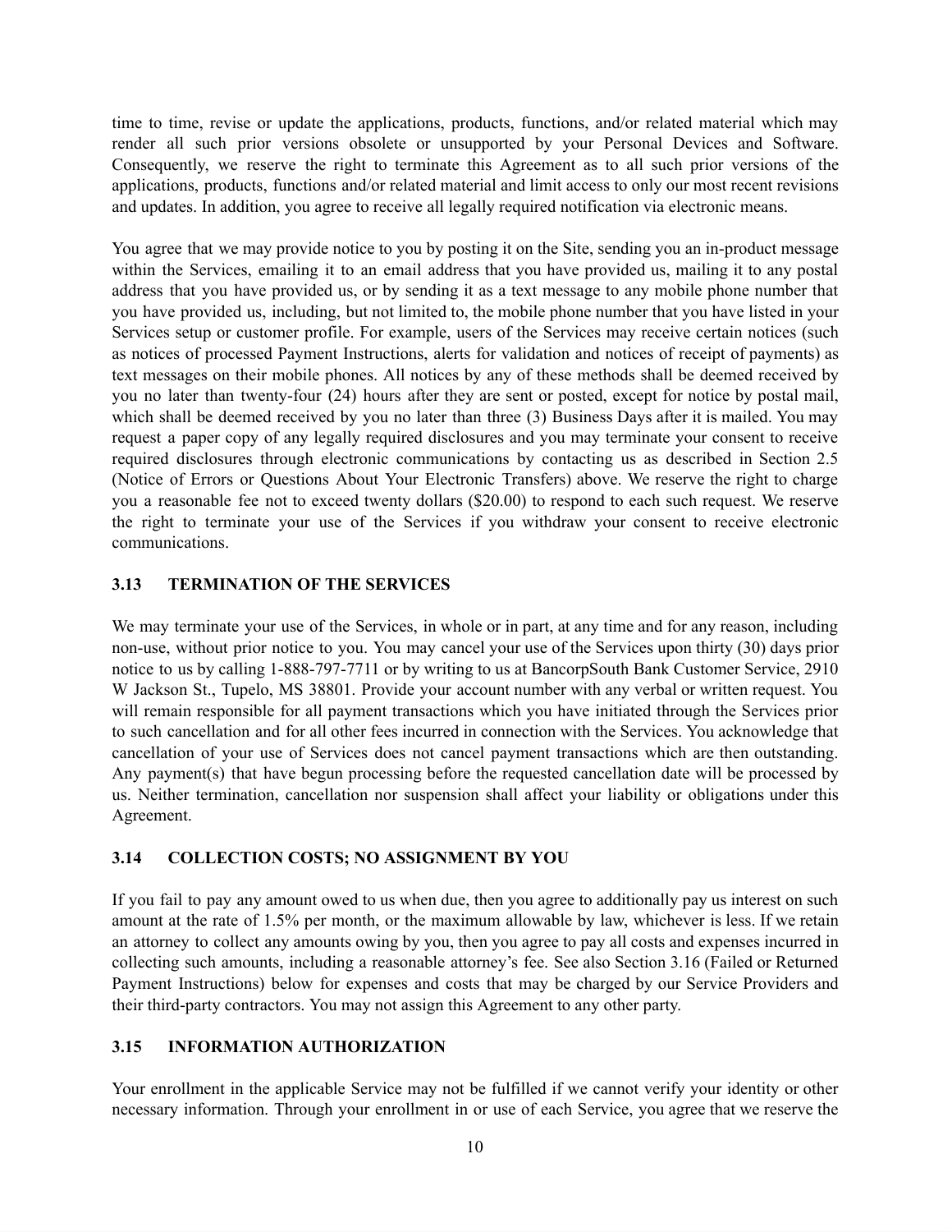time to time, revise or update the applications, products, functions, and/or related material which may render all such prior versions obsolete or unsupported by your Personal Devices and Software. Consequently, we reserve the right to terminate this Agreement as to all such prior versions of the applications, products, functions and/or related material and limit access to only our most recent revisions and updates. In addition, you agree to receive all legally required notification via electronic means.

You agree that we may provide notice to you by posting it on the Site, sending you an in-product message within the Services, emailing it to an email address that you have provided us, mailing it to any postal address that you have provided us, or by sending it as a text message to any mobile phone number that you have provided us, including, but not limited to, the mobile phone number that you have listed in your Services setup or customer profile. For example, users of the Services may receive certain notices (such as notices of processed Payment Instructions, alerts for validation and notices of receipt of payments) as text messages on their mobile phones. All notices by any of these methods shall be deemed received by you no later than twenty-four (24) hours after they are sent or posted, except for notice by postal mail, which shall be deemed received by you no later than three (3) Business Days after it is mailed. You may request a paper copy of any legally required disclosures and you may terminate your consent to receive required disclosures through electronic communications by contacting us as described in Section 2.5 (Notice of Errors or Questions About Your Electronic Transfers) above. We reserve the right to charge you a reasonable fee not to exceed twenty dollars ($20.00) to respond to each such request. We reserve the right to terminate your use of the Services if you withdraw your consent to receive electronic communications.

### 3.13 TERMINATION OF THE SERVICES

We may terminate your use of the Services, in whole or in part, at any time and for any reason, including non-use, without prior notice to you. You may cancel your use of the Services upon thirty (30) days prior notice to us by calling 1-888-797-7711 or by writing to us at BancorpSouth Bank Customer Service, 2910 W Jackson St., Tupelo, MS 38801. Provide your account number with any verbal or written request. You will remain responsible for all payment transactions which you have initiated through the Services prior to such cancellation and for all other fees incurred in connection with the Services. You acknowledge that cancellation of your use of Services does not cancel payment transactions which are then outstanding. Any payment(s) that have begun processing before the requested cancellation date will be processed by us. Neither termination, cancellation nor suspension shall affect your liability or obligations under this Agreement.

### 3.14 COLLECTION COSTS; NO ASSIGNMENT BY YOU

If you fail to pay any amount owed to us when due, then you agree to additionally pay us interest on such amount at the rate of 1.5% per month, or the maximum allowable by law, whichever is less. If we retain an attorney to collect any amounts owing by you, then you agree to pay all costs and expenses incurred in collecting such amounts, including a reasonable attorney's fee. See also Section 3.16 (Failed or Returned Payment Instructions) below for expenses and costs that may be charged by our Service Providers and their third-party contractors. You may not assign this Agreement to any other party.

### 3.15 INFORMATION AUTHORIZATION

Your enrollment in the applicable Service may not be fulfilled if we cannot verify your identity or other necessary information. Through your enrollment in or use of each Service, you agree that we reserve the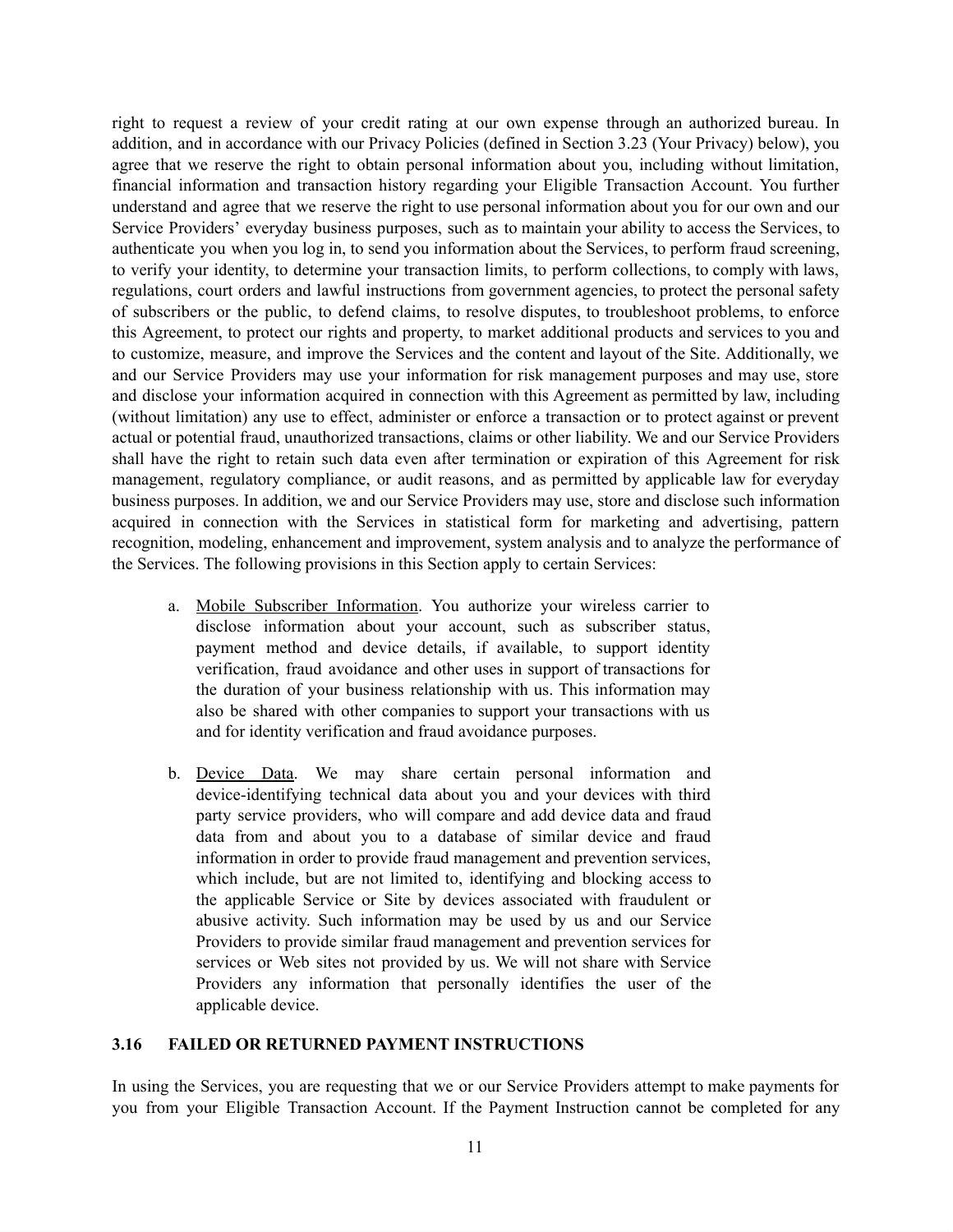right to request a review of your credit rating at our own expense through an authorized bureau. In addition, and in accordance with our Privacy Policies (defined in Section 3.23 (Your Privacy) below), you agree that we reserve the right to obtain personal information about you, including without limitation, financial information and transaction history regarding your Eligible Transaction Account. You further understand and agree that we reserve the right to use personal information about you for our own and our Service Providers' everyday business purposes, such as to maintain your ability to access the Services, to authenticate you when you log in, to send you information about the Services, to perform fraud screening, to verify your identity, to determine your transaction limits, to perform collections, to comply with laws, regulations, court orders and lawful instructions from government agencies, to protect the personal safety of subscribers or the public, to defend claims, to resolve disputes, to troubleshoot problems, to enforce this Agreement, to protect our rights and property, to market additional products and services to you and to customize, measure, and improve the Services and the content and layout of the Site. Additionally, we and our Service Providers may use your information for risk management purposes and may use, store and disclose your information acquired in connection with this Agreement as permitted by law, including (without limitation) any use to effect, administer or enforce a transaction or to protect against or prevent actual or potential fraud, unauthorized transactions, claims or other liability. We and our Service Providers shall have the right to retain such data even after termination or expiration of this Agreement for risk management, regulatory compliance, or audit reasons, and as permitted by applicable law for everyday business purposes. In addition, we and our Service Providers may use, store and disclose such information acquired in connection with the Services in statistical form for marketing and advertising, pattern recognition, modeling, enhancement and improvement, system analysis and to analyze the performance of the Services. The following provisions in this Section apply to certain Services:

a. Mobile Subscriber Information. You authorize your wireless carrier to disclose information about your account, such as subscriber status, payment method and device details, if available, to support identity verification, fraud avoidance and other uses in support of transactions for the duration of your business relationship with us. This information may also be shared with other companies to support your transactions with us and for identity verification and fraud avoidance purposes.

b. Device Data. We may share certain personal information and device-identifying technical data about you and your devices with third party service providers, who will compare and add device data and fraud data from and about you to a database of similar device and fraud information in order to provide fraud management and prevention services, which include, but are not limited to, identifying and blocking access to the applicable Service or Site by devices associated with fraudulent or abusive activity. Such information may be used by us and our Service Providers to provide similar fraud management and prevention services for services or Web sites not provided by us. We will not share with Service Providers any information that personally identifies the user of the applicable device.

### 3.16 FAILED OR RETURNED PAYMENT INSTRUCTIONS

In using the Services, you are requesting that we or our Service Providers attempt to make payments for you from your Eligible Transaction Account. If the Payment Instruction cannot be completed for any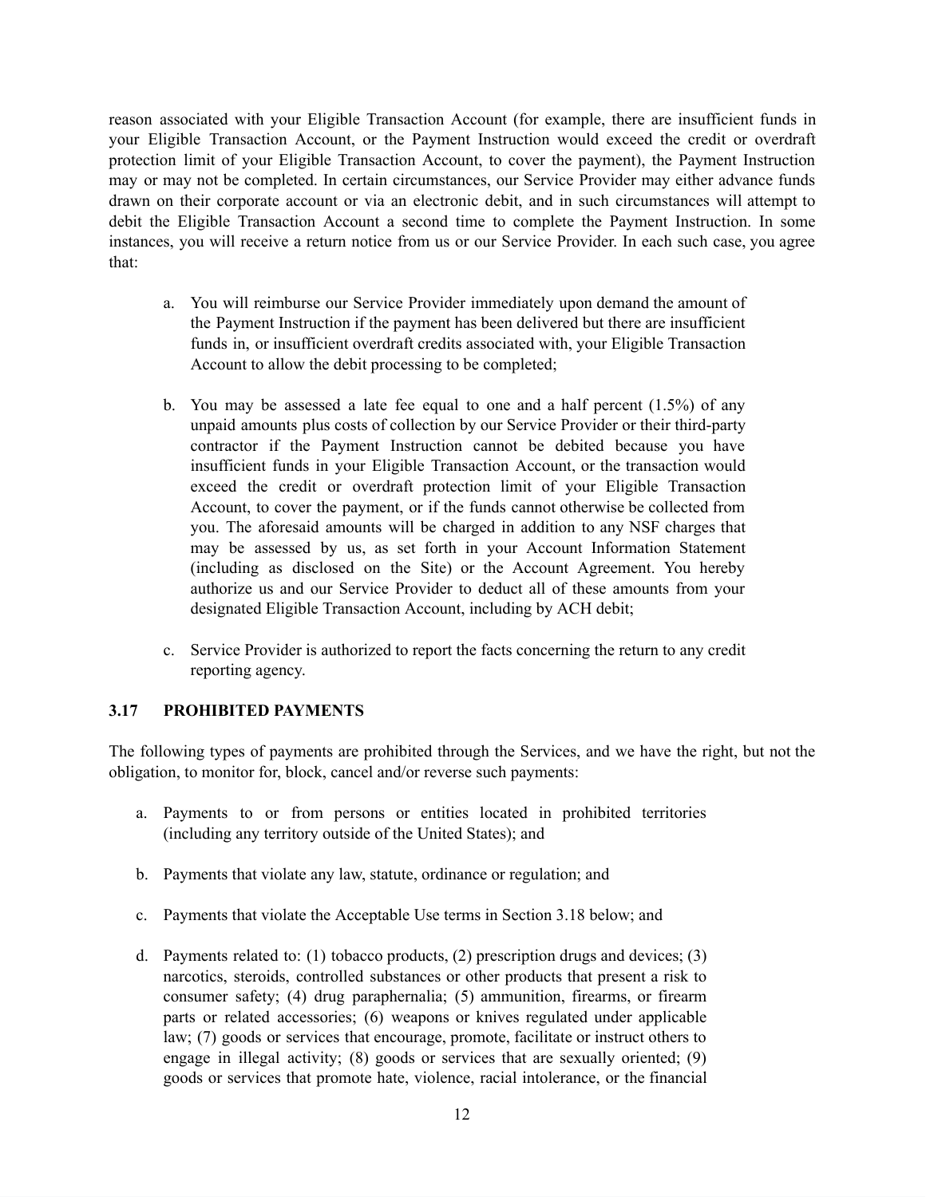reason associated with your Eligible Transaction Account (for example, there are insufficient funds in your Eligible Transaction Account, or the Payment Instruction would exceed the credit or overdraft protection limit of your Eligible Transaction Account, to cover the payment), the Payment Instruction may or may not be completed. In certain circumstances, our Service Provider may either advance funds drawn on their corporate account or via an electronic debit, and in such circumstances will attempt to debit the Eligible Transaction Account a second time to complete the Payment Instruction. In some instances, you will receive a return notice from us or our Service Provider. In each such case, you agree that:

a. You will reimburse our Service Provider immediately upon demand the amount of the Payment Instruction if the payment has been delivered but there are insufficient funds in, or insufficient overdraft credits associated with, your Eligible Transaction Account to allow the debit processing to be completed;

b. You may be assessed a late fee equal to one and a half percent (1.5%) of any unpaid amounts plus costs of collection by our Service Provider or their third-party contractor if the Payment Instruction cannot be debited because you have insufficient funds in your Eligible Transaction Account, or the transaction would exceed the credit or overdraft protection limit of your Eligible Transaction Account, to cover the payment, or if the funds cannot otherwise be collected from you. The aforesaid amounts will be charged in addition to any NSF charges that may be assessed by us, as set forth in your Account Information Statement (including as disclosed on the Site) or the Account Agreement. You hereby authorize us and our Service Provider to deduct all of these amounts from your designated Eligible Transaction Account, including by ACH debit;

c. Service Provider is authorized to report the facts concerning the return to any credit reporting agency.

### 3.17 PROHIBITED PAYMENTS

The following types of payments are prohibited through the Services, and we have the right, but not the obligation, to monitor for, block, cancel and/or reverse such payments:

a. Payments to or from persons or entities located in prohibited territories (including any territory outside of the United States); and

b. Payments that violate any law, statute, ordinance or regulation; and

c. Payments that violate the Acceptable Use terms in Section 3.18 below; and

d. Payments related to: (1) tobacco products, (2) prescription drugs and devices; (3) narcotics, steroids, controlled substances or other products that present a risk to consumer safety; (4) drug paraphernalia; (5) ammunition, firearms, or firearm parts or related accessories; (6) weapons or knives regulated under applicable law; (7) goods or services that encourage, promote, facilitate or instruct others to engage in illegal activity; (8) goods or services that are sexually oriented; (9) goods or services that promote hate, violence, racial intolerance, or the financial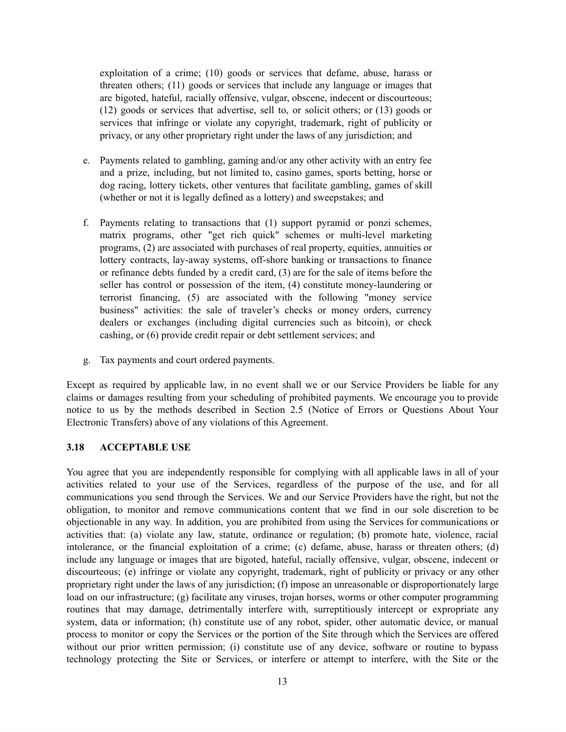exploitation of a crime; (10) goods or services that defame, abuse, harass or threaten others; (11) goods or services that include any language or images that are bigoted, hateful, racially offensive, vulgar, obscene, indecent or discourteous; (12) goods or services that advertise, sell to, or solicit others; or (13) goods or services that infringe or violate any copyright, trademark, right of publicity or privacy, or any other proprietary right under the laws of any jurisdiction; and

e. Payments related to gambling, gaming and/or any other activity with an entry fee and a prize, including, but not limited to, casino games, sports betting, horse or dog racing, lottery tickets, other ventures that facilitate gambling, games of skill (whether or not it is legally defined as a lottery) and sweepstakes; and

f. Payments relating to transactions that (1) support pyramid or ponzi schemes, matrix programs, other "get rich quick" schemes or multi-level marketing programs, (2) are associated with purchases of real property, equities, annuities or lottery contracts, lay-away systems, off-shore banking or transactions to finance or refinance debts funded by a credit card, (3) are for the sale of items before the seller has control or possession of the item, (4) constitute money-laundering or terrorist financing, (5) are associated with the following "money service business" activities: the sale of traveler's checks or money orders, currency dealers or exchanges (including digital currencies such as bitcoin), or check cashing, or (6) provide credit repair or debt settlement services; and

g. Tax payments and court ordered payments.

Except as required by applicable law, in no event shall we or our Service Providers be liable for any claims or damages resulting from your scheduling of prohibited payments. We encourage you to provide notice to us by the methods described in Section 2.5 (Notice of Errors or Questions About Your Electronic Transfers) above of any violations of this Agreement.

### 3.18 ACCEPTABLE USE

You agree that you are independently responsible for complying with all applicable laws in all of your activities related to your use of the Services, regardless of the purpose of the use, and for all communications you send through the Services. We and our Service Providers have the right, but not the obligation, to monitor and remove communications content that we find in our sole discretion to be objectionable in any way. In addition, you are prohibited from using the Services for communications or activities that: (a) violate any law, statute, ordinance or regulation; (b) promote hate, violence, racial intolerance, or the financial exploitation of a crime; (c) defame, abuse, harass or threaten others; (d) include any language or images that are bigoted, hateful, racially offensive, vulgar, obscene, indecent or discourteous; (e) infringe or violate any copyright, trademark, right of publicity or privacy or any other proprietary right under the laws of any jurisdiction; (f) impose an unreasonable or disproportionately large load on our infrastructure; (g) facilitate any viruses, trojan horses, worms or other computer programming routines that may damage, detrimentally interfere with, surreptitiously intercept or expropriate any system, data or information; (h) constitute use of any robot, spider, other automatic device, or manual process to monitor or copy the Services or the portion of the Site through which the Services are offered without our prior written permission; (i) constitute use of any device, software or routine to bypass technology protecting the Site or Services, or interfere or attempt to interfere, with the Site or the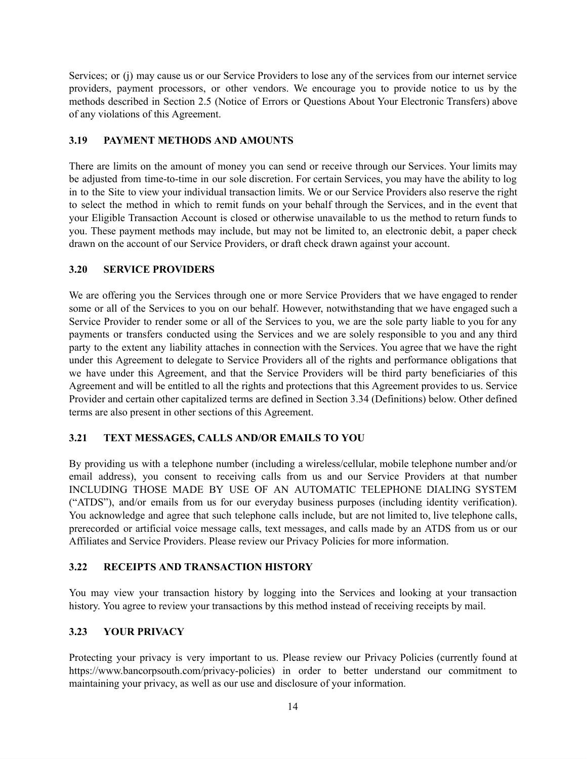Services; or (j) may cause us or our Service Providers to lose any of the services from our internet service providers, payment processors, or other vendors. We encourage you to provide notice to us by the methods described in Section 2.5 (Notice of Errors or Questions About Your Electronic Transfers) above of any violations of this Agreement.

### 3.19 PAYMENT METHODS AND AMOUNTS

There are limits on the amount of money you can send or receive through our Services. Your limits may be adjusted from time-to-time in our sole discretion. For certain Services, you may have the ability to log in to the Site to view your individual transaction limits. We or our Service Providers also reserve the right to select the method in which to remit funds on your behalf through the Services, and in the event that your Eligible Transaction Account is closed or otherwise unavailable to us the method to return funds to you. These payment methods may include, but may not be limited to, an electronic debit, a paper check drawn on the account of our Service Providers, or draft check drawn against your account.

### 3.20 SERVICE PROVIDERS

We are offering you the Services through one or more Service Providers that we have engaged to render some or all of the Services to you on our behalf. However, notwithstanding that we have engaged such a Service Provider to render some or all of the Services to you, we are the sole party liable to you for any payments or transfers conducted using the Services and we are solely responsible to you and any third party to the extent any liability attaches in connection with the Services. You agree that we have the right under this Agreement to delegate to Service Providers all of the rights and performance obligations that we have under this Agreement, and that the Service Providers will be third party beneficiaries of this Agreement and will be entitled to all the rights and protections that this Agreement provides to us. Service Provider and certain other capitalized terms are defined in Section 3.34 (Definitions) below. Other defined terms are also present in other sections of this Agreement.

### 3.21 TEXT MESSAGES, CALLS AND/OR EMAILS TO YOU

By providing us with a telephone number (including a wireless/cellular, mobile telephone number and/or email address), you consent to receiving calls from us and our Service Providers at that number INCLUDING THOSE MADE BY USE OF AN AUTOMATIC TELEPHONE DIALING SYSTEM ("ATDS"), and/or emails from us for our everyday business purposes (including identity verification). You acknowledge and agree that such telephone calls include, but are not limited to, live telephone calls, prerecorded or artificial voice message calls, text messages, and calls made by an ATDS from us or our Affiliates and Service Providers. Please review our Privacy Policies for more information.

### 3.22 RECEIPTS AND TRANSACTION HISTORY

You may view your transaction history by logging into the Services and looking at your transaction history. You agree to review your transactions by this method instead of receiving receipts by mail.

### 3.23 YOUR PRIVACY

Protecting your privacy is very important to us. Please review our Privacy Policies (currently found at https://www.bancorpsouth.com/privacy-policies) in order to better understand our commitment to maintaining your privacy, as well as our use and disclosure of your information.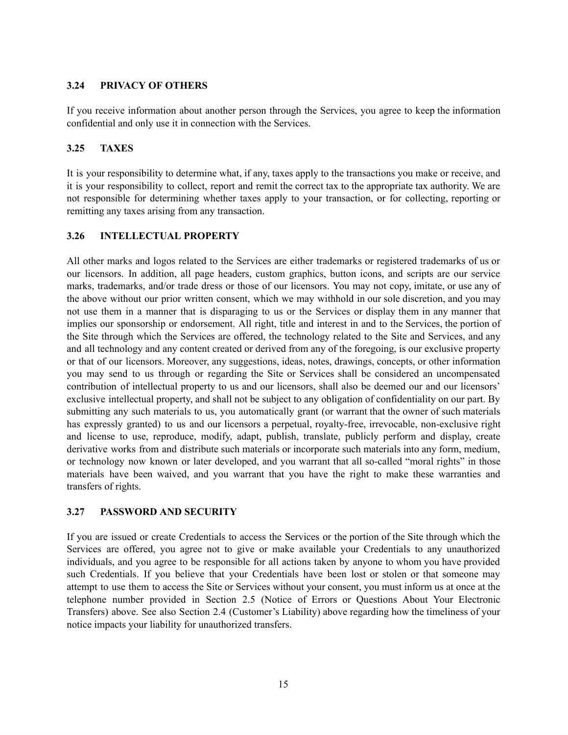### 3.24 PRIVACY OF OTHERS

If you receive information about another person through the Services, you agree to keep the information confidential and only use it in connection with the Services.

### 3.25 TAXES

It is your responsibility to determine what, if any, taxes apply to the transactions you make or receive, and it is your responsibility to collect, report and remit the correct tax to the appropriate tax authority. We are not responsible for determining whether taxes apply to your transaction, or for collecting, reporting or remitting any taxes arising from any transaction.

### 3.26 INTELLECTUAL PROPERTY

All other marks and logos related to the Services are either trademarks or registered trademarks of us or our licensors. In addition, all page headers, custom graphics, button icons, and scripts are our service marks, trademarks, and/or trade dress or those of our licensors. You may not copy, imitate, or use any of the above without our prior written consent, which we may withhold in our sole discretion, and you may not use them in a manner that is disparaging to us or the Services or display them in any manner that implies our sponsorship or endorsement. All right, title and interest in and to the Services, the portion of the Site through which the Services are offered, the technology related to the Site and Services, and any and all technology and any content created or derived from any of the foregoing, is our exclusive property or that of our licensors. Moreover, any suggestions, ideas, notes, drawings, concepts, or other information you may send to us through or regarding the Site or Services shall be considered an uncompensated contribution of intellectual property to us and our licensors, shall also be deemed our and our licensors' exclusive intellectual property, and shall not be subject to any obligation of confidentiality on our part. By submitting any such materials to us, you automatically grant (or warrant that the owner of such materials has expressly granted) to us and our licensors a perpetual, royalty-free, irrevocable, non-exclusive right and license to use, reproduce, modify, adapt, publish, translate, publicly perform and display, create derivative works from and distribute such materials or incorporate such materials into any form, medium, or technology now known or later developed, and you warrant that all so-called "moral rights" in those materials have been waived, and you warrant that you have the right to make these warranties and transfers of rights.

### 3.27 PASSWORD AND SECURITY

If you are issued or create Credentials to access the Services or the portion of the Site through which the Services are offered, you agree not to give or make available your Credentials to any unauthorized individuals, and you agree to be responsible for all actions taken by anyone to whom you have provided such Credentials. If you believe that your Credentials have been lost or stolen or that someone may attempt to use them to access the Site or Services without your consent, you must inform us at once at the telephone number provided in Section 2.5 (Notice of Errors or Questions About Your Electronic Transfers) above. See also Section 2.4 (Customer's Liability) above regarding how the timeliness of your notice impacts your liability for unauthorized transfers.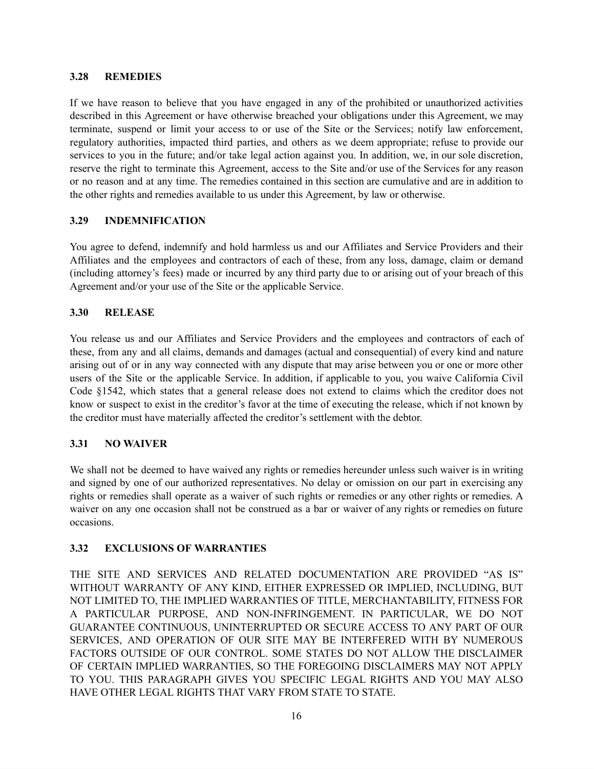### 3.28 REMEDIES

If we have reason to believe that you have engaged in any of the prohibited or unauthorized activities described in this Agreement or have otherwise breached your obligations under this Agreement, we may terminate, suspend or limit your access to or use of the Site or the Services; notify law enforcement, regulatory authorities, impacted third parties, and others as we deem appropriate; refuse to provide our services to you in the future; and/or take legal action against you. In addition, we, in our sole discretion, reserve the right to terminate this Agreement, access to the Site and/or use of the Services for any reason or no reason and at any time. The remedies contained in this section are cumulative and are in addition to the other rights and remedies available to us under this Agreement, by law or otherwise.

### 3.29 INDEMNIFICATION

You agree to defend, indemnify and hold harmless us and our Affiliates and Service Providers and their Affiliates and the employees and contractors of each of these, from any loss, damage, claim or demand (including attorney's fees) made or incurred by any third party due to or arising out of your breach of this Agreement and/or your use of the Site or the applicable Service.

### 3.30 RELEASE

You release us and our Affiliates and Service Providers and the employees and contractors of each of these, from any and all claims, demands and damages (actual and consequential) of every kind and nature arising out of or in any way connected with any dispute that may arise between you or one or more other users of the Site or the applicable Service. In addition, if applicable to you, you waive California Civil Code §1542, which states that a general release does not extend to claims which the creditor does not know or suspect to exist in the creditor's favor at the time of executing the release, which if not known by the creditor must have materially affected the creditor's settlement with the debtor.

### 3.31 NO WAIVER

We shall not be deemed to have waived any rights or remedies hereunder unless such waiver is in writing and signed by one of our authorized representatives. No delay or omission on our part in exercising any rights or remedies shall operate as a waiver of such rights or remedies or any other rights or remedies. A waiver on any one occasion shall not be construed as a bar or waiver of any rights or remedies on future occasions.

### 3.32 EXCLUSIONS OF WARRANTIES

THE SITE AND SERVICES AND RELATED DOCUMENTATION ARE PROVIDED "AS IS" WITHOUT WARRANTY OF ANY KIND, EITHER EXPRESSED OR IMPLIED, INCLUDING, BUT NOT LIMITED TO, THE IMPLIED WARRANTIES OF TITLE, MERCHANTABILITY, FITNESS FOR A PARTICULAR PURPOSE, AND NON-INFRINGEMENT. IN PARTICULAR, WE DO NOT GUARANTEE CONTINUOUS, UNINTERRUPTED OR SECURE ACCESS TO ANY PART OF OUR SERVICES, AND OPERATION OF OUR SITE MAY BE INTERFERED WITH BY NUMEROUS FACTORS OUTSIDE OF OUR CONTROL. SOME STATES DO NOT ALLOW THE DISCLAIMER OF CERTAIN IMPLIED WARRANTIES, SO THE FOREGOING DISCLAIMERS MAY NOT APPLY TO YOU. THIS PARAGRAPH GIVES YOU SPECIFIC LEGAL RIGHTS AND YOU MAY ALSO HAVE OTHER LEGAL RIGHTS THAT VARY FROM STATE TO STATE.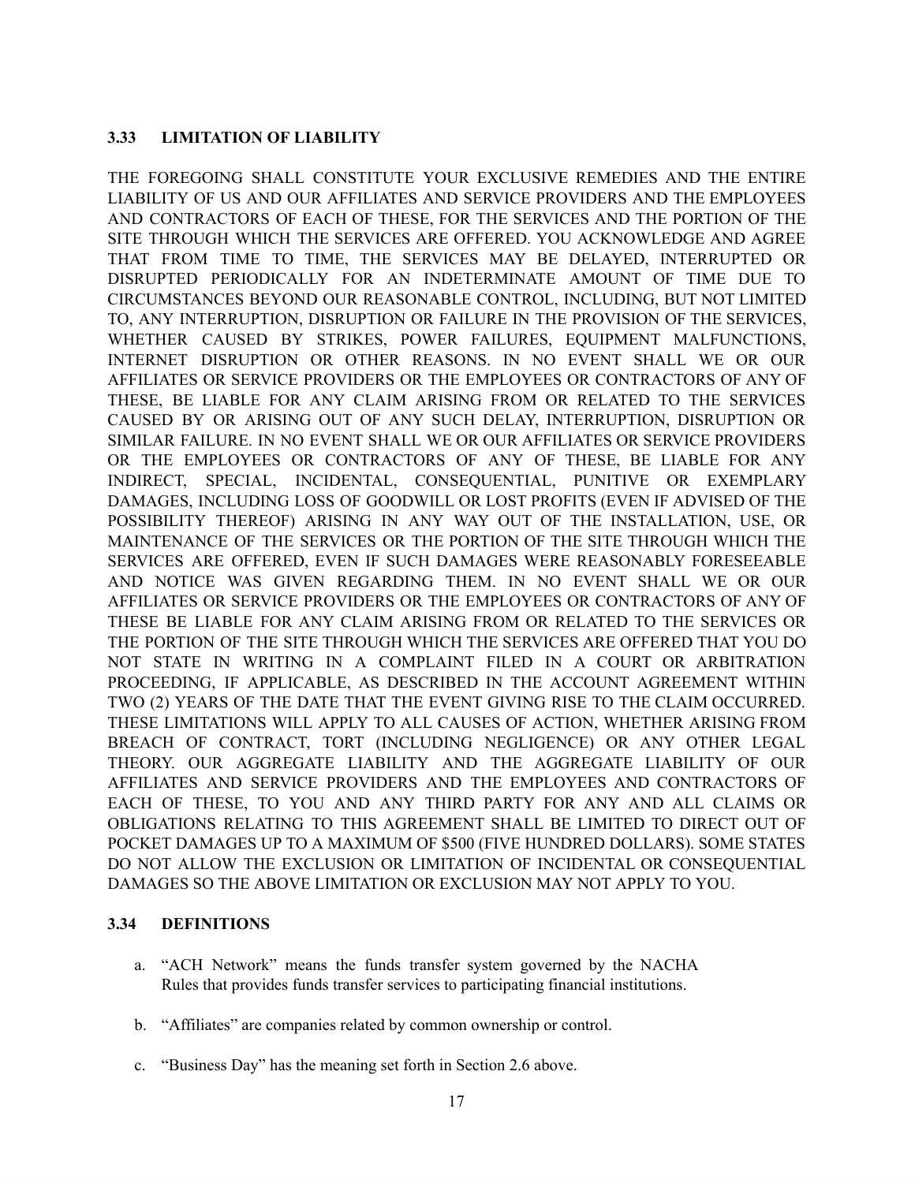### 3.33 LIMITATION OF LIABILITY

THE FOREGOING SHALL CONSTITUTE YOUR EXCLUSIVE REMEDIES AND THE ENTIRE LIABILITY OF US AND OUR AFFILIATES AND SERVICE PROVIDERS AND THE EMPLOYEES AND CONTRACTORS OF EACH OF THESE, FOR THE SERVICES AND THE PORTION OF THE SITE THROUGH WHICH THE SERVICES ARE OFFERED. YOU ACKNOWLEDGE AND AGREE THAT FROM TIME TO TIME, THE SERVICES MAY BE DELAYED, INTERRUPTED OR DISRUPTED PERIODICALLY FOR AN INDETERMINATE AMOUNT OF TIME DUE TO CIRCUMSTANCES BEYOND OUR REASONABLE CONTROL, INCLUDING, BUT NOT LIMITED TO, ANY INTERRUPTION, DISRUPTION OR FAILURE IN THE PROVISION OF THE SERVICES, WHETHER CAUSED BY STRIKES, POWER FAILURES, EQUIPMENT MALFUNCTIONS, INTERNET DISRUPTION OR OTHER REASONS. IN NO EVENT SHALL WE OR OUR AFFILIATES OR SERVICE PROVIDERS OR THE EMPLOYEES OR CONTRACTORS OF ANY OF THESE, BE LIABLE FOR ANY CLAIM ARISING FROM OR RELATED TO THE SERVICES CAUSED BY OR ARISING OUT OF ANY SUCH DELAY, INTERRUPTION, DISRUPTION OR SIMILAR FAILURE. IN NO EVENT SHALL WE OR OUR AFFILIATES OR SERVICE PROVIDERS OR THE EMPLOYEES OR CONTRACTORS OF ANY OF THESE, BE LIABLE FOR ANY INDIRECT, SPECIAL, INCIDENTAL, CONSEQUENTIAL, PUNITIVE OR EXEMPLARY DAMAGES, INCLUDING LOSS OF GOODWILL OR LOST PROFITS (EVEN IF ADVISED OF THE POSSIBILITY THEREOF) ARISING IN ANY WAY OUT OF THE INSTALLATION, USE, OR MAINTENANCE OF THE SERVICES OR THE PORTION OF THE SITE THROUGH WHICH THE SERVICES ARE OFFERED, EVEN IF SUCH DAMAGES WERE REASONABLY FORESEEABLE AND NOTICE WAS GIVEN REGARDING THEM. IN NO EVENT SHALL WE OR OUR AFFILIATES OR SERVICE PROVIDERS OR THE EMPLOYEES OR CONTRACTORS OF ANY OF THESE BE LIABLE FOR ANY CLAIM ARISING FROM OR RELATED TO THE SERVICES OR THE PORTION OF THE SITE THROUGH WHICH THE SERVICES ARE OFFERED THAT YOU DO NOT STATE IN WRITING IN A COMPLAINT FILED IN A COURT OR ARBITRATION PROCEEDING, IF APPLICABLE, AS DESCRIBED IN THE ACCOUNT AGREEMENT WITHIN TWO (2) YEARS OF THE DATE THAT THE EVENT GIVING RISE TO THE CLAIM OCCURRED. THESE LIMITATIONS WILL APPLY TO ALL CAUSES OF ACTION, WHETHER ARISING FROM BREACH OF CONTRACT, TORT (INCLUDING NEGLIGENCE) OR ANY OTHER LEGAL THEORY. OUR AGGREGATE LIABILITY AND THE AGGREGATE LIABILITY OF OUR AFFILIATES AND SERVICE PROVIDERS AND THE EMPLOYEES AND CONTRACTORS OF EACH OF THESE, TO YOU AND ANY THIRD PARTY FOR ANY AND ALL CLAIMS OR OBLIGATIONS RELATING TO THIS AGREEMENT SHALL BE LIMITED TO DIRECT OUT OF POCKET DAMAGES UP TO A MAXIMUM OF $500 (FIVE HUNDRED DOLLARS). SOME STATES DO NOT ALLOW THE EXCLUSION OR LIMITATION OF INCIDENTAL OR CONSEQUENTIAL DAMAGES SO THE ABOVE LIMITATION OR EXCLUSION MAY NOT APPLY TO YOU.

### 3.34 DEFINITIONS

a. "ACH Network" means the funds transfer system governed by the NACHA Rules that provides funds transfer services to participating financial institutions.

b. "Affiliates" are companies related by common ownership or control.

c. "Business Day" has the meaning set forth in Section 2.6 above.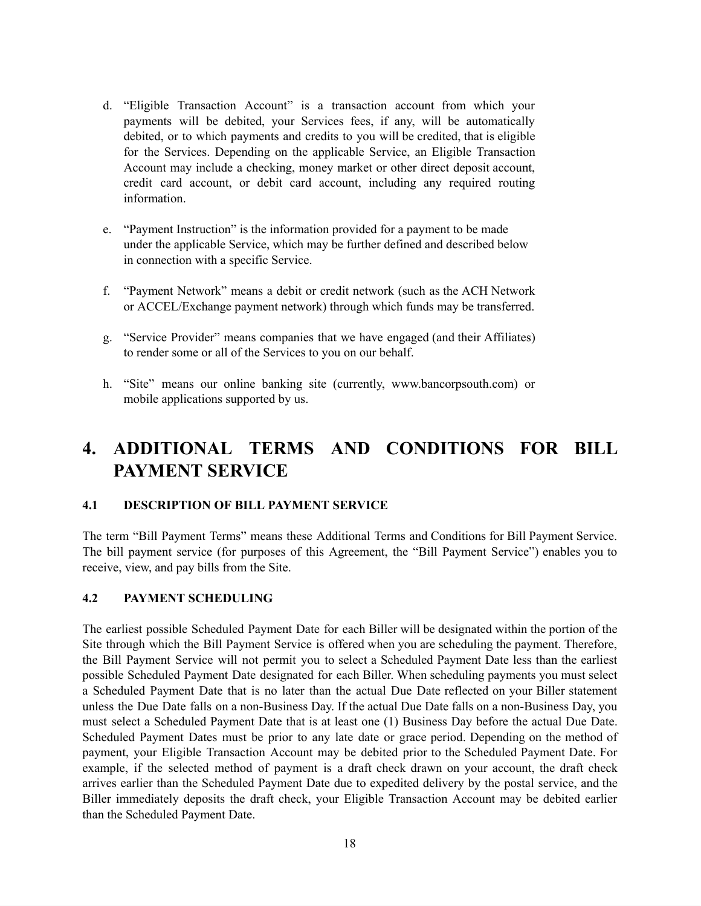d. "Eligible Transaction Account" is a transaction account from which your payments will be debited, your Services fees, if any, will be automatically debited, or to which payments and credits to you will be credited, that is eligible for the Services. Depending on the applicable Service, an Eligible Transaction Account may include a checking, money market or other direct deposit account, credit card account, or debit card account, including any required routing information.

e. "Payment Instruction" is the information provided for a payment to be made under the applicable Service, which may be further defined and described below in connection with a specific Service.

f. "Payment Network" means a debit or credit network (such as the ACH Network or ACCEL/Exchange payment network) through which funds may be transferred.

g. "Service Provider" means companies that we have engaged (and their Affiliates) to render some or all of the Services to you on our behalf.

h. "Site" means our online banking site (currently, www.bancorpsouth.com) or mobile applications supported by us.

# 4. ADDITIONAL TERMS AND CONDITIONS FOR BILL PAYMENT SERVICE

### 4.1 DESCRIPTION OF BILL PAYMENT SERVICE

The term "Bill Payment Terms" means these Additional Terms and Conditions for Bill Payment Service. The bill payment service (for purposes of this Agreement, the "Bill Payment Service") enables you to receive, view, and pay bills from the Site.

### 4.2 PAYMENT SCHEDULING

The earliest possible Scheduled Payment Date for each Biller will be designated within the portion of the Site through which the Bill Payment Service is offered when you are scheduling the payment. Therefore, the Bill Payment Service will not permit you to select a Scheduled Payment Date less than the earliest possible Scheduled Payment Date designated for each Biller. When scheduling payments you must select a Scheduled Payment Date that is no later than the actual Due Date reflected on your Biller statement unless the Due Date falls on a non-Business Day. If the actual Due Date falls on a non-Business Day, you must select a Scheduled Payment Date that is at least one (1) Business Day before the actual Due Date. Scheduled Payment Dates must be prior to any late date or grace period. Depending on the method of payment, your Eligible Transaction Account may be debited prior to the Scheduled Payment Date. For example, if the selected method of payment is a draft check drawn on your account, the draft check arrives earlier than the Scheduled Payment Date due to expedited delivery by the postal service, and the Biller immediately deposits the draft check, your Eligible Transaction Account may be debited earlier than the Scheduled Payment Date.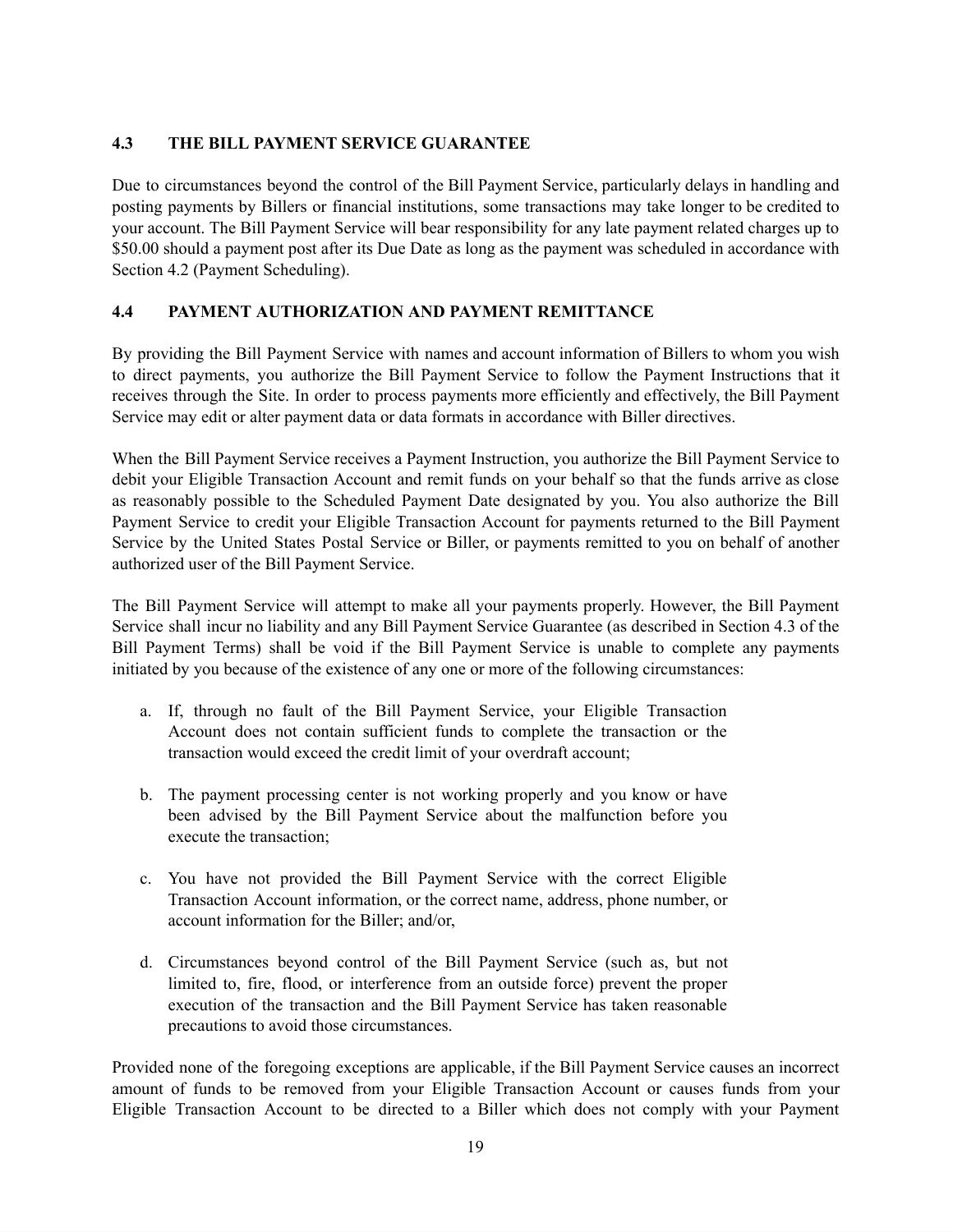### 4.3 THE BILL PAYMENT SERVICE GUARANTEE

Due to circumstances beyond the control of the Bill Payment Service, particularly delays in handling and posting payments by Billers or financial institutions, some transactions may take longer to be credited to your account. The Bill Payment Service will bear responsibility for any late payment related charges up to $50.00 should a payment post after its Due Date as long as the payment was scheduled in accordance with Section 4.2 (Payment Scheduling).

### 4.4 PAYMENT AUTHORIZATION AND PAYMENT REMITTANCE

By providing the Bill Payment Service with names and account information of Billers to whom you wish to direct payments, you authorize the Bill Payment Service to follow the Payment Instructions that it receives through the Site. In order to process payments more efficiently and effectively, the Bill Payment Service may edit or alter payment data or data formats in accordance with Biller directives.

When the Bill Payment Service receives a Payment Instruction, you authorize the Bill Payment Service to debit your Eligible Transaction Account and remit funds on your behalf so that the funds arrive as close as reasonably possible to the Scheduled Payment Date designated by you. You also authorize the Bill Payment Service to credit your Eligible Transaction Account for payments returned to the Bill Payment Service by the United States Postal Service or Biller, or payments remitted to you on behalf of another authorized user of the Bill Payment Service.

The Bill Payment Service will attempt to make all your payments properly. However, the Bill Payment Service shall incur no liability and any Bill Payment Service Guarantee (as described in Section 4.3 of the Bill Payment Terms) shall be void if the Bill Payment Service is unable to complete any payments initiated by you because of the existence of any one or more of the following circumstances:

a. If, through no fault of the Bill Payment Service, your Eligible Transaction Account does not contain sufficient funds to complete the transaction or the transaction would exceed the credit limit of your overdraft account;

b. The payment processing center is not working properly and you know or have been advised by the Bill Payment Service about the malfunction before you execute the transaction;

c. You have not provided the Bill Payment Service with the correct Eligible Transaction Account information, or the correct name, address, phone number, or account information for the Biller; and/or,

d. Circumstances beyond control of the Bill Payment Service (such as, but not limited to, fire, flood, or interference from an outside force) prevent the proper execution of the transaction and the Bill Payment Service has taken reasonable precautions to avoid those circumstances.

Provided none of the foregoing exceptions are applicable, if the Bill Payment Service causes an incorrect amount of funds to be removed from your Eligible Transaction Account or causes funds from your Eligible Transaction Account to be directed to a Biller which does not comply with your Payment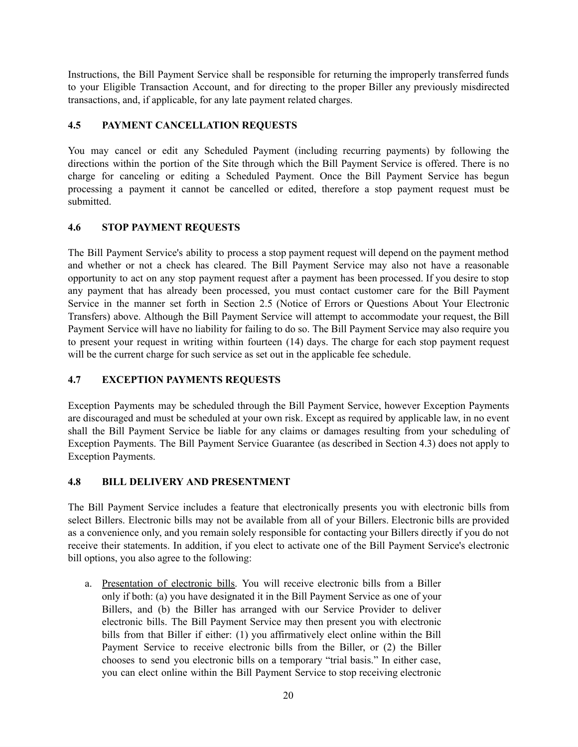Instructions, the Bill Payment Service shall be responsible for returning the improperly transferred funds to your Eligible Transaction Account, and for directing to the proper Biller any previously misdirected transactions, and, if applicable, for any late payment related charges.

### 4.5 PAYMENT CANCELLATION REQUESTS

You may cancel or edit any Scheduled Payment (including recurring payments) by following the directions within the portion of the Site through which the Bill Payment Service is offered. There is no charge for canceling or editing a Scheduled Payment. Once the Bill Payment Service has begun processing a payment it cannot be cancelled or edited, therefore a stop payment request must be submitted.

### 4.6 STOP PAYMENT REQUESTS

The Bill Payment Service's ability to process a stop payment request will depend on the payment method and whether or not a check has cleared. The Bill Payment Service may also not have a reasonable opportunity to act on any stop payment request after a payment has been processed. If you desire to stop any payment that has already been processed, you must contact customer care for the Bill Payment Service in the manner set forth in Section 2.5 (Notice of Errors or Questions About Your Electronic Transfers) above. Although the Bill Payment Service will attempt to accommodate your request, the Bill Payment Service will have no liability for failing to do so. The Bill Payment Service may also require you to present your request in writing within fourteen (14) days. The charge for each stop payment request will be the current charge for such service as set out in the applicable fee schedule.

### 4.7 EXCEPTION PAYMENTS REQUESTS

Exception Payments may be scheduled through the Bill Payment Service, however Exception Payments are discouraged and must be scheduled at your own risk. Except as required by applicable law, in no event shall the Bill Payment Service be liable for any claims or damages resulting from your scheduling of Exception Payments. The Bill Payment Service Guarantee (as described in Section 4.3) does not apply to Exception Payments.

### 4.8 BILL DELIVERY AND PRESENTMENT

The Bill Payment Service includes a feature that electronically presents you with electronic bills from select Billers. Electronic bills may not be available from all of your Billers. Electronic bills are provided as a convenience only, and you remain solely responsible for contacting your Billers directly if you do not receive their statements. In addition, if you elect to activate one of the Bill Payment Service's electronic bill options, you also agree to the following:

a. <u>Presentation of electronic bills</u>. You will receive electronic bills from a Biller only if both: (a) you have designated it in the Bill Payment Service as one of your Billers, and (b) the Biller has arranged with our Service Provider to deliver electronic bills. The Bill Payment Service may then present you with electronic bills from that Biller if either: (1) you affirmatively elect online within the Bill Payment Service to receive electronic bills from the Biller, or (2) the Biller chooses to send you electronic bills on a temporary "trial basis." In either case, you can elect online within the Bill Payment Service to stop receiving electronic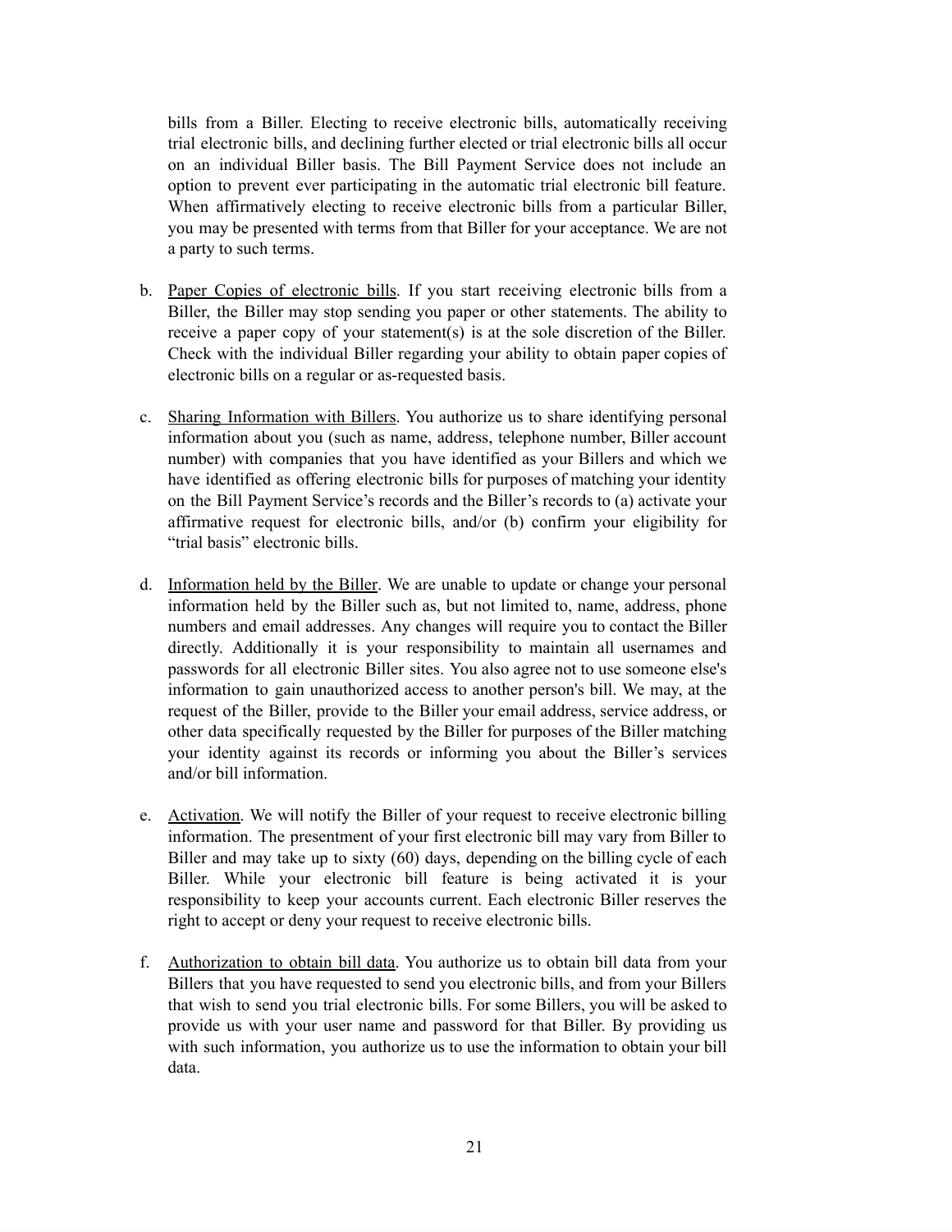bills from a Biller. Electing to receive electronic bills, automatically receiving trial electronic bills, and declining further elected or trial electronic bills all occur on an individual Biller basis. The Bill Payment Service does not include an option to prevent ever participating in the automatic trial electronic bill feature. When affirmatively electing to receive electronic bills from a particular Biller, you may be presented with terms from that Biller for your acceptance. We are not a party to such terms.

b. <u>Paper Copies of electronic bills</u>. If you start receiving electronic bills from a Biller, the Biller may stop sending you paper or other statements. The ability to receive a paper copy of your statement(s) is at the sole discretion of the Biller. Check with the individual Biller regarding your ability to obtain paper copies of electronic bills on a regular or as-requested basis.

c. <u>Sharing Information with Billers</u>. You authorize us to share identifying personal information about you (such as name, address, telephone number, Biller account number) with companies that you have identified as your Billers and which we have identified as offering electronic bills for purposes of matching your identity on the Bill Payment Service's records and the Biller's records to (a) activate your affirmative request for electronic bills, and/or (b) confirm your eligibility for "trial basis" electronic bills.

d. <u>Information held by the Biller</u>. We are unable to update or change your personal information held by the Biller such as, but not limited to, name, address, phone numbers and email addresses. Any changes will require you to contact the Biller directly. Additionally it is your responsibility to maintain all usernames and passwords for all electronic Biller sites. You also agree not to use someone else's information to gain unauthorized access to another person's bill. We may, at the request of the Biller, provide to the Biller your email address, service address, or other data specifically requested by the Biller for purposes of the Biller matching your identity against its records or informing you about the Biller's services and/or bill information.

e. <u>Activation</u>. We will notify the Biller of your request to receive electronic billing information. The presentment of your first electronic bill may vary from Biller to Biller and may take up to sixty (60) days, depending on the billing cycle of each Biller. While your electronic bill feature is being activated it is your responsibility to keep your accounts current. Each electronic Biller reserves the right to accept or deny your request to receive electronic bills.

f. <u>Authorization to obtain bill data</u>. You authorize us to obtain bill data from your Billers that you have requested to send you electronic bills, and from your Billers that wish to send you trial electronic bills. For some Billers, you will be asked to provide us with your user name and password for that Biller. By providing us with such information, you authorize us to use the information to obtain your bill data.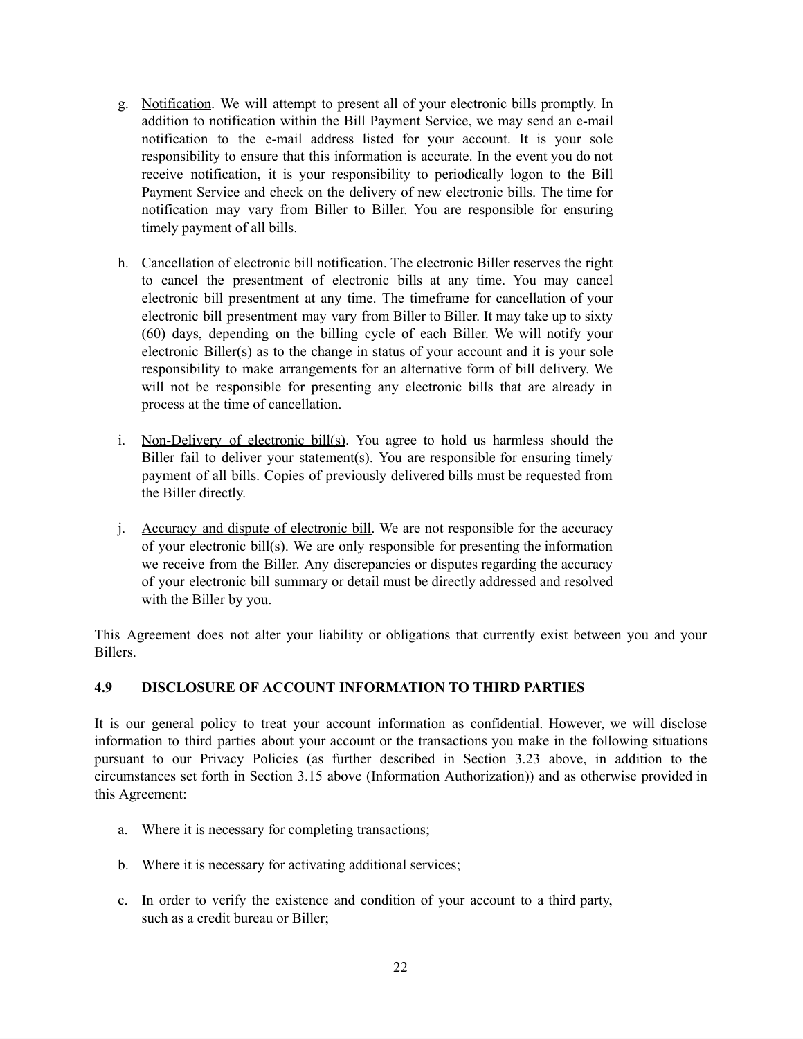g. Notification. We will attempt to present all of your electronic bills promptly. In addition to notification within the Bill Payment Service, we may send an e-mail notification to the e-mail address listed for your account. It is your sole responsibility to ensure that this information is accurate. In the event you do not receive notification, it is your responsibility to periodically logon to the Bill Payment Service and check on the delivery of new electronic bills. The time for notification may vary from Biller to Biller. You are responsible for ensuring timely payment of all bills.

h. Cancellation of electronic bill notification. The electronic Biller reserves the right to cancel the presentment of electronic bills at any time. You may cancel electronic bill presentment at any time. The timeframe for cancellation of your electronic bill presentment may vary from Biller to Biller. It may take up to sixty (60) days, depending on the billing cycle of each Biller. We will notify your electronic Biller(s) as to the change in status of your account and it is your sole responsibility to make arrangements for an alternative form of bill delivery. We will not be responsible for presenting any electronic bills that are already in process at the time of cancellation.

i. Non-Delivery of electronic bill(s). You agree to hold us harmless should the Biller fail to deliver your statement(s). You are responsible for ensuring timely payment of all bills. Copies of previously delivered bills must be requested from the Biller directly.

j. Accuracy and dispute of electronic bill. We are not responsible for the accuracy of your electronic bill(s). We are only responsible for presenting the information we receive from the Biller. Any discrepancies or disputes regarding the accuracy of your electronic bill summary or detail must be directly addressed and resolved with the Biller by you.

This Agreement does not alter your liability or obligations that currently exist between you and your Billers.

### 4.9 DISCLOSURE OF ACCOUNT INFORMATION TO THIRD PARTIES

It is our general policy to treat your account information as confidential. However, we will disclose information to third parties about your account or the transactions you make in the following situations pursuant to our Privacy Policies (as further described in Section 3.23 above, in addition to the circumstances set forth in Section 3.15 above (Information Authorization)) and as otherwise provided in this Agreement:

a. Where it is necessary for completing transactions;

b. Where it is necessary for activating additional services;

c. In order to verify the existence and condition of your account to a third party, such as a credit bureau or Biller;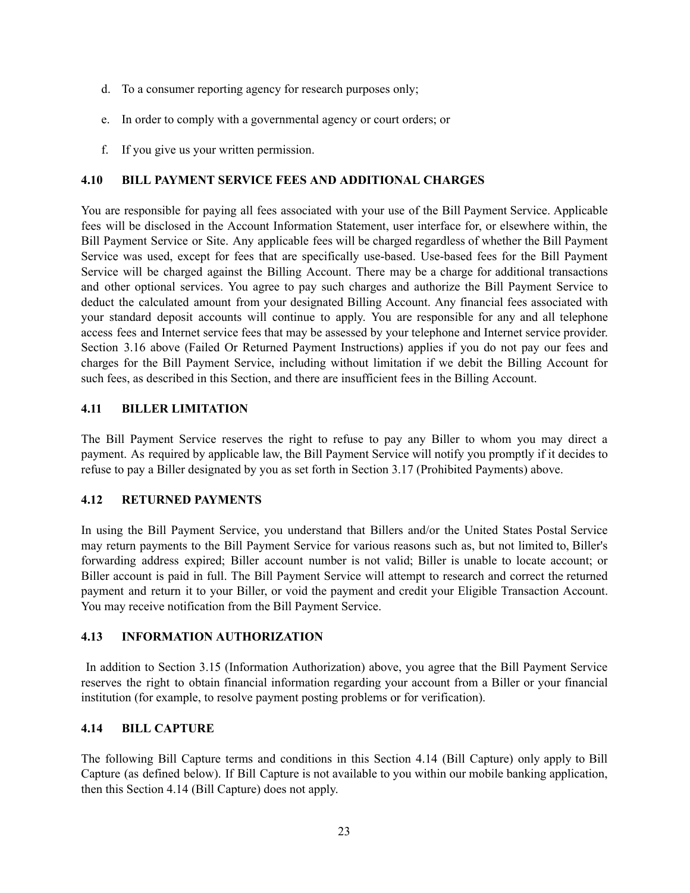d. To a consumer reporting agency for research purposes only;

e. In order to comply with a governmental agency or court orders; or

f. If you give us your written permission.

### 4.10 BILL PAYMENT SERVICE FEES AND ADDITIONAL CHARGES

You are responsible for paying all fees associated with your use of the Bill Payment Service. Applicable fees will be disclosed in the Account Information Statement, user interface for, or elsewhere within, the Bill Payment Service or Site. Any applicable fees will be charged regardless of whether the Bill Payment Service was used, except for fees that are specifically use-based. Use-based fees for the Bill Payment Service will be charged against the Billing Account. There may be a charge for additional transactions and other optional services. You agree to pay such charges and authorize the Bill Payment Service to deduct the calculated amount from your designated Billing Account. Any financial fees associated with your standard deposit accounts will continue to apply. You are responsible for any and all telephone access fees and Internet service fees that may be assessed by your telephone and Internet service provider. Section 3.16 above (Failed Or Returned Payment Instructions) applies if you do not pay our fees and charges for the Bill Payment Service, including without limitation if we debit the Billing Account for such fees, as described in this Section, and there are insufficient fees in the Billing Account.

### 4.11 BILLER LIMITATION

The Bill Payment Service reserves the right to refuse to pay any Biller to whom you may direct a payment. As required by applicable law, the Bill Payment Service will notify you promptly if it decides to refuse to pay a Biller designated by you as set forth in Section 3.17 (Prohibited Payments) above.

### 4.12 RETURNED PAYMENTS

In using the Bill Payment Service, you understand that Billers and/or the United States Postal Service may return payments to the Bill Payment Service for various reasons such as, but not limited to, Biller's forwarding address expired; Biller account number is not valid; Biller is unable to locate account; or Biller account is paid in full. The Bill Payment Service will attempt to research and correct the returned payment and return it to your Biller, or void the payment and credit your Eligible Transaction Account. You may receive notification from the Bill Payment Service.

### 4.13 INFORMATION AUTHORIZATION

In addition to Section 3.15 (Information Authorization) above, you agree that the Bill Payment Service reserves the right to obtain financial information regarding your account from a Biller or your financial institution (for example, to resolve payment posting problems or for verification).

### 4.14 BILL CAPTURE

The following Bill Capture terms and conditions in this Section 4.14 (Bill Capture) only apply to Bill Capture (as defined below). If Bill Capture is not available to you within our mobile banking application, then this Section 4.14 (Bill Capture) does not apply.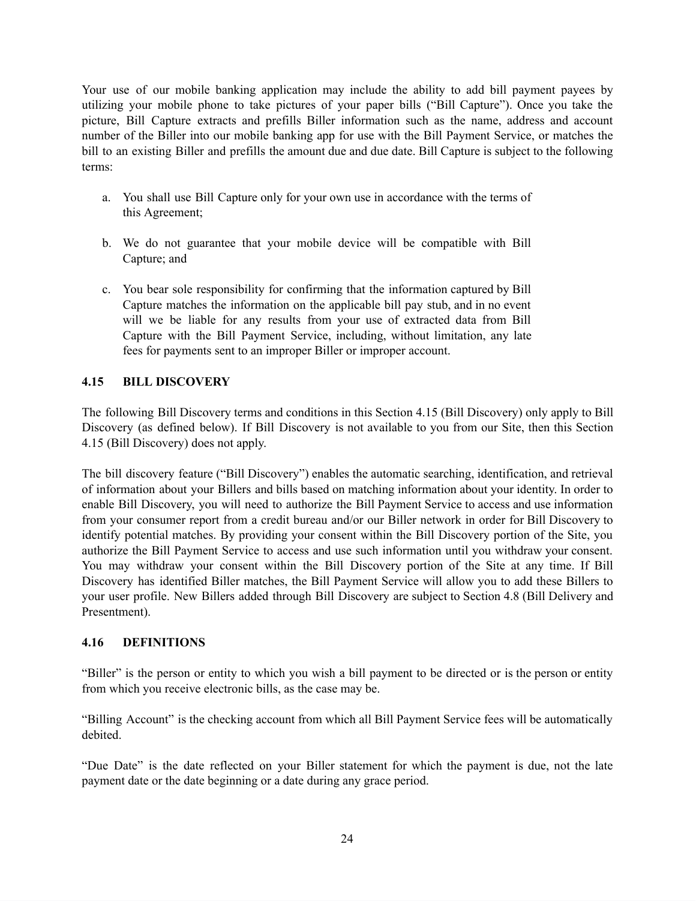Your use of our mobile banking application may include the ability to add bill payment payees by utilizing your mobile phone to take pictures of your paper bills ("Bill Capture"). Once you take the picture, Bill Capture extracts and prefills Biller information such as the name, address and account number of the Biller into our mobile banking app for use with the Bill Payment Service, or matches the bill to an existing Biller and prefills the amount due and due date. Bill Capture is subject to the following terms:

a. You shall use Bill Capture only for your own use in accordance with the terms of this Agreement;

b. We do not guarantee that your mobile device will be compatible with Bill Capture; and

c. You bear sole responsibility for confirming that the information captured by Bill Capture matches the information on the applicable bill pay stub, and in no event will we be liable for any results from your use of extracted data from Bill Capture with the Bill Payment Service, including, without limitation, any late fees for payments sent to an improper Biller or improper account.

### 4.15 BILL DISCOVERY

The following Bill Discovery terms and conditions in this Section 4.15 (Bill Discovery) only apply to Bill Discovery (as defined below). If Bill Discovery is not available to you from our Site, then this Section 4.15 (Bill Discovery) does not apply.

The bill discovery feature ("Bill Discovery") enables the automatic searching, identification, and retrieval of information about your Billers and bills based on matching information about your identity. In order to enable Bill Discovery, you will need to authorize the Bill Payment Service to access and use information from your consumer report from a credit bureau and/or our Biller network in order for Bill Discovery to identify potential matches. By providing your consent within the Bill Discovery portion of the Site, you authorize the Bill Payment Service to access and use such information until you withdraw your consent. You may withdraw your consent within the Bill Discovery portion of the Site at any time. If Bill Discovery has identified Biller matches, the Bill Payment Service will allow you to add these Billers to your user profile. New Billers added through Bill Discovery are subject to Section 4.8 (Bill Delivery and Presentment).

### 4.16 DEFINITIONS

"Biller" is the person or entity to which you wish a bill payment to be directed or is the person or entity from which you receive electronic bills, as the case may be.

"Billing Account" is the checking account from which all Bill Payment Service fees will be automatically debited.

"Due Date" is the date reflected on your Biller statement for which the payment is due, not the late payment date or the date beginning or a date during any grace period.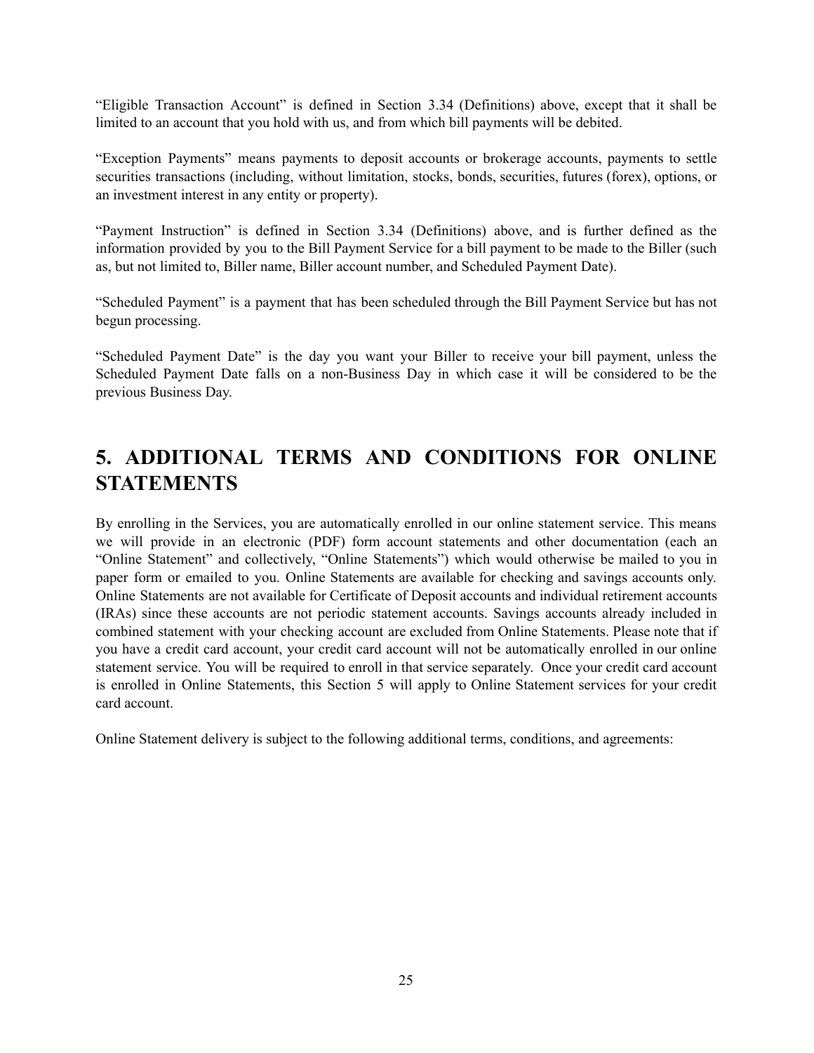“Eligible Transaction Account” is defined in Section 3.34 (Definitions) above, except that it shall be limited to an account that you hold with us, and from which bill payments will be debited.

“Exception Payments” means payments to deposit accounts or brokerage accounts, payments to settle securities transactions (including, without limitation, stocks, bonds, securities, futures (forex), options, or an investment interest in any entity or property).

“Payment Instruction” is defined in Section 3.34 (Definitions) above, and is further defined as the information provided by you to the Bill Payment Service for a bill payment to be made to the Biller (such as, but not limited to, Biller name, Biller account number, and Scheduled Payment Date).

“Scheduled Payment” is a payment that has been scheduled through the Bill Payment Service but has not begun processing.

“Scheduled Payment Date” is the day you want your Biller to receive your bill payment, unless the Scheduled Payment Date falls on a non-Business Day in which case it will be considered to be the previous Business Day.

# 5. ADDITIONAL TERMS AND CONDITIONS FOR ONLINE STATEMENTS

By enrolling in the Services, you are automatically enrolled in our online statement service. This means we will provide in an electronic (PDF) form account statements and other documentation (each an “Online Statement” and collectively, “Online Statements”) which would otherwise be mailed to you in paper form or emailed to you. Online Statements are available for checking and savings accounts only. Online Statements are not available for Certificate of Deposit accounts and individual retirement accounts (IRAs) since these accounts are not periodic statement accounts. Savings accounts already included in combined statement with your checking account are excluded from Online Statements. Please note that if you have a credit card account, your credit card account will not be automatically enrolled in our online statement service. You will be required to enroll in that service separately. Once your credit card account is enrolled in Online Statements, this Section 5 will apply to Online Statement services for your credit card account.

Online Statement delivery is subject to the following additional terms, conditions, and agreements: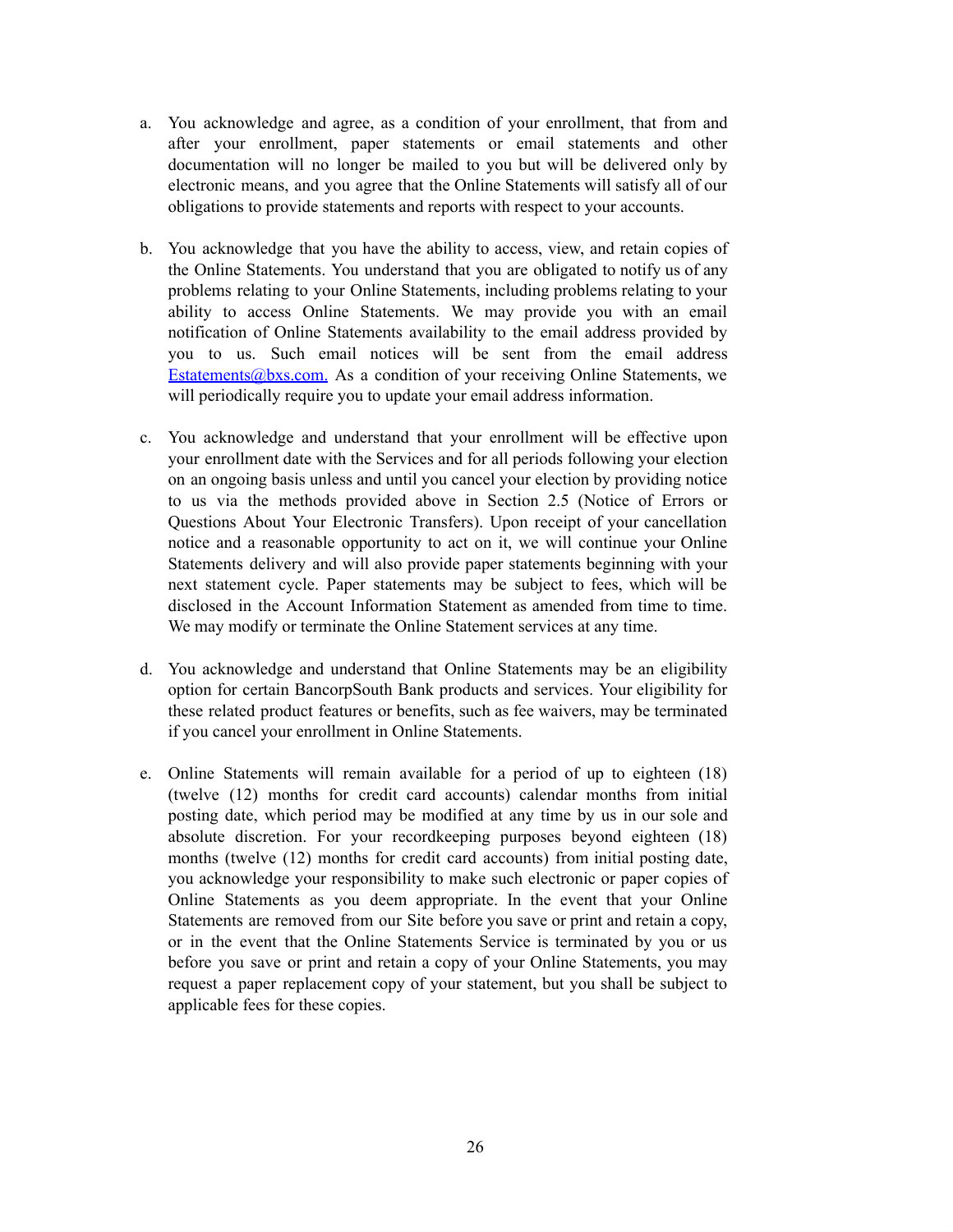a. You acknowledge and agree, as a condition of your enrollment, that from and after your enrollment, paper statements or email statements and other documentation will no longer be mailed to you but will be delivered only by electronic means, and you agree that the Online Statements will satisfy all of our obligations to provide statements and reports with respect to your accounts.

b. You acknowledge that you have the ability to access, view, and retain copies of the Online Statements. You understand that you are obligated to notify us of any problems relating to your Online Statements, including problems relating to your ability to access Online Statements. We may provide you with an email notification of Online Statements availability to the email address provided by you to us. Such email notices will be sent from the email address [Estatements@bxs.com.](mailto:Estatements@bxs.com) As a condition of your receiving Online Statements, we will periodically require you to update your email address information.

c. You acknowledge and understand that your enrollment will be effective upon your enrollment date with the Services and for all periods following your election on an ongoing basis unless and until you cancel your election by providing notice to us via the methods provided above in Section 2.5 (Notice of Errors or Questions About Your Electronic Transfers). Upon receipt of your cancellation notice and a reasonable opportunity to act on it, we will continue your Online Statements delivery and will also provide paper statements beginning with your next statement cycle. Paper statements may be subject to fees, which will be disclosed in the Account Information Statement as amended from time to time. We may modify or terminate the Online Statement services at any time.

d. You acknowledge and understand that Online Statements may be an eligibility option for certain BancorpSouth Bank products and services. Your eligibility for these related product features or benefits, such as fee waivers, may be terminated if you cancel your enrollment in Online Statements.

e. Online Statements will remain available for a period of up to eighteen (18) (twelve (12) months for credit card accounts) calendar months from initial posting date, which period may be modified at any time by us in our sole and absolute discretion. For your recordkeeping purposes beyond eighteen (18) months (twelve (12) months for credit card accounts) from initial posting date, you acknowledge your responsibility to make such electronic or paper copies of Online Statements as you deem appropriate. In the event that your Online Statements are removed from our Site before you save or print and retain a copy, or in the event that the Online Statements Service is terminated by you or us before you save or print and retain a copy of your Online Statements, you may request a paper replacement copy of your statement, but you shall be subject to applicable fees for these copies.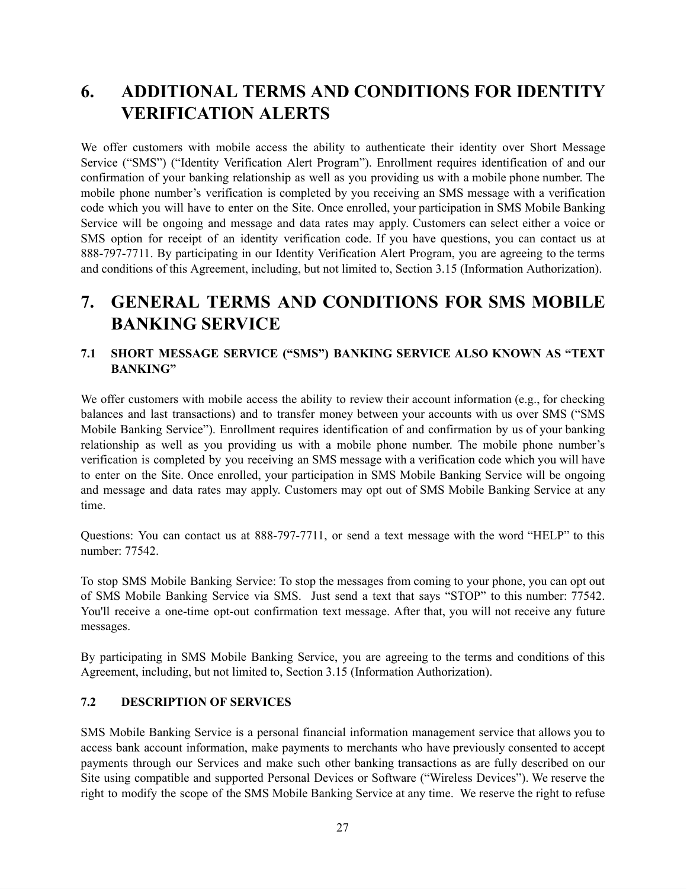# 6. ADDITIONAL TERMS AND CONDITIONS FOR IDENTITY VERIFICATION ALERTS

We offer customers with mobile access the ability to authenticate their identity over Short Message Service ("SMS") ("Identity Verification Alert Program"). Enrollment requires identification of and our confirmation of your banking relationship as well as you providing us with a mobile phone number. The mobile phone number's verification is completed by you receiving an SMS message with a verification code which you will have to enter on the Site. Once enrolled, your participation in SMS Mobile Banking Service will be ongoing and message and data rates may apply. Customers can select either a voice or SMS option for receipt of an identity verification code. If you have questions, you can contact us at 888-797-7711. By participating in our Identity Verification Alert Program, you are agreeing to the terms and conditions of this Agreement, including, but not limited to, Section 3.15 (Information Authorization).

# 7. GENERAL TERMS AND CONDITIONS FOR SMS MOBILE BANKING SERVICE

### 7.1 SHORT MESSAGE SERVICE ("SMS") BANKING SERVICE ALSO KNOWN AS "TEXT BANKING"

We offer customers with mobile access the ability to review their account information (e.g., for checking balances and last transactions) and to transfer money between your accounts with us over SMS ("SMS Mobile Banking Service"). Enrollment requires identification of and confirmation by us of your banking relationship as well as you providing us with a mobile phone number. The mobile phone number's verification is completed by you receiving an SMS message with a verification code which you will have to enter on the Site. Once enrolled, your participation in SMS Mobile Banking Service will be ongoing and message and data rates may apply. Customers may opt out of SMS Mobile Banking Service at any time.

Questions: You can contact us at 888-797-7711, or send a text message with the word "HELP" to this number: 77542.

To stop SMS Mobile Banking Service: To stop the messages from coming to your phone, you can opt out of SMS Mobile Banking Service via SMS. Just send a text that says "STOP" to this number: 77542. You'll receive a one-time opt-out confirmation text message. After that, you will not receive any future messages.

By participating in SMS Mobile Banking Service, you are agreeing to the terms and conditions of this Agreement, including, but not limited to, Section 3.15 (Information Authorization).

### 7.2 DESCRIPTION OF SERVICES

SMS Mobile Banking Service is a personal financial information management service that allows you to access bank account information, make payments to merchants who have previously consented to accept payments through our Services and make such other banking transactions as are fully described on our Site using compatible and supported Personal Devices or Software ("Wireless Devices"). We reserve the right to modify the scope of the SMS Mobile Banking Service at any time. We reserve the right to refuse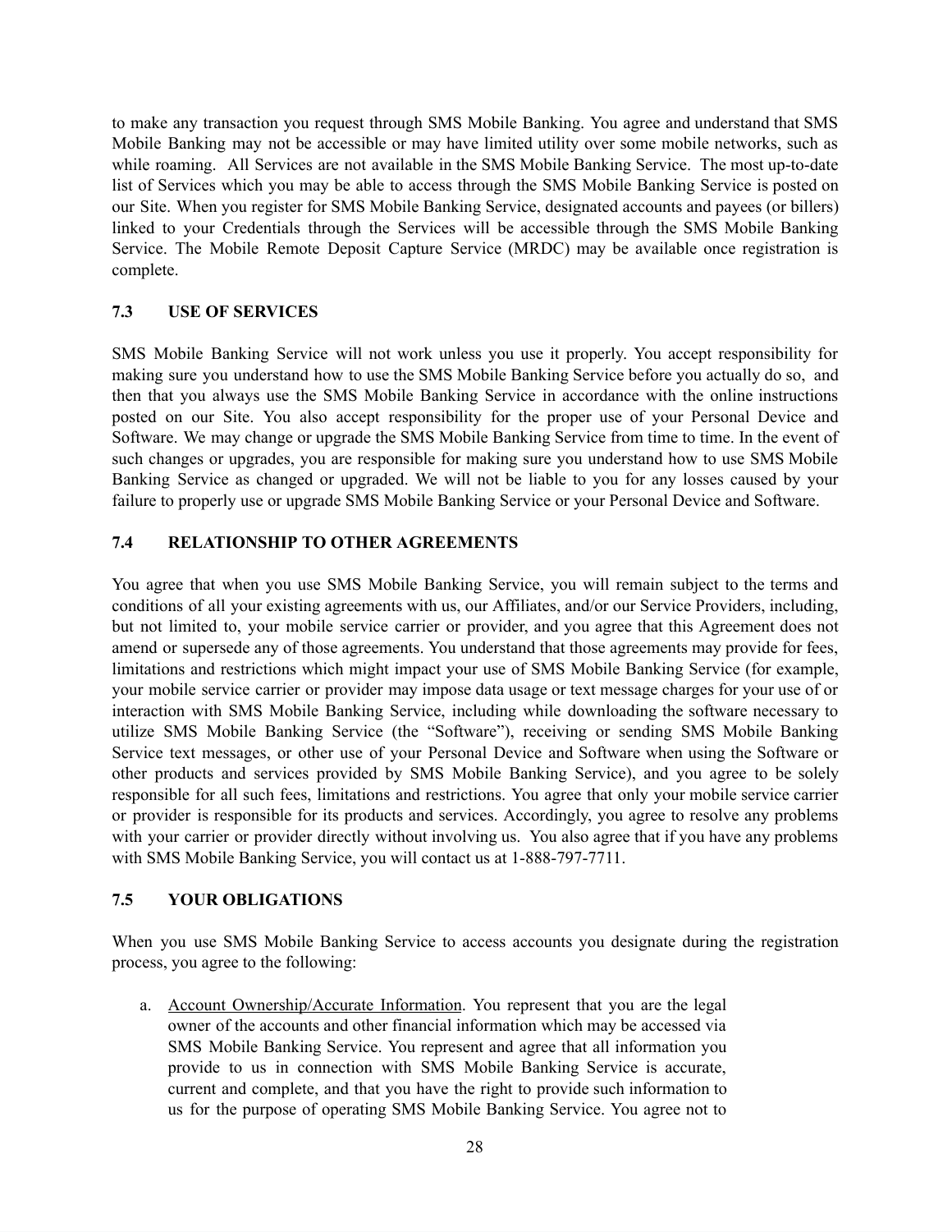to make any transaction you request through SMS Mobile Banking. You agree and understand that SMS Mobile Banking may not be accessible or may have limited utility over some mobile networks, such as while roaming. All Services are not available in the SMS Mobile Banking Service. The most up-to-date list of Services which you may be able to access through the SMS Mobile Banking Service is posted on our Site. When you register for SMS Mobile Banking Service, designated accounts and payees (or billers) linked to your Credentials through the Services will be accessible through the SMS Mobile Banking Service. The Mobile Remote Deposit Capture Service (MRDC) may be available once registration is complete.

### 7.3 USE OF SERVICES

SMS Mobile Banking Service will not work unless you use it properly. You accept responsibility for making sure you understand how to use the SMS Mobile Banking Service before you actually do so, and then that you always use the SMS Mobile Banking Service in accordance with the online instructions posted on our Site. You also accept responsibility for the proper use of your Personal Device and Software. We may change or upgrade the SMS Mobile Banking Service from time to time. In the event of such changes or upgrades, you are responsible for making sure you understand how to use SMS Mobile Banking Service as changed or upgraded. We will not be liable to you for any losses caused by your failure to properly use or upgrade SMS Mobile Banking Service or your Personal Device and Software.

### 7.4 RELATIONSHIP TO OTHER AGREEMENTS

You agree that when you use SMS Mobile Banking Service, you will remain subject to the terms and conditions of all your existing agreements with us, our Affiliates, and/or our Service Providers, including, but not limited to, your mobile service carrier or provider, and you agree that this Agreement does not amend or supersede any of those agreements. You understand that those agreements may provide for fees, limitations and restrictions which might impact your use of SMS Mobile Banking Service (for example, your mobile service carrier or provider may impose data usage or text message charges for your use of or interaction with SMS Mobile Banking Service, including while downloading the software necessary to utilize SMS Mobile Banking Service (the "Software"), receiving or sending SMS Mobile Banking Service text messages, or other use of your Personal Device and Software when using the Software or other products and services provided by SMS Mobile Banking Service), and you agree to be solely responsible for all such fees, limitations and restrictions. You agree that only your mobile service carrier or provider is responsible for its products and services. Accordingly, you agree to resolve any problems with your carrier or provider directly without involving us. You also agree that if you have any problems with SMS Mobile Banking Service, you will contact us at 1-888-797-7711.

### 7.5 YOUR OBLIGATIONS

When you use SMS Mobile Banking Service to access accounts you designate during the registration process, you agree to the following:

a. Account Ownership/Accurate Information. You represent that you are the legal owner of the accounts and other financial information which may be accessed via SMS Mobile Banking Service. You represent and agree that all information you provide to us in connection with SMS Mobile Banking Service is accurate, current and complete, and that you have the right to provide such information to us for the purpose of operating SMS Mobile Banking Service. You agree not to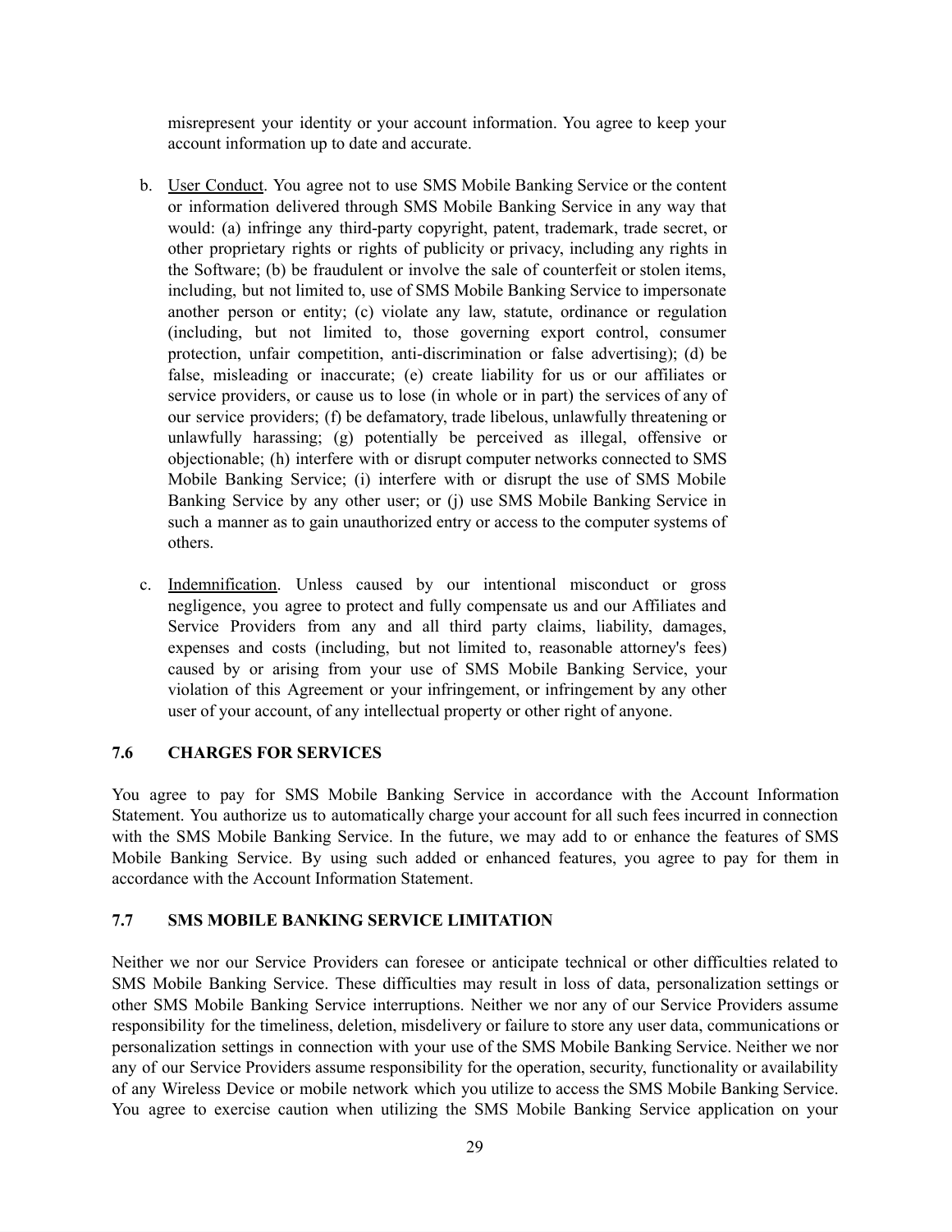misrepresent your identity or your account information. You agree to keep your account information up to date and accurate.

b. User Conduct. You agree not to use SMS Mobile Banking Service or the content or information delivered through SMS Mobile Banking Service in any way that would: (a) infringe any third-party copyright, patent, trademark, trade secret, or other proprietary rights or rights of publicity or privacy, including any rights in the Software; (b) be fraudulent or involve the sale of counterfeit or stolen items, including, but not limited to, use of SMS Mobile Banking Service to impersonate another person or entity; (c) violate any law, statute, ordinance or regulation (including, but not limited to, those governing export control, consumer protection, unfair competition, anti-discrimination or false advertising); (d) be false, misleading or inaccurate; (e) create liability for us or our affiliates or service providers, or cause us to lose (in whole or in part) the services of any of our service providers; (f) be defamatory, trade libelous, unlawfully threatening or unlawfully harassing; (g) potentially be perceived as illegal, offensive or objectionable; (h) interfere with or disrupt computer networks connected to SMS Mobile Banking Service; (i) interfere with or disrupt the use of SMS Mobile Banking Service by any other user; or (j) use SMS Mobile Banking Service in such a manner as to gain unauthorized entry or access to the computer systems of others.

c. Indemnification. Unless caused by our intentional misconduct or gross negligence, you agree to protect and fully compensate us and our Affiliates and Service Providers from any and all third party claims, liability, damages, expenses and costs (including, but not limited to, reasonable attorney's fees) caused by or arising from your use of SMS Mobile Banking Service, your violation of this Agreement or your infringement, or infringement by any other user of your account, of any intellectual property or other right of anyone.

### 7.6 CHARGES FOR SERVICES

You agree to pay for SMS Mobile Banking Service in accordance with the Account Information Statement. You authorize us to automatically charge your account for all such fees incurred in connection with the SMS Mobile Banking Service. In the future, we may add to or enhance the features of SMS Mobile Banking Service. By using such added or enhanced features, you agree to pay for them in accordance with the Account Information Statement.

### 7.7 SMS MOBILE BANKING SERVICE LIMITATION

Neither we nor our Service Providers can foresee or anticipate technical or other difficulties related to SMS Mobile Banking Service. These difficulties may result in loss of data, personalization settings or other SMS Mobile Banking Service interruptions. Neither we nor any of our Service Providers assume responsibility for the timeliness, deletion, misdelivery or failure to store any user data, communications or personalization settings in connection with your use of the SMS Mobile Banking Service. Neither we nor any of our Service Providers assume responsibility for the operation, security, functionality or availability of any Wireless Device or mobile network which you utilize to access the SMS Mobile Banking Service. You agree to exercise caution when utilizing the SMS Mobile Banking Service application on your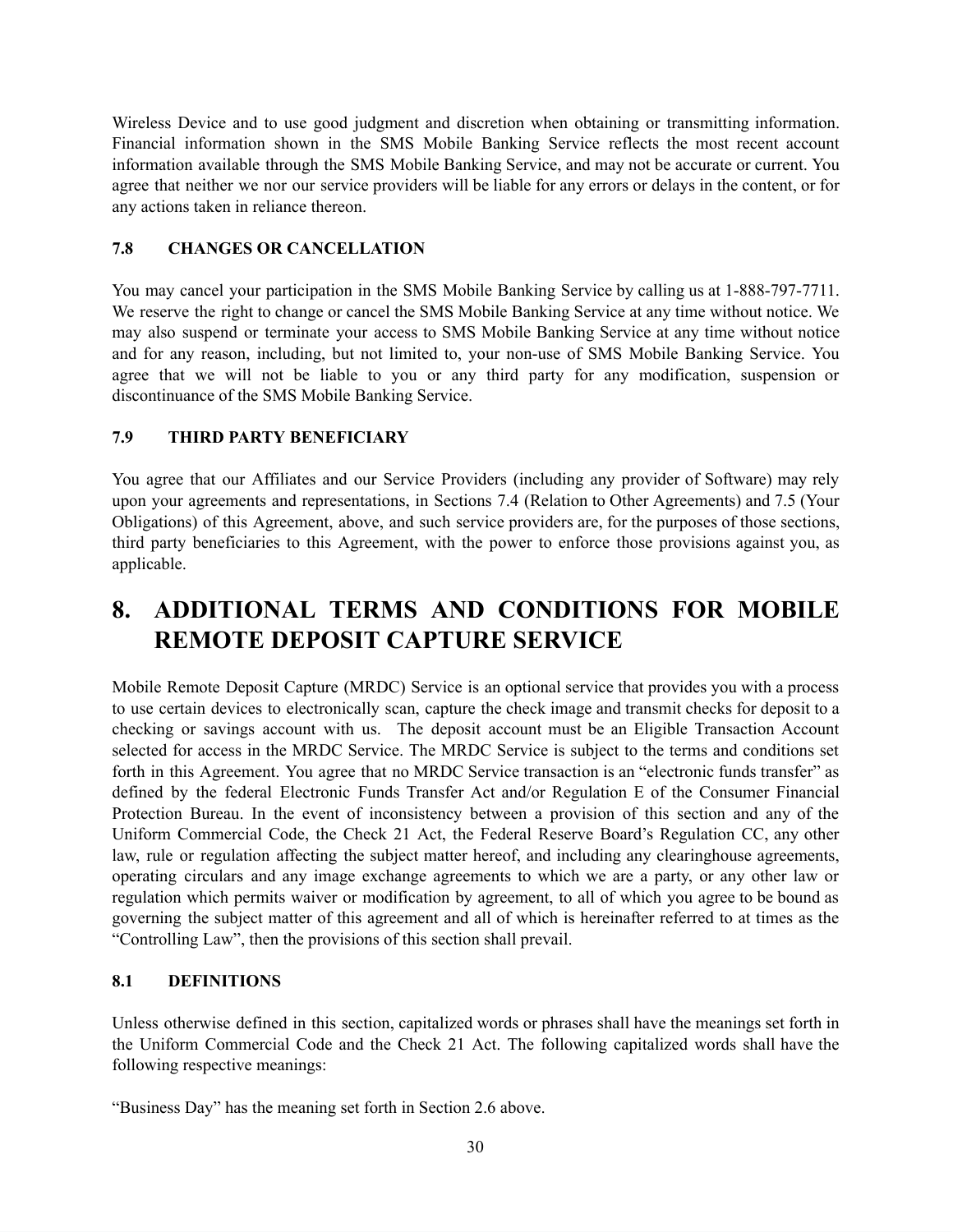Wireless Device and to use good judgment and discretion when obtaining or transmitting information. Financial information shown in the SMS Mobile Banking Service reflects the most recent account information available through the SMS Mobile Banking Service, and may not be accurate or current. You agree that neither we nor our service providers will be liable for any errors or delays in the content, or for any actions taken in reliance thereon.

### 7.8 CHANGES OR CANCELLATION

You may cancel your participation in the SMS Mobile Banking Service by calling us at 1-888-797-7711. We reserve the right to change or cancel the SMS Mobile Banking Service at any time without notice. We may also suspend or terminate your access to SMS Mobile Banking Service at any time without notice and for any reason, including, but not limited to, your non-use of SMS Mobile Banking Service. You agree that we will not be liable to you or any third party for any modification, suspension or discontinuance of the SMS Mobile Banking Service.

### 7.9 THIRD PARTY BENEFICIARY

You agree that our Affiliates and our Service Providers (including any provider of Software) may rely upon your agreements and representations, in Sections 7.4 (Relation to Other Agreements) and 7.5 (Your Obligations) of this Agreement, above, and such service providers are, for the purposes of those sections, third party beneficiaries to this Agreement, with the power to enforce those provisions against you, as applicable.

## 8. ADDITIONAL TERMS AND CONDITIONS FOR MOBILE REMOTE DEPOSIT CAPTURE SERVICE

Mobile Remote Deposit Capture (MRDC) Service is an optional service that provides you with a process to use certain devices to electronically scan, capture the check image and transmit checks for deposit to a checking or savings account with us. The deposit account must be an Eligible Transaction Account selected for access in the MRDC Service. The MRDC Service is subject to the terms and conditions set forth in this Agreement. You agree that no MRDC Service transaction is an "electronic funds transfer" as defined by the federal Electronic Funds Transfer Act and/or Regulation E of the Consumer Financial Protection Bureau. In the event of inconsistency between a provision of this section and any of the Uniform Commercial Code, the Check 21 Act, the Federal Reserve Board's Regulation CC, any other law, rule or regulation affecting the subject matter hereof, and including any clearinghouse agreements, operating circulars and any image exchange agreements to which we are a party, or any other law or regulation which permits waiver or modification by agreement, to all of which you agree to be bound as governing the subject matter of this agreement and all of which is hereinafter referred to at times as the "Controlling Law", then the provisions of this section shall prevail.

### 8.1 DEFINITIONS

Unless otherwise defined in this section, capitalized words or phrases shall have the meanings set forth in the Uniform Commercial Code and the Check 21 Act. The following capitalized words shall have the following respective meanings:

"Business Day" has the meaning set forth in Section 2.6 above.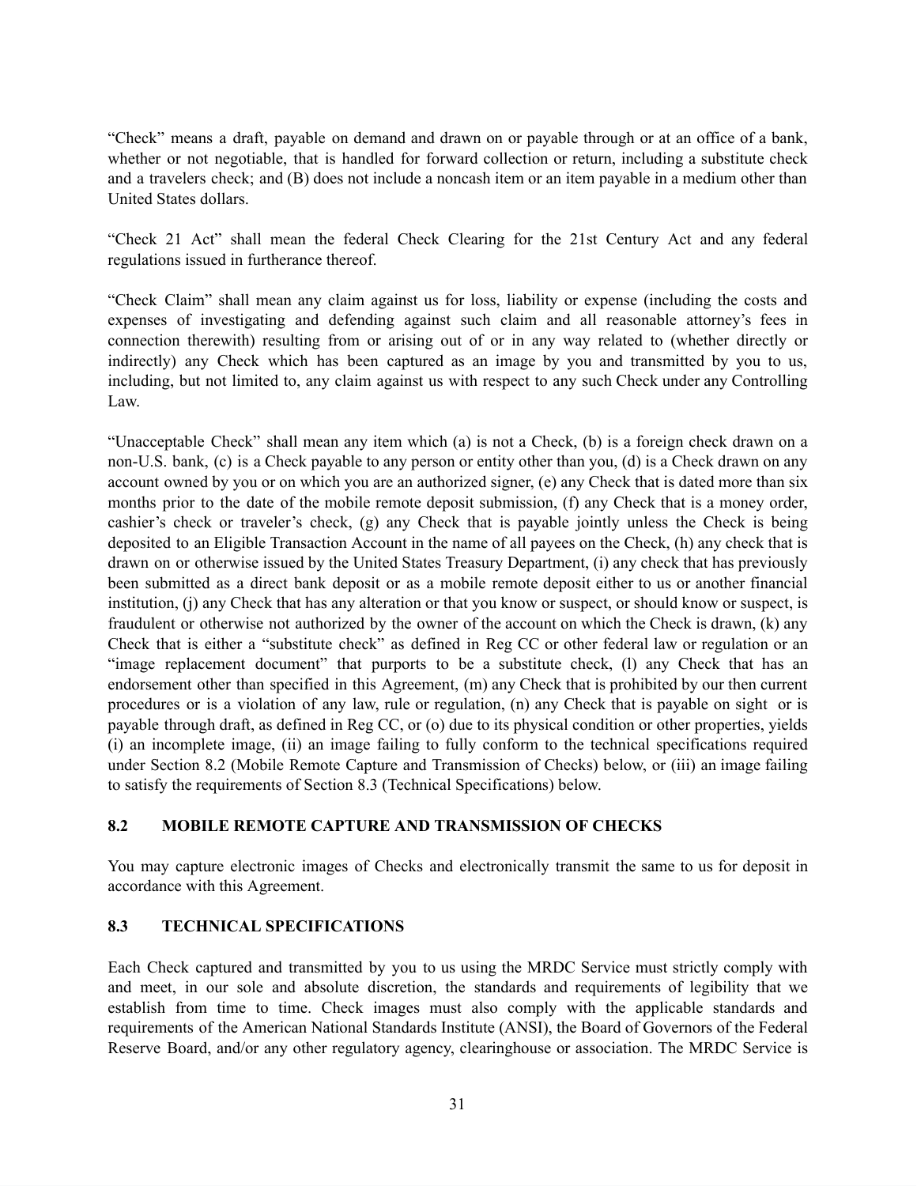"Check" means a draft, payable on demand and drawn on or payable through or at an office of a bank, whether or not negotiable, that is handled for forward collection or return, including a substitute check and a travelers check; and (B) does not include a noncash item or an item payable in a medium other than United States dollars.

"Check 21 Act" shall mean the federal Check Clearing for the 21st Century Act and any federal regulations issued in furtherance thereof.

"Check Claim" shall mean any claim against us for loss, liability or expense (including the costs and expenses of investigating and defending against such claim and all reasonable attorney's fees in connection therewith) resulting from or arising out of or in any way related to (whether directly or indirectly) any Check which has been captured as an image by you and transmitted by you to us, including, but not limited to, any claim against us with respect to any such Check under any Controlling Law.

"Unacceptable Check" shall mean any item which (a) is not a Check, (b) is a foreign check drawn on a non-U.S. bank, (c) is a Check payable to any person or entity other than you, (d) is a Check drawn on any account owned by you or on which you are an authorized signer, (e) any Check that is dated more than six months prior to the date of the mobile remote deposit submission, (f) any Check that is a money order, cashier's check or traveler's check, (g) any Check that is payable jointly unless the Check is being deposited to an Eligible Transaction Account in the name of all payees on the Check, (h) any check that is drawn on or otherwise issued by the United States Treasury Department, (i) any check that has previously been submitted as a direct bank deposit or as a mobile remote deposit either to us or another financial institution, (j) any Check that has any alteration or that you know or suspect, or should know or suspect, is fraudulent or otherwise not authorized by the owner of the account on which the Check is drawn, (k) any Check that is either a "substitute check" as defined in Reg CC or other federal law or regulation or an "image replacement document" that purports to be a substitute check, (l) any Check that has an endorsement other than specified in this Agreement, (m) any Check that is prohibited by our then current procedures or is a violation of any law, rule or regulation, (n) any Check that is payable on sight or is payable through draft, as defined in Reg CC, or (o) due to its physical condition or other properties, yields (i) an incomplete image, (ii) an image failing to fully conform to the technical specifications required under Section 8.2 (Mobile Remote Capture and Transmission of Checks) below, or (iii) an image failing to satisfy the requirements of Section 8.3 (Technical Specifications) below.

## 8.2 MOBILE REMOTE CAPTURE AND TRANSMISSION OF CHECKS

You may capture electronic images of Checks and electronically transmit the same to us for deposit in accordance with this Agreement.

## 8.3 TECHNICAL SPECIFICATIONS

Each Check captured and transmitted by you to us using the MRDC Service must strictly comply with and meet, in our sole and absolute discretion, the standards and requirements of legibility that we establish from time to time. Check images must also comply with the applicable standards and requirements of the American National Standards Institute (ANSI), the Board of Governors of the Federal Reserve Board, and/or any other regulatory agency, clearinghouse or association. The MRDC Service is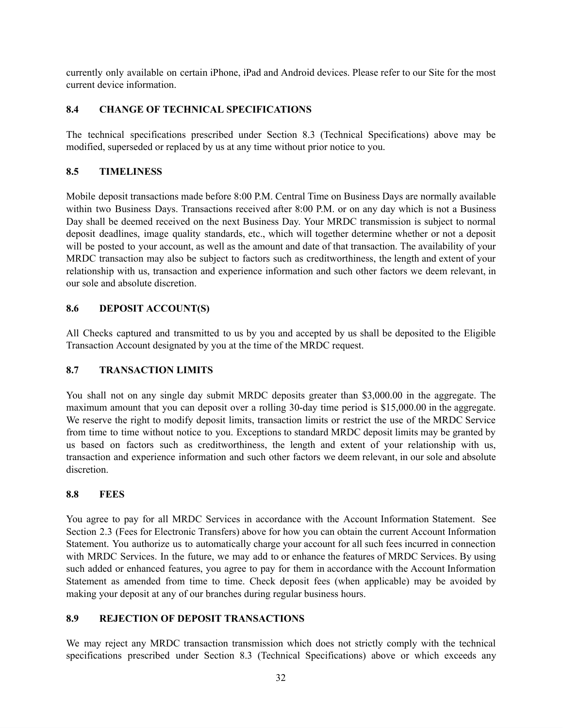currently only available on certain iPhone, iPad and Android devices. Please refer to our Site for the most current device information.

### 8.4 CHANGE OF TECHNICAL SPECIFICATIONS

The technical specifications prescribed under Section 8.3 (Technical Specifications) above may be modified, superseded or replaced by us at any time without prior notice to you.

### 8.5 TIMELINESS

Mobile deposit transactions made before 8:00 P.M. Central Time on Business Days are normally available within two Business Days. Transactions received after 8:00 P.M. or on any day which is not a Business Day shall be deemed received on the next Business Day. Your MRDC transmission is subject to normal deposit deadlines, image quality standards, etc., which will together determine whether or not a deposit will be posted to your account, as well as the amount and date of that transaction. The availability of your MRDC transaction may also be subject to factors such as creditworthiness, the length and extent of your relationship with us, transaction and experience information and such other factors we deem relevant, in our sole and absolute discretion.

### 8.6 DEPOSIT ACCOUNT(S)

All Checks captured and transmitted to us by you and accepted by us shall be deposited to the Eligible Transaction Account designated by you at the time of the MRDC request.

### 8.7 TRANSACTION LIMITS

You shall not on any single day submit MRDC deposits greater than $3,000.00 in the aggregate. The maximum amount that you can deposit over a rolling 30-day time period is $15,000.00 in the aggregate. We reserve the right to modify deposit limits, transaction limits or restrict the use of the MRDC Service from time to time without notice to you. Exceptions to standard MRDC deposit limits may be granted by us based on factors such as creditworthiness, the length and extent of your relationship with us, transaction and experience information and such other factors we deem relevant, in our sole and absolute discretion.

### 8.8 FEES

You agree to pay for all MRDC Services in accordance with the Account Information Statement. See Section 2.3 (Fees for Electronic Transfers) above for how you can obtain the current Account Information Statement. You authorize us to automatically charge your account for all such fees incurred in connection with MRDC Services. In the future, we may add to or enhance the features of MRDC Services. By using such added or enhanced features, you agree to pay for them in accordance with the Account Information Statement as amended from time to time. Check deposit fees (when applicable) may be avoided by making your deposit at any of our branches during regular business hours.

### 8.9 REJECTION OF DEPOSIT TRANSACTIONS

We may reject any MRDC transaction transmission which does not strictly comply with the technical specifications prescribed under Section 8.3 (Technical Specifications) above or which exceeds any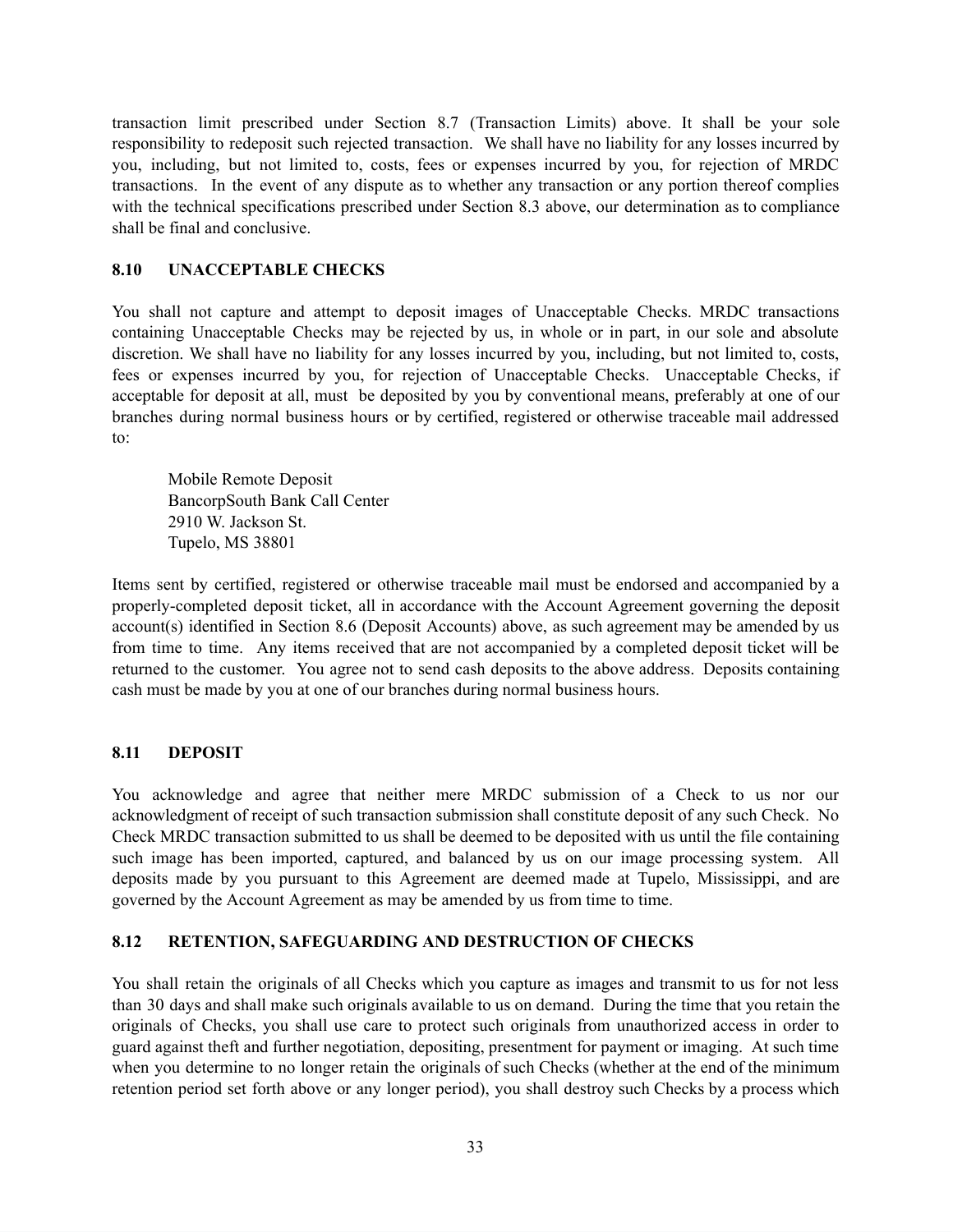transaction limit prescribed under Section 8.7 (Transaction Limits) above. It shall be your sole responsibility to redeposit such rejected transaction. We shall have no liability for any losses incurred by you, including, but not limited to, costs, fees or expenses incurred by you, for rejection of MRDC transactions. In the event of any dispute as to whether any transaction or any portion thereof complies with the technical specifications prescribed under Section 8.3 above, our determination as to compliance shall be final and conclusive.

### 8.10 UNACCEPTABLE CHECKS

You shall not capture and attempt to deposit images of Unacceptable Checks. MRDC transactions containing Unacceptable Checks may be rejected by us, in whole or in part, in our sole and absolute discretion. We shall have no liability for any losses incurred by you, including, but not limited to, costs, fees or expenses incurred by you, for rejection of Unacceptable Checks. Unacceptable Checks, if acceptable for deposit at all, must be deposited by you by conventional means, preferably at one of our branches during normal business hours or by certified, registered or otherwise traceable mail addressed to:

> Mobile Remote Deposit
> BancorpSouth Bank Call Center
> 2910 W. Jackson St.
> Tupelo, MS 38801

Items sent by certified, registered or otherwise traceable mail must be endorsed and accompanied by a properly-completed deposit ticket, all in accordance with the Account Agreement governing the deposit account(s) identified in Section 8.6 (Deposit Accounts) above, as such agreement may be amended by us from time to time. Any items received that are not accompanied by a completed deposit ticket will be returned to the customer. You agree not to send cash deposits to the above address. Deposits containing cash must be made by you at one of our branches during normal business hours.

### 8.11 DEPOSIT

You acknowledge and agree that neither mere MRDC submission of a Check to us nor our acknowledgment of receipt of such transaction submission shall constitute deposit of any such Check. No Check MRDC transaction submitted to us shall be deemed to be deposited with us until the file containing such image has been imported, captured, and balanced by us on our image processing system. All deposits made by you pursuant to this Agreement are deemed made at Tupelo, Mississippi, and are governed by the Account Agreement as may be amended by us from time to time.

### 8.12 RETENTION, SAFEGUARDING AND DESTRUCTION OF CHECKS

You shall retain the originals of all Checks which you capture as images and transmit to us for not less than 30 days and shall make such originals available to us on demand. During the time that you retain the originals of Checks, you shall use care to protect such originals from unauthorized access in order to guard against theft and further negotiation, depositing, presentment for payment or imaging. At such time when you determine to no longer retain the originals of such Checks (whether at the end of the minimum retention period set forth above or any longer period), you shall destroy such Checks by a process which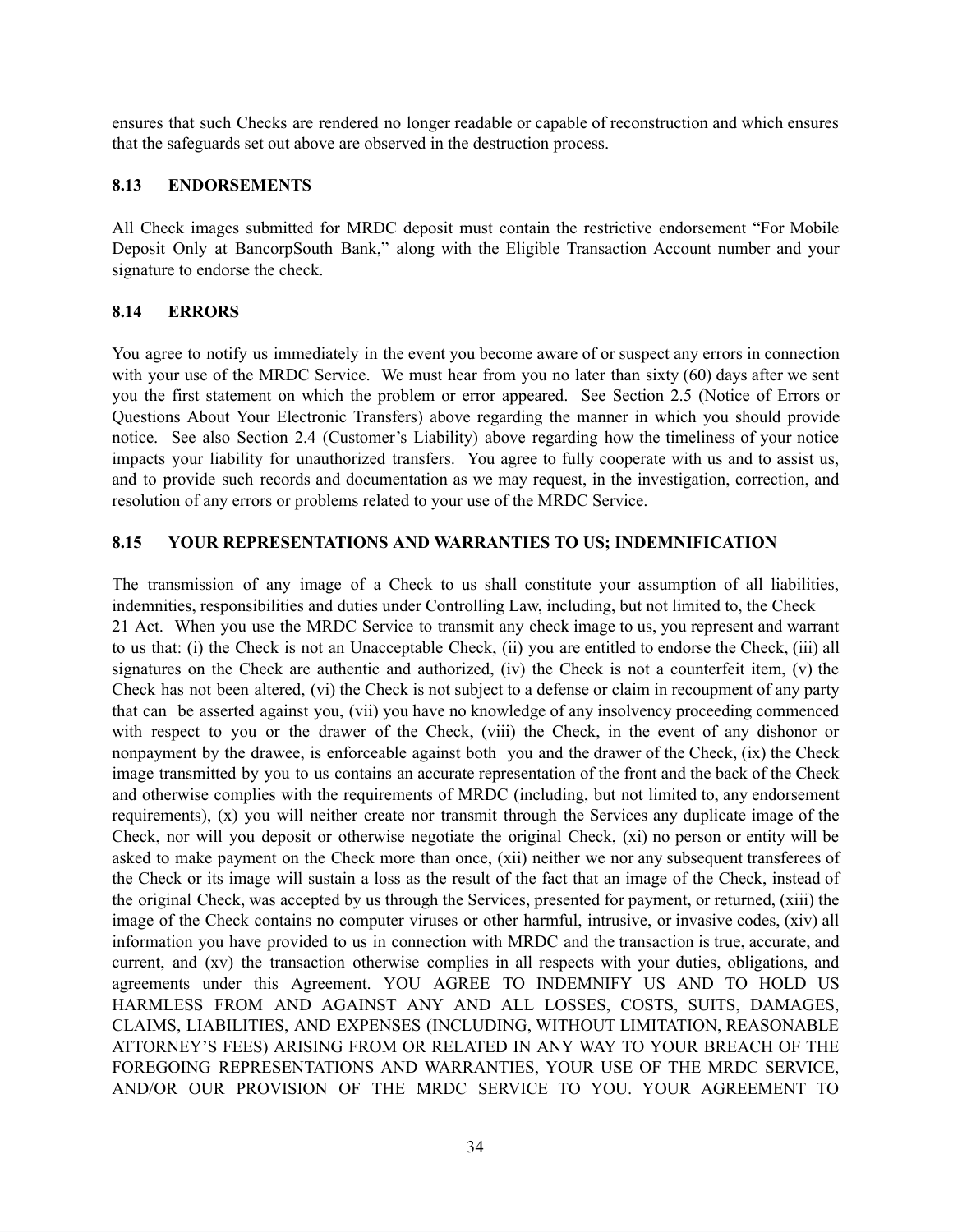ensures that such Checks are rendered no longer readable or capable of reconstruction and which ensures that the safeguards set out above are observed in the destruction process.

### 8.13 ENDORSEMENTS

All Check images submitted for MRDC deposit must contain the restrictive endorsement "For Mobile Deposit Only at BancorpSouth Bank," along with the Eligible Transaction Account number and your signature to endorse the check.

### 8.14 ERRORS

You agree to notify us immediately in the event you become aware of or suspect any errors in connection with your use of the MRDC Service. We must hear from you no later than sixty (60) days after we sent you the first statement on which the problem or error appeared. See Section 2.5 (Notice of Errors or Questions About Your Electronic Transfers) above regarding the manner in which you should provide notice. See also Section 2.4 (Customer's Liability) above regarding how the timeliness of your notice impacts your liability for unauthorized transfers. You agree to fully cooperate with us and to assist us, and to provide such records and documentation as we may request, in the investigation, correction, and resolution of any errors or problems related to your use of the MRDC Service.

### 8.15 YOUR REPRESENTATIONS AND WARRANTIES TO US; INDEMNIFICATION

The transmission of any image of a Check to us shall constitute your assumption of all liabilities, indemnities, responsibilities and duties under Controlling Law, including, but not limited to, the Check 21 Act. When you use the MRDC Service to transmit any check image to us, you represent and warrant to us that: (i) the Check is not an Unacceptable Check, (ii) you are entitled to endorse the Check, (iii) all signatures on the Check are authentic and authorized, (iv) the Check is not a counterfeit item, (v) the Check has not been altered, (vi) the Check is not subject to a defense or claim in recoupment of any party that can be asserted against you, (vii) you have no knowledge of any insolvency proceeding commenced with respect to you or the drawer of the Check, (viii) the Check, in the event of any dishonor or nonpayment by the drawee, is enforceable against both you and the drawer of the Check, (ix) the Check image transmitted by you to us contains an accurate representation of the front and the back of the Check and otherwise complies with the requirements of MRDC (including, but not limited to, any endorsement requirements), (x) you will neither create nor transmit through the Services any duplicate image of the Check, nor will you deposit or otherwise negotiate the original Check, (xi) no person or entity will be asked to make payment on the Check more than once, (xii) neither we nor any subsequent transferees of the Check or its image will sustain a loss as the result of the fact that an image of the Check, instead of the original Check, was accepted by us through the Services, presented for payment, or returned, (xiii) the image of the Check contains no computer viruses or other harmful, intrusive, or invasive codes, (xiv) all information you have provided to us in connection with MRDC and the transaction is true, accurate, and current, and (xv) the transaction otherwise complies in all respects with your duties, obligations, and agreements under this Agreement. YOU AGREE TO INDEMNIFY US AND TO HOLD US HARMLESS FROM AND AGAINST ANY AND ALL LOSSES, COSTS, SUITS, DAMAGES, CLAIMS, LIABILITIES, AND EXPENSES (INCLUDING, WITHOUT LIMITATION, REASONABLE ATTORNEY'S FEES) ARISING FROM OR RELATED IN ANY WAY TO YOUR BREACH OF THE FOREGOING REPRESENTATIONS AND WARRANTIES, YOUR USE OF THE MRDC SERVICE, AND/OR OUR PROVISION OF THE MRDC SERVICE TO YOU. YOUR AGREEMENT TO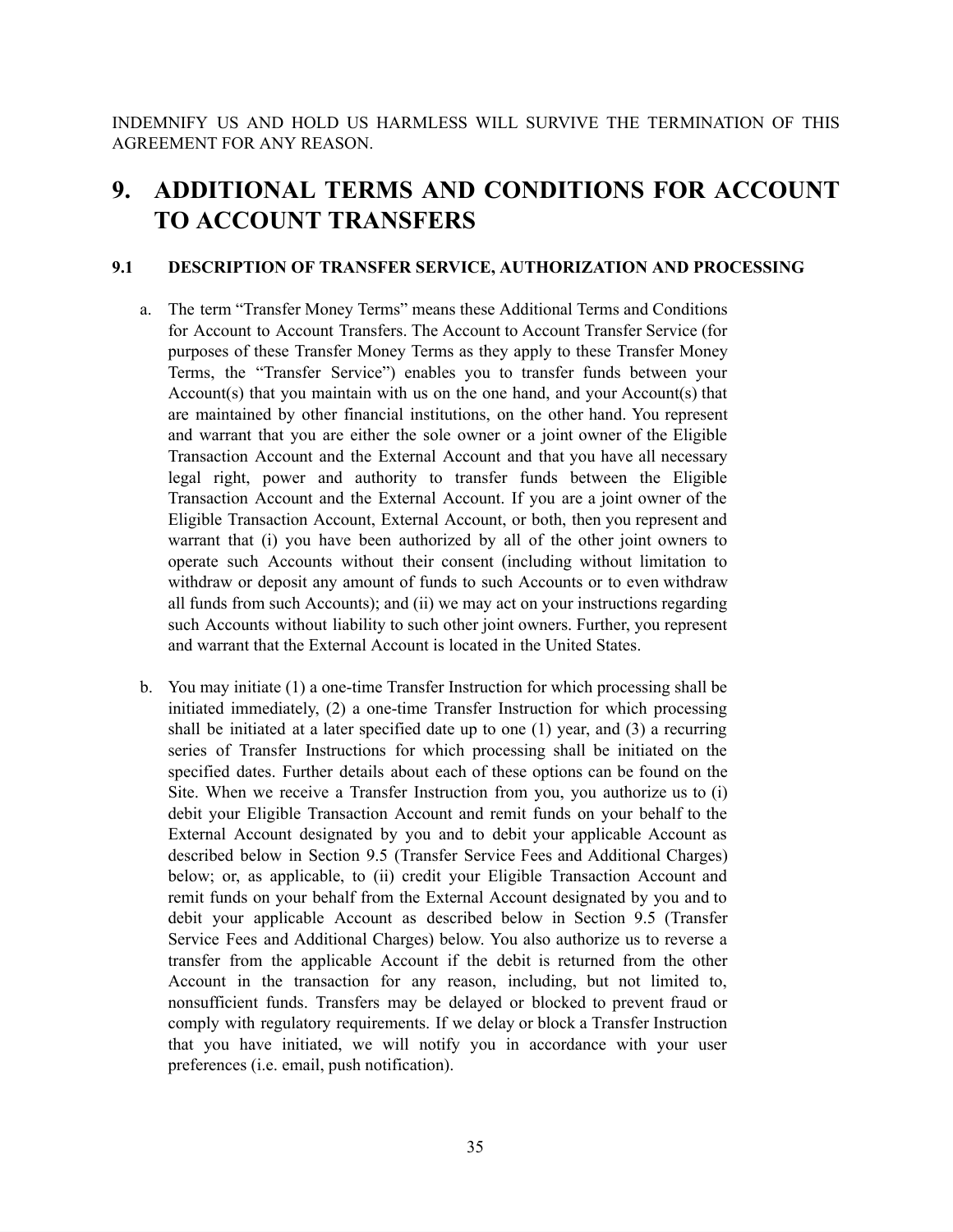INDEMNIFY US AND HOLD US HARMLESS WILL SURVIVE THE TERMINATION OF THIS AGREEMENT FOR ANY REASON.

# 9. ADDITIONAL TERMS AND CONDITIONS FOR ACCOUNT TO ACCOUNT TRANSFERS

### 9.1 DESCRIPTION OF TRANSFER SERVICE, AUTHORIZATION AND PROCESSING

a. The term "Transfer Money Terms" means these Additional Terms and Conditions for Account to Account Transfers. The Account to Account Transfer Service (for purposes of these Transfer Money Terms as they apply to these Transfer Money Terms, the "Transfer Service") enables you to transfer funds between your Account(s) that you maintain with us on the one hand, and your Account(s) that are maintained by other financial institutions, on the other hand. You represent and warrant that you are either the sole owner or a joint owner of the Eligible Transaction Account and the External Account and that you have all necessary legal right, power and authority to transfer funds between the Eligible Transaction Account and the External Account. If you are a joint owner of the Eligible Transaction Account, External Account, or both, then you represent and warrant that (i) you have been authorized by all of the other joint owners to operate such Accounts without their consent (including without limitation to withdraw or deposit any amount of funds to such Accounts or to even withdraw all funds from such Accounts); and (ii) we may act on your instructions regarding such Accounts without liability to such other joint owners. Further, you represent and warrant that the External Account is located in the United States.

b. You may initiate (1) a one-time Transfer Instruction for which processing shall be initiated immediately, (2) a one-time Transfer Instruction for which processing shall be initiated at a later specified date up to one (1) year, and (3) a recurring series of Transfer Instructions for which processing shall be initiated on the specified dates. Further details about each of these options can be found on the Site. When we receive a Transfer Instruction from you, you authorize us to (i) debit your Eligible Transaction Account and remit funds on your behalf to the External Account designated by you and to debit your applicable Account as described below in Section 9.5 (Transfer Service Fees and Additional Charges) below; or, as applicable, to (ii) credit your Eligible Transaction Account and remit funds on your behalf from the External Account designated by you and to debit your applicable Account as described below in Section 9.5 (Transfer Service Fees and Additional Charges) below. You also authorize us to reverse a transfer from the applicable Account if the debit is returned from the other Account in the transaction for any reason, including, but not limited to, nonsufficient funds. Transfers may be delayed or blocked to prevent fraud or comply with regulatory requirements. If we delay or block a Transfer Instruction that you have initiated, we will notify you in accordance with your user preferences (i.e. email, push notification).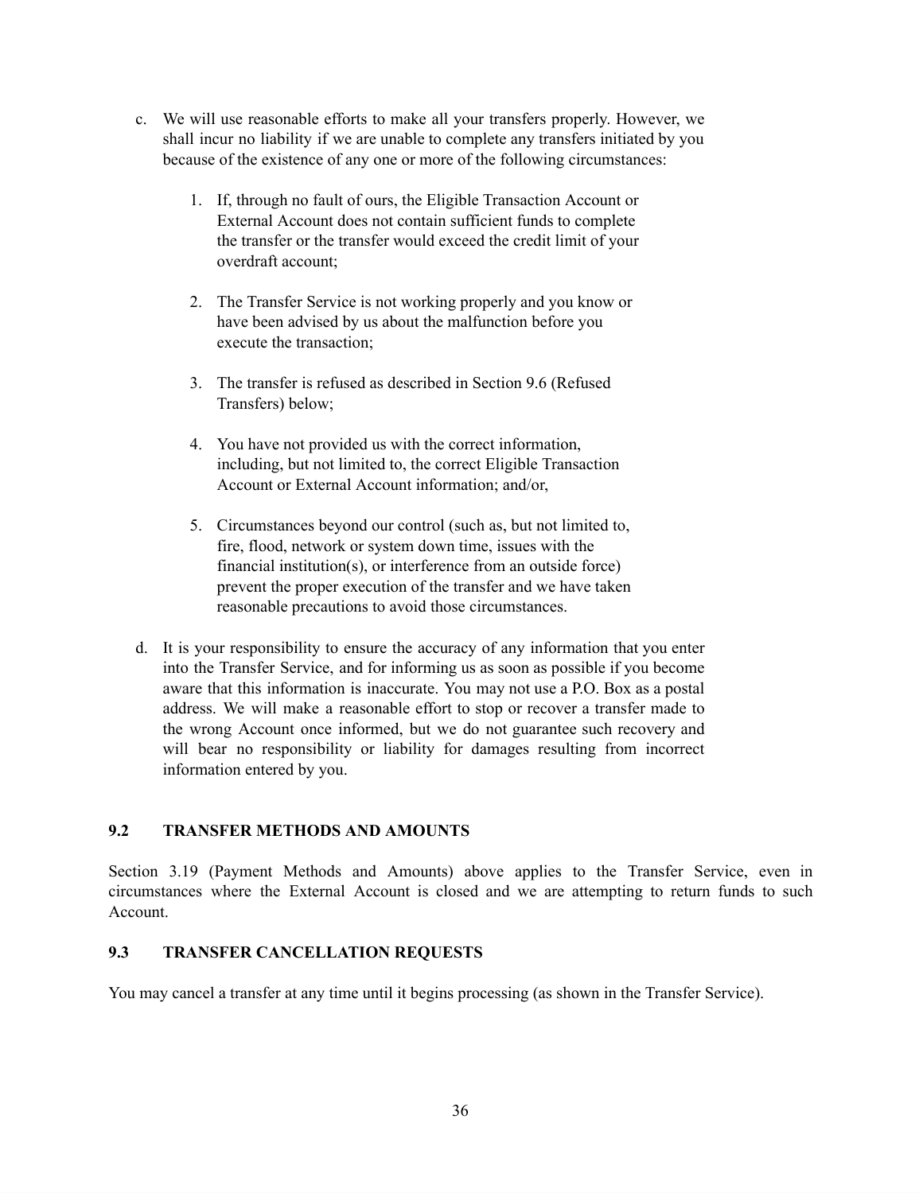c. We will use reasonable efforts to make all your transfers properly. However, we shall incur no liability if we are unable to complete any transfers initiated by you because of the existence of any one or more of the following circumstances:

   1. If, through no fault of ours, the Eligible Transaction Account or External Account does not contain sufficient funds to complete the transfer or the transfer would exceed the credit limit of your overdraft account;

   2. The Transfer Service is not working properly and you know or have been advised by us about the malfunction before you execute the transaction;

   3. The transfer is refused as described in Section 9.6 (Refused Transfers) below;

   4. You have not provided us with the correct information, including, but not limited to, the correct Eligible Transaction Account or External Account information; and/or,

   5. Circumstances beyond our control (such as, but not limited to, fire, flood, network or system down time, issues with the financial institution(s), or interference from an outside force) prevent the proper execution of the transfer and we have taken reasonable precautions to avoid those circumstances.

d. It is your responsibility to ensure the accuracy of any information that you enter into the Transfer Service, and for informing us as soon as possible if you become aware that this information is inaccurate. You may not use a P.O. Box as a postal address. We will make a reasonable effort to stop or recover a transfer made to the wrong Account once informed, but we do not guarantee such recovery and will bear no responsibility or liability for damages resulting from incorrect information entered by you.

### 9.2 TRANSFER METHODS AND AMOUNTS

Section 3.19 (Payment Methods and Amounts) above applies to the Transfer Service, even in circumstances where the External Account is closed and we are attempting to return funds to such Account.

### 9.3 TRANSFER CANCELLATION REQUESTS

You may cancel a transfer at any time until it begins processing (as shown in the Transfer Service).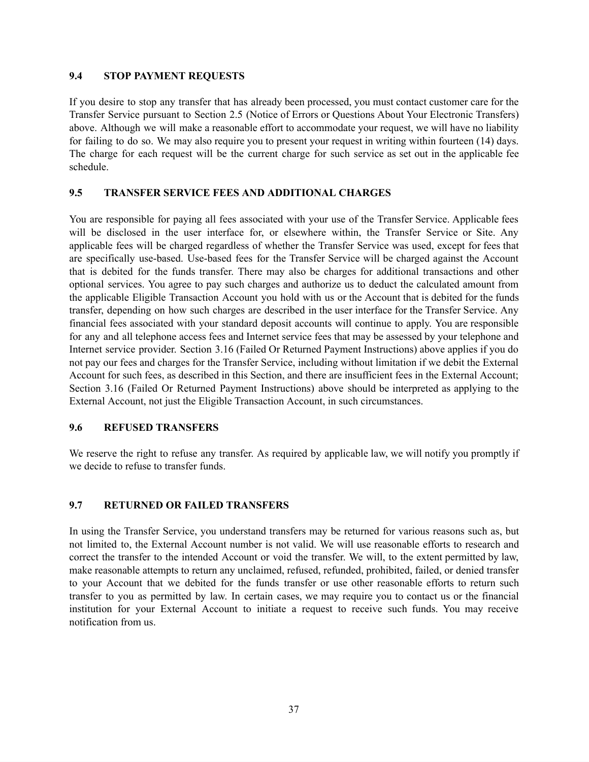### 9.4 STOP PAYMENT REQUESTS

If you desire to stop any transfer that has already been processed, you must contact customer care for the Transfer Service pursuant to Section 2.5 (Notice of Errors or Questions About Your Electronic Transfers) above. Although we will make a reasonable effort to accommodate your request, we will have no liability for failing to do so. We may also require you to present your request in writing within fourteen (14) days. The charge for each request will be the current charge for such service as set out in the applicable fee schedule.

### 9.5 TRANSFER SERVICE FEES AND ADDITIONAL CHARGES

You are responsible for paying all fees associated with your use of the Transfer Service. Applicable fees will be disclosed in the user interface for, or elsewhere within, the Transfer Service or Site. Any applicable fees will be charged regardless of whether the Transfer Service was used, except for fees that are specifically use-based. Use-based fees for the Transfer Service will be charged against the Account that is debited for the funds transfer. There may also be charges for additional transactions and other optional services. You agree to pay such charges and authorize us to deduct the calculated amount from the applicable Eligible Transaction Account you hold with us or the Account that is debited for the funds transfer, depending on how such charges are described in the user interface for the Transfer Service. Any financial fees associated with your standard deposit accounts will continue to apply. You are responsible for any and all telephone access fees and Internet service fees that may be assessed by your telephone and Internet service provider. Section 3.16 (Failed Or Returned Payment Instructions) above applies if you do not pay our fees and charges for the Transfer Service, including without limitation if we debit the External Account for such fees, as described in this Section, and there are insufficient fees in the External Account; Section 3.16 (Failed Or Returned Payment Instructions) above should be interpreted as applying to the External Account, not just the Eligible Transaction Account, in such circumstances.

### 9.6 REFUSED TRANSFERS

We reserve the right to refuse any transfer. As required by applicable law, we will notify you promptly if we decide to refuse to transfer funds.

### 9.7 RETURNED OR FAILED TRANSFERS

In using the Transfer Service, you understand transfers may be returned for various reasons such as, but not limited to, the External Account number is not valid. We will use reasonable efforts to research and correct the transfer to the intended Account or void the transfer. We will, to the extent permitted by law, make reasonable attempts to return any unclaimed, refused, refunded, prohibited, failed, or denied transfer to your Account that we debited for the funds transfer or use other reasonable efforts to return such transfer to you as permitted by law. In certain cases, we may require you to contact us or the financial institution for your External Account to initiate a request to receive such funds. You may receive notification from us.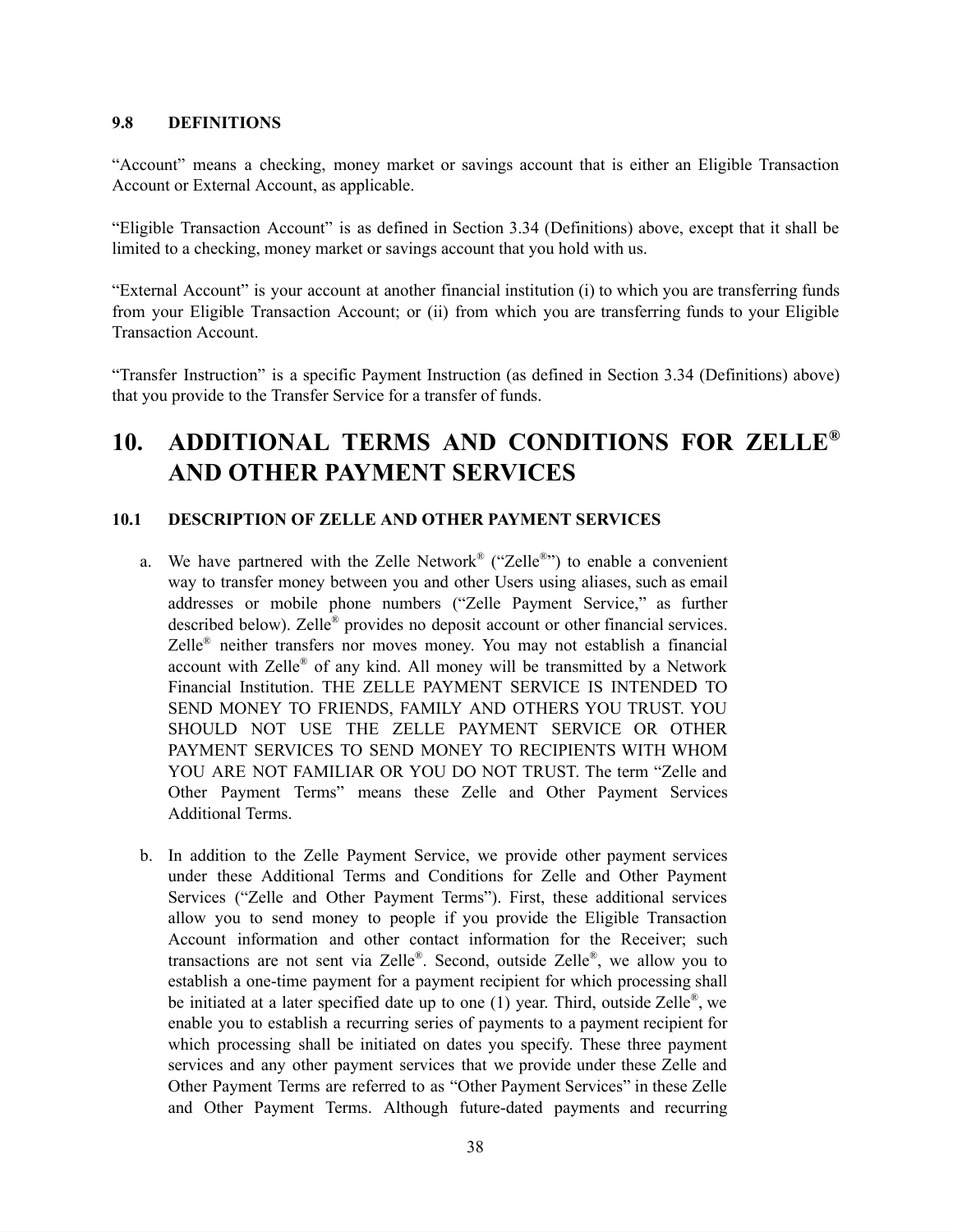### 9.8 DEFINITIONS

"Account" means a checking, money market or savings account that is either an Eligible Transaction Account or External Account, as applicable.

"Eligible Transaction Account" is as defined in Section 3.34 (Definitions) above, except that it shall be limited to a checking, money market or savings account that you hold with us.

"External Account" is your account at another financial institution (i) to which you are transferring funds from your Eligible Transaction Account; or (ii) from which you are transferring funds to your Eligible Transaction Account.

"Transfer Instruction" is a specific Payment Instruction (as defined in Section 3.34 (Definitions) above) that you provide to the Transfer Service for a transfer of funds.

# 10. ADDITIONAL TERMS AND CONDITIONS FOR ZELLE® AND OTHER PAYMENT SERVICES

### 10.1 DESCRIPTION OF ZELLE AND OTHER PAYMENT SERVICES

a. We have partnered with the Zelle Network® ("Zelle®") to enable a convenient way to transfer money between you and other Users using aliases, such as email addresses or mobile phone numbers ("Zelle Payment Service," as further described below). Zelle® provides no deposit account or other financial services. Zelle® neither transfers nor moves money. You may not establish a financial account with Zelle® of any kind. All money will be transmitted by a Network Financial Institution. THE ZELLE PAYMENT SERVICE IS INTENDED TO SEND MONEY TO FRIENDS, FAMILY AND OTHERS YOU TRUST. YOU SHOULD NOT USE THE ZELLE PAYMENT SERVICE OR OTHER PAYMENT SERVICES TO SEND MONEY TO RECIPIENTS WITH WHOM YOU ARE NOT FAMILIAR OR YOU DO NOT TRUST. The term "Zelle and Other Payment Terms" means these Zelle and Other Payment Services Additional Terms.

b. In addition to the Zelle Payment Service, we provide other payment services under these Additional Terms and Conditions for Zelle and Other Payment Services ("Zelle and Other Payment Terms"). First, these additional services allow you to send money to people if you provide the Eligible Transaction Account information and other contact information for the Receiver; such transactions are not sent via Zelle®. Second, outside Zelle®, we allow you to establish a one-time payment for a payment recipient for which processing shall be initiated at a later specified date up to one (1) year. Third, outside Zelle®, we enable you to establish a recurring series of payments to a payment recipient for which processing shall be initiated on dates you specify. These three payment services and any other payment services that we provide under these Zelle and Other Payment Terms are referred to as "Other Payment Services" in these Zelle and Other Payment Terms. Although future-dated payments and recurring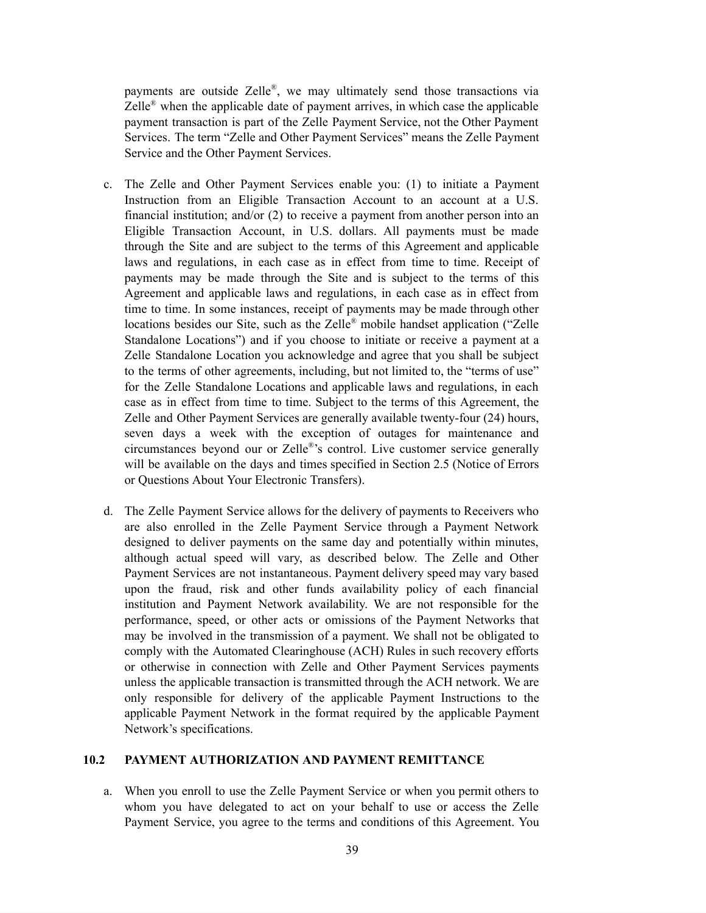payments are outside Zelle®, we may ultimately send those transactions via Zelle® when the applicable date of payment arrives, in which case the applicable payment transaction is part of the Zelle Payment Service, not the Other Payment Services. The term "Zelle and Other Payment Services" means the Zelle Payment Service and the Other Payment Services.

c. The Zelle and Other Payment Services enable you: (1) to initiate a Payment Instruction from an Eligible Transaction Account to an account at a U.S. financial institution; and/or (2) to receive a payment from another person into an Eligible Transaction Account, in U.S. dollars. All payments must be made through the Site and are subject to the terms of this Agreement and applicable laws and regulations, in each case as in effect from time to time. Receipt of payments may be made through the Site and is subject to the terms of this Agreement and applicable laws and regulations, in each case as in effect from time to time. In some instances, receipt of payments may be made through other locations besides our Site, such as the Zelle® mobile handset application ("Zelle Standalone Locations") and if you choose to initiate or receive a payment at a Zelle Standalone Location you acknowledge and agree that you shall be subject to the terms of other agreements, including, but not limited to, the "terms of use" for the Zelle Standalone Locations and applicable laws and regulations, in each case as in effect from time to time. Subject to the terms of this Agreement, the Zelle and Other Payment Services are generally available twenty-four (24) hours, seven days a week with the exception of outages for maintenance and circumstances beyond our or Zelle®'s control. Live customer service generally will be available on the days and times specified in Section 2.5 (Notice of Errors or Questions About Your Electronic Transfers).

d. The Zelle Payment Service allows for the delivery of payments to Receivers who are also enrolled in the Zelle Payment Service through a Payment Network designed to deliver payments on the same day and potentially within minutes, although actual speed will vary, as described below. The Zelle and Other Payment Services are not instantaneous. Payment delivery speed may vary based upon the fraud, risk and other funds availability policy of each financial institution and Payment Network availability. We are not responsible for the performance, speed, or other acts or omissions of the Payment Networks that may be involved in the transmission of a payment. We shall not be obligated to comply with the Automated Clearinghouse (ACH) Rules in such recovery efforts or otherwise in connection with Zelle and Other Payment Services payments unless the applicable transaction is transmitted through the ACH network. We are only responsible for delivery of the applicable Payment Instructions to the applicable Payment Network in the format required by the applicable Payment Network's specifications.

### 10.2 PAYMENT AUTHORIZATION AND PAYMENT REMITTANCE

a. When you enroll to use the Zelle Payment Service or when you permit others to whom you have delegated to act on your behalf to use or access the Zelle Payment Service, you agree to the terms and conditions of this Agreement. You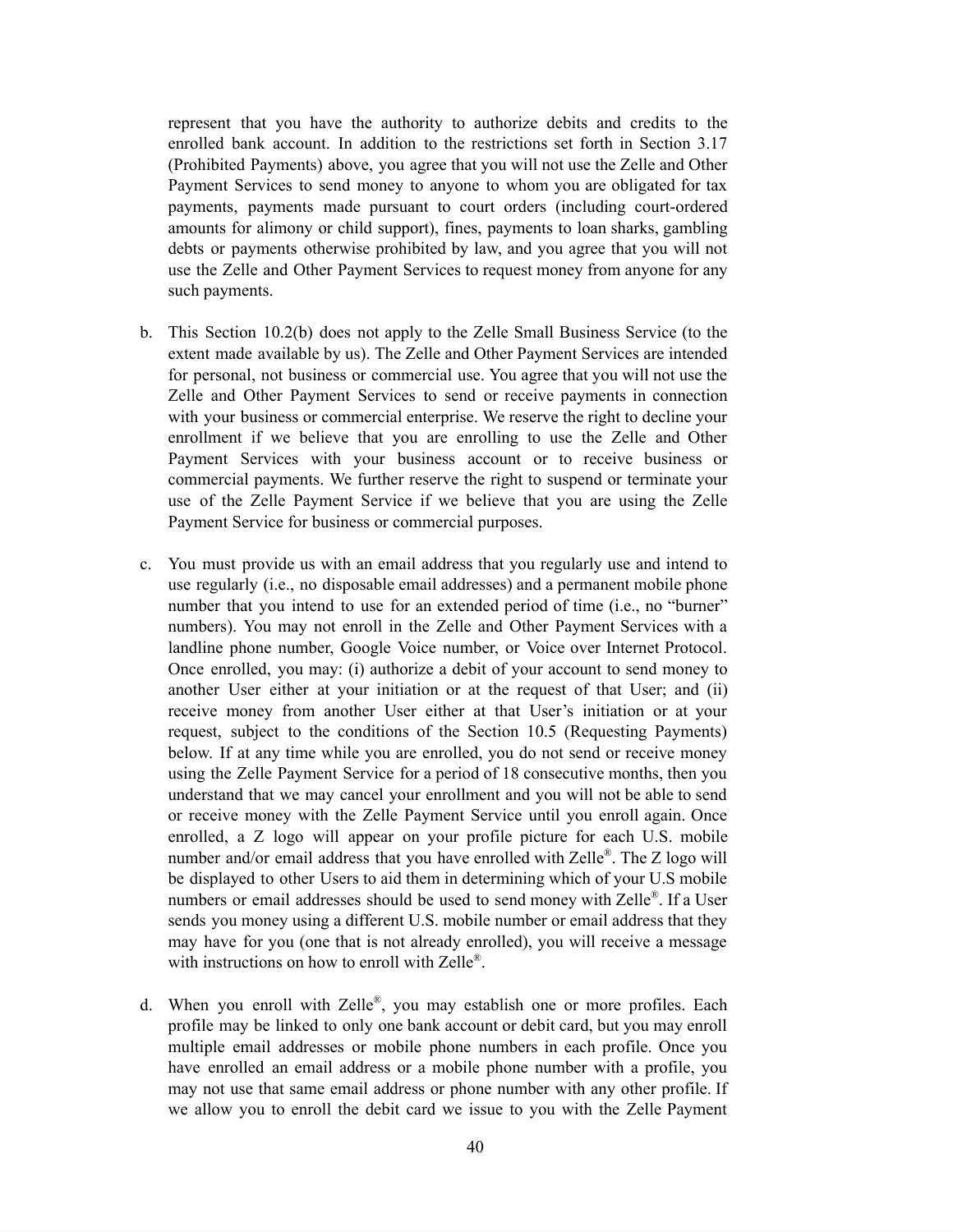represent that you have the authority to authorize debits and credits to the enrolled bank account. In addition to the restrictions set forth in Section 3.17 (Prohibited Payments) above, you agree that you will not use the Zelle and Other Payment Services to send money to anyone to whom you are obligated for tax payments, payments made pursuant to court orders (including court-ordered amounts for alimony or child support), fines, payments to loan sharks, gambling debts or payments otherwise prohibited by law, and you agree that you will not use the Zelle and Other Payment Services to request money from anyone for any such payments.

b. This Section 10.2(b) does not apply to the Zelle Small Business Service (to the extent made available by us). The Zelle and Other Payment Services are intended for personal, not business or commercial use. You agree that you will not use the Zelle and Other Payment Services to send or receive payments in connection with your business or commercial enterprise. We reserve the right to decline your enrollment if we believe that you are enrolling to use the Zelle and Other Payment Services with your business account or to receive business or commercial payments. We further reserve the right to suspend or terminate your use of the Zelle Payment Service if we believe that you are using the Zelle Payment Service for business or commercial purposes.

c. You must provide us with an email address that you regularly use and intend to use regularly (i.e., no disposable email addresses) and a permanent mobile phone number that you intend to use for an extended period of time (i.e., no "burner" numbers). You may not enroll in the Zelle and Other Payment Services with a landline phone number, Google Voice number, or Voice over Internet Protocol. Once enrolled, you may: (i) authorize a debit of your account to send money to another User either at your initiation or at the request of that User; and (ii) receive money from another User either at that User's initiation or at your request, subject to the conditions of the Section 10.5 (Requesting Payments) below. If at any time while you are enrolled, you do not send or receive money using the Zelle Payment Service for a period of 18 consecutive months, then you understand that we may cancel your enrollment and you will not be able to send or receive money with the Zelle Payment Service until you enroll again. Once enrolled, a Z logo will appear on your profile picture for each U.S. mobile number and/or email address that you have enrolled with Zelle®. The Z logo will be displayed to other Users to aid them in determining which of your U.S mobile numbers or email addresses should be used to send money with Zelle®. If a User sends you money using a different U.S. mobile number or email address that they may have for you (one that is not already enrolled), you will receive a message with instructions on how to enroll with Zelle®.

d. When you enroll with Zelle®, you may establish one or more profiles. Each profile may be linked to only one bank account or debit card, but you may enroll multiple email addresses or mobile phone numbers in each profile. Once you have enrolled an email address or a mobile phone number with a profile, you may not use that same email address or phone number with any other profile. If we allow you to enroll the debit card we issue to you with the Zelle Payment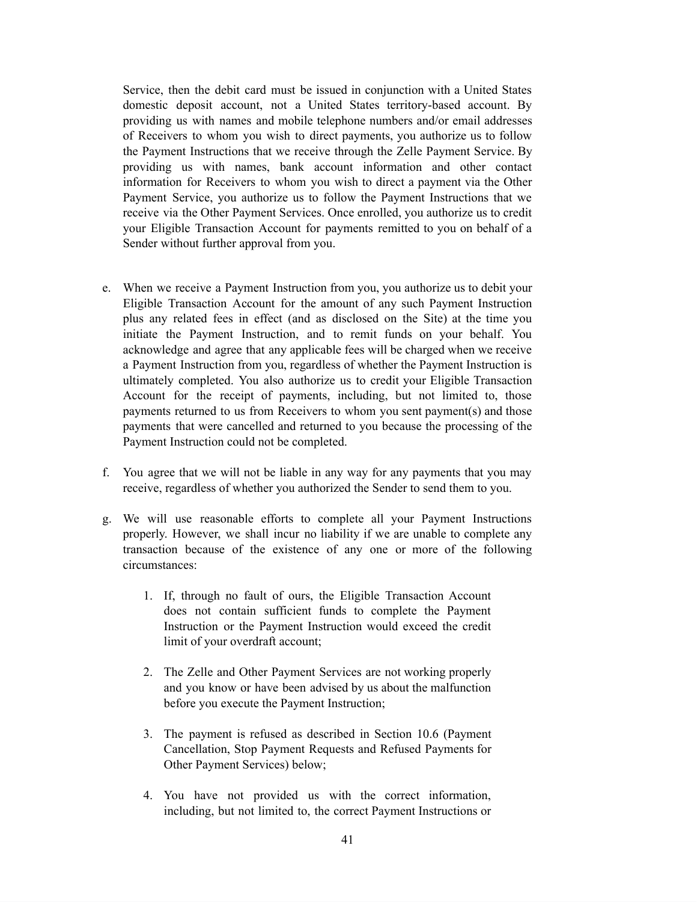Service, then the debit card must be issued in conjunction with a United States domestic deposit account, not a United States territory-based account. By providing us with names and mobile telephone numbers and/or email addresses of Receivers to whom you wish to direct payments, you authorize us to follow the Payment Instructions that we receive through the Zelle Payment Service. By providing us with names, bank account information and other contact information for Receivers to whom you wish to direct a payment via the Other Payment Service, you authorize us to follow the Payment Instructions that we receive via the Other Payment Services. Once enrolled, you authorize us to credit your Eligible Transaction Account for payments remitted to you on behalf of a Sender without further approval from you.

e. When we receive a Payment Instruction from you, you authorize us to debit your Eligible Transaction Account for the amount of any such Payment Instruction plus any related fees in effect (and as disclosed on the Site) at the time you initiate the Payment Instruction, and to remit funds on your behalf. You acknowledge and agree that any applicable fees will be charged when we receive a Payment Instruction from you, regardless of whether the Payment Instruction is ultimately completed. You also authorize us to credit your Eligible Transaction Account for the receipt of payments, including, but not limited to, those payments returned to us from Receivers to whom you sent payment(s) and those payments that were cancelled and returned to you because the processing of the Payment Instruction could not be completed.

f. You agree that we will not be liable in any way for any payments that you may receive, regardless of whether you authorized the Sender to send them to you.

g. We will use reasonable efforts to complete all your Payment Instructions properly. However, we shall incur no liability if we are unable to complete any transaction because of the existence of any one or more of the following circumstances:

    1. If, through no fault of ours, the Eligible Transaction Account does not contain sufficient funds to complete the Payment Instruction or the Payment Instruction would exceed the credit limit of your overdraft account;

    2. The Zelle and Other Payment Services are not working properly and you know or have been advised by us about the malfunction before you execute the Payment Instruction;

    3. The payment is refused as described in Section 10.6 (Payment Cancellation, Stop Payment Requests and Refused Payments for Other Payment Services) below;

    4. You have not provided us with the correct information, including, but not limited to, the correct Payment Instructions or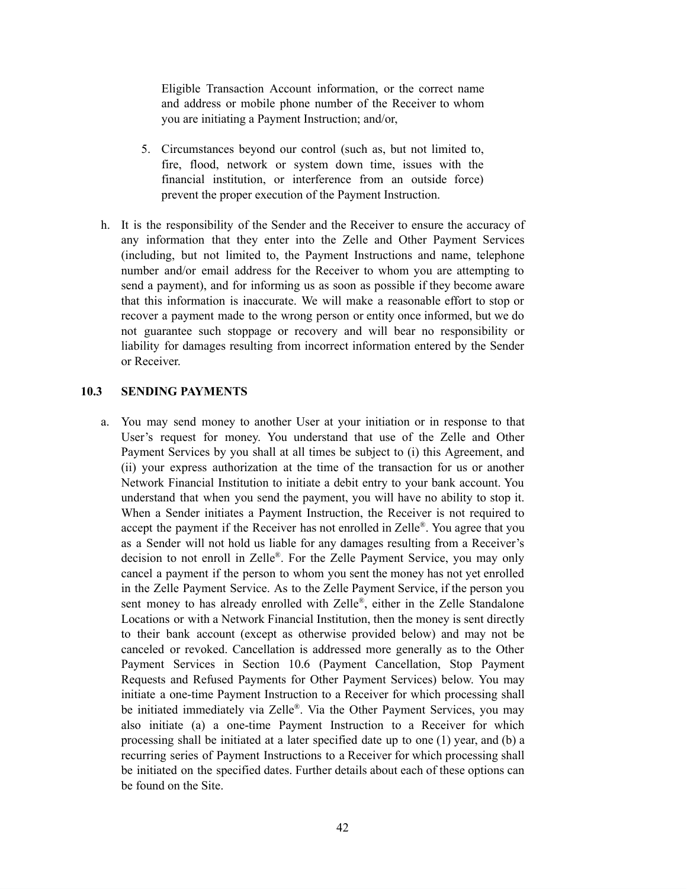Eligible Transaction Account information, or the correct name and address or mobile phone number of the Receiver to whom you are initiating a Payment Instruction; and/or,

5. Circumstances beyond our control (such as, but not limited to, fire, flood, network or system down time, issues with the financial institution, or interference from an outside force) prevent the proper execution of the Payment Instruction.

h. It is the responsibility of the Sender and the Receiver to ensure the accuracy of any information that they enter into the Zelle and Other Payment Services (including, but not limited to, the Payment Instructions and name, telephone number and/or email address for the Receiver to whom you are attempting to send a payment), and for informing us as soon as possible if they become aware that this information is inaccurate. We will make a reasonable effort to stop or recover a payment made to the wrong person or entity once informed, but we do not guarantee such stoppage or recovery and will bear no responsibility or liability for damages resulting from incorrect information entered by the Sender or Receiver.

### 10.3 SENDING PAYMENTS

a. You may send money to another User at your initiation or in response to that User's request for money. You understand that use of the Zelle and Other Payment Services by you shall at all times be subject to (i) this Agreement, and (ii) your express authorization at the time of the transaction for us or another Network Financial Institution to initiate a debit entry to your bank account. You understand that when you send the payment, you will have no ability to stop it. When a Sender initiates a Payment Instruction, the Receiver is not required to accept the payment if the Receiver has not enrolled in Zelle®. You agree that you as a Sender will not hold us liable for any damages resulting from a Receiver's decision to not enroll in Zelle®. For the Zelle Payment Service, you may only cancel a payment if the person to whom you sent the money has not yet enrolled in the Zelle Payment Service. As to the Zelle Payment Service, if the person you sent money to has already enrolled with Zelle®, either in the Zelle Standalone Locations or with a Network Financial Institution, then the money is sent directly to their bank account (except as otherwise provided below) and may not be canceled or revoked. Cancellation is addressed more generally as to the Other Payment Services in Section 10.6 (Payment Cancellation, Stop Payment Requests and Refused Payments for Other Payment Services) below. You may initiate a one-time Payment Instruction to a Receiver for which processing shall be initiated immediately via Zelle®. Via the Other Payment Services, you may also initiate (a) a one-time Payment Instruction to a Receiver for which processing shall be initiated at a later specified date up to one (1) year, and (b) a recurring series of Payment Instructions to a Receiver for which processing shall be initiated on the specified dates. Further details about each of these options can be found on the Site.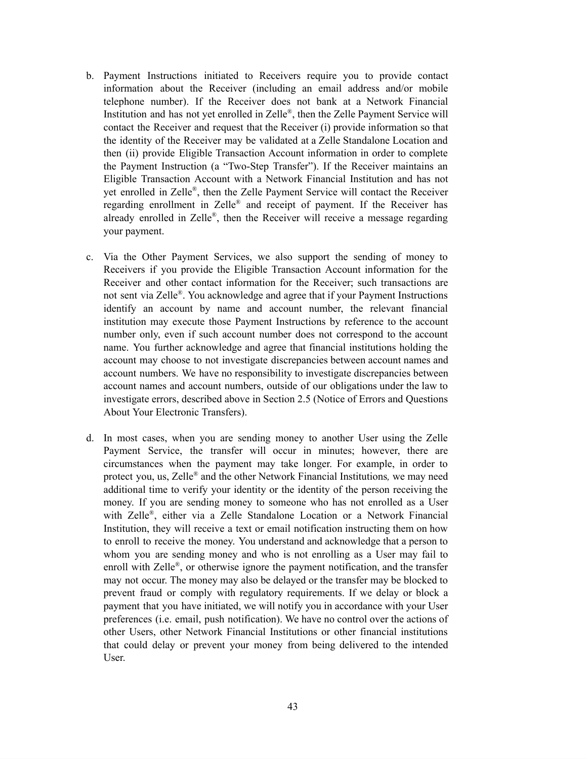b. Payment Instructions initiated to Receivers require you to provide contact information about the Receiver (including an email address and/or mobile telephone number). If the Receiver does not bank at a Network Financial Institution and has not yet enrolled in Zelle®, then the Zelle Payment Service will contact the Receiver and request that the Receiver (i) provide information so that the identity of the Receiver may be validated at a Zelle Standalone Location and then (ii) provide Eligible Transaction Account information in order to complete the Payment Instruction (a "Two-Step Transfer"). If the Receiver maintains an Eligible Transaction Account with a Network Financial Institution and has not yet enrolled in Zelle®, then the Zelle Payment Service will contact the Receiver regarding enrollment in Zelle® and receipt of payment. If the Receiver has already enrolled in Zelle®, then the Receiver will receive a message regarding your payment.

c. Via the Other Payment Services, we also support the sending of money to Receivers if you provide the Eligible Transaction Account information for the Receiver and other contact information for the Receiver; such transactions are not sent via Zelle®. You acknowledge and agree that if your Payment Instructions identify an account by name and account number, the relevant financial institution may execute those Payment Instructions by reference to the account number only, even if such account number does not correspond to the account name. You further acknowledge and agree that financial institutions holding the account may choose to not investigate discrepancies between account names and account numbers. We have no responsibility to investigate discrepancies between account names and account numbers, outside of our obligations under the law to investigate errors, described above in Section 2.5 (Notice of Errors and Questions About Your Electronic Transfers).

d. In most cases, when you are sending money to another User using the Zelle Payment Service, the transfer will occur in minutes; however, there are circumstances when the payment may take longer. For example, in order to protect you, us, Zelle® and the other Network Financial Institutions*,* we may need additional time to verify your identity or the identity of the person receiving the money. If you are sending money to someone who has not enrolled as a User with Zelle®, either via a Zelle Standalone Location or a Network Financial Institution, they will receive a text or email notification instructing them on how to enroll to receive the money. You understand and acknowledge that a person to whom you are sending money and who is not enrolling as a User may fail to enroll with Zelle®, or otherwise ignore the payment notification, and the transfer may not occur. The money may also be delayed or the transfer may be blocked to prevent fraud or comply with regulatory requirements. If we delay or block a payment that you have initiated, we will notify you in accordance with your User preferences (i.e. email, push notification). We have no control over the actions of other Users, other Network Financial Institutions or other financial institutions that could delay or prevent your money from being delivered to the intended User.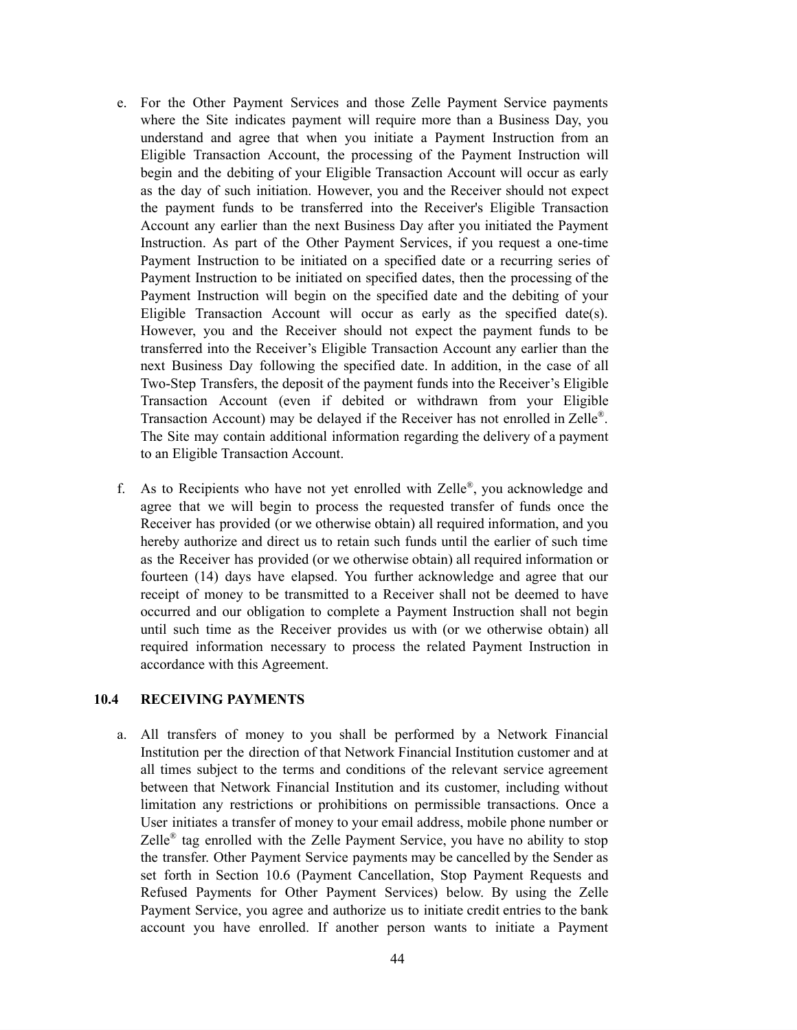e. For the Other Payment Services and those Zelle Payment Service payments where the Site indicates payment will require more than a Business Day, you understand and agree that when you initiate a Payment Instruction from an Eligible Transaction Account, the processing of the Payment Instruction will begin and the debiting of your Eligible Transaction Account will occur as early as the day of such initiation. However, you and the Receiver should not expect the payment funds to be transferred into the Receiver's Eligible Transaction Account any earlier than the next Business Day after you initiated the Payment Instruction. As part of the Other Payment Services, if you request a one-time Payment Instruction to be initiated on a specified date or a recurring series of Payment Instruction to be initiated on specified dates, then the processing of the Payment Instruction will begin on the specified date and the debiting of your Eligible Transaction Account will occur as early as the specified date(s). However, you and the Receiver should not expect the payment funds to be transferred into the Receiver's Eligible Transaction Account any earlier than the next Business Day following the specified date. In addition, in the case of all Two-Step Transfers, the deposit of the payment funds into the Receiver's Eligible Transaction Account (even if debited or withdrawn from your Eligible Transaction Account) may be delayed if the Receiver has not enrolled in Zelle®. The Site may contain additional information regarding the delivery of a payment to an Eligible Transaction Account.

f. As to Recipients who have not yet enrolled with Zelle®, you acknowledge and agree that we will begin to process the requested transfer of funds once the Receiver has provided (or we otherwise obtain) all required information, and you hereby authorize and direct us to retain such funds until the earlier of such time as the Receiver has provided (or we otherwise obtain) all required information or fourteen (14) days have elapsed. You further acknowledge and agree that our receipt of money to be transmitted to a Receiver shall not be deemed to have occurred and our obligation to complete a Payment Instruction shall not begin until such time as the Receiver provides us with (or we otherwise obtain) all required information necessary to process the related Payment Instruction in accordance with this Agreement.

### 10.4 RECEIVING PAYMENTS

a. All transfers of money to you shall be performed by a Network Financial Institution per the direction of that Network Financial Institution customer and at all times subject to the terms and conditions of the relevant service agreement between that Network Financial Institution and its customer, including without limitation any restrictions or prohibitions on permissible transactions. Once a User initiates a transfer of money to your email address, mobile phone number or Zelle® tag enrolled with the Zelle Payment Service, you have no ability to stop the transfer. Other Payment Service payments may be cancelled by the Sender as set forth in Section 10.6 (Payment Cancellation, Stop Payment Requests and Refused Payments for Other Payment Services) below. By using the Zelle Payment Service, you agree and authorize us to initiate credit entries to the bank account you have enrolled. If another person wants to initiate a Payment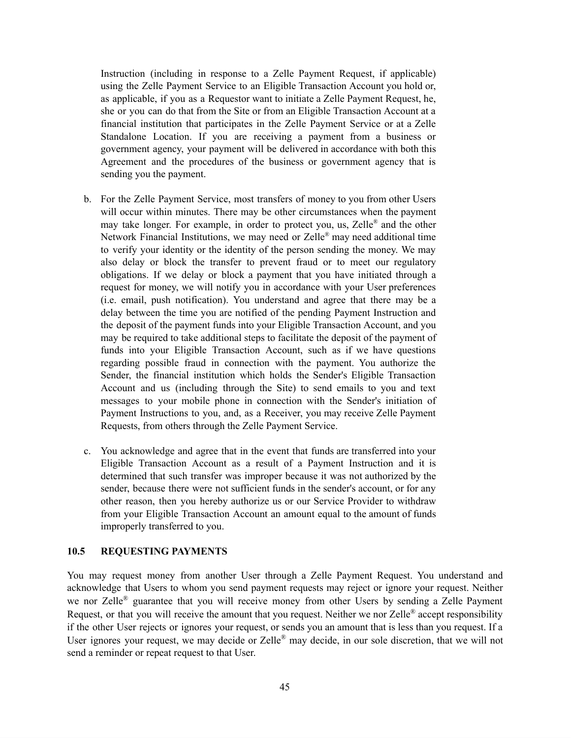Instruction (including in response to a Zelle Payment Request, if applicable) using the Zelle Payment Service to an Eligible Transaction Account you hold or, as applicable, if you as a Requestor want to initiate a Zelle Payment Request, he, she or you can do that from the Site or from an Eligible Transaction Account at a financial institution that participates in the Zelle Payment Service or at a Zelle Standalone Location. If you are receiving a payment from a business or government agency, your payment will be delivered in accordance with both this Agreement and the procedures of the business or government agency that is sending you the payment.

b. For the Zelle Payment Service, most transfers of money to you from other Users will occur within minutes. There may be other circumstances when the payment may take longer. For example, in order to protect you, us, Zelle® and the other Network Financial Institutions, we may need or Zelle® may need additional time to verify your identity or the identity of the person sending the money. We may also delay or block the transfer to prevent fraud or to meet our regulatory obligations. If we delay or block a payment that you have initiated through a request for money, we will notify you in accordance with your User preferences (i.e. email, push notification). You understand and agree that there may be a delay between the time you are notified of the pending Payment Instruction and the deposit of the payment funds into your Eligible Transaction Account, and you may be required to take additional steps to facilitate the deposit of the payment of funds into your Eligible Transaction Account, such as if we have questions regarding possible fraud in connection with the payment. You authorize the Sender, the financial institution which holds the Sender's Eligible Transaction Account and us (including through the Site) to send emails to you and text messages to your mobile phone in connection with the Sender's initiation of Payment Instructions to you, and, as a Receiver, you may receive Zelle Payment Requests, from others through the Zelle Payment Service.

c. You acknowledge and agree that in the event that funds are transferred into your Eligible Transaction Account as a result of a Payment Instruction and it is determined that such transfer was improper because it was not authorized by the sender, because there were not sufficient funds in the sender's account, or for any other reason, then you hereby authorize us or our Service Provider to withdraw from your Eligible Transaction Account an amount equal to the amount of funds improperly transferred to you.

## 10.5 REQUESTING PAYMENTS

You may request money from another User through a Zelle Payment Request. You understand and acknowledge that Users to whom you send payment requests may reject or ignore your request. Neither we nor Zelle® guarantee that you will receive money from other Users by sending a Zelle Payment Request, or that you will receive the amount that you request. Neither we nor Zelle® accept responsibility if the other User rejects or ignores your request, or sends you an amount that is less than you request. If a User ignores your request, we may decide or Zelle® may decide, in our sole discretion, that we will not send a reminder or repeat request to that User.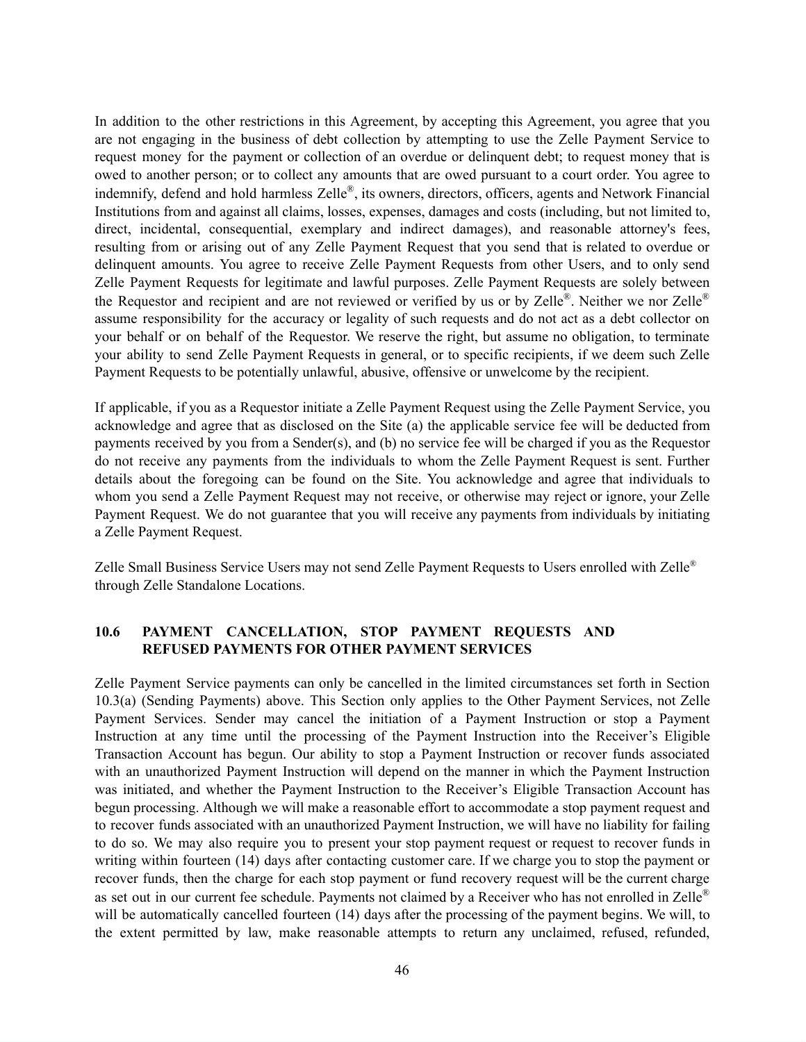In addition to the other restrictions in this Agreement, by accepting this Agreement, you agree that you are not engaging in the business of debt collection by attempting to use the Zelle Payment Service to request money for the payment or collection of an overdue or delinquent debt; to request money that is owed to another person; or to collect any amounts that are owed pursuant to a court order. You agree to indemnify, defend and hold harmless Zelle®, its owners, directors, officers, agents and Network Financial Institutions from and against all claims, losses, expenses, damages and costs (including, but not limited to, direct, incidental, consequential, exemplary and indirect damages), and reasonable attorney's fees, resulting from or arising out of any Zelle Payment Request that you send that is related to overdue or delinquent amounts. You agree to receive Zelle Payment Requests from other Users, and to only send Zelle Payment Requests for legitimate and lawful purposes. Zelle Payment Requests are solely between the Requestor and recipient and are not reviewed or verified by us or by Zelle®. Neither we nor Zelle® assume responsibility for the accuracy or legality of such requests and do not act as a debt collector on your behalf or on behalf of the Requestor. We reserve the right, but assume no obligation, to terminate your ability to send Zelle Payment Requests in general, or to specific recipients, if we deem such Zelle Payment Requests to be potentially unlawful, abusive, offensive or unwelcome by the recipient.

If applicable, if you as a Requestor initiate a Zelle Payment Request using the Zelle Payment Service, you acknowledge and agree that as disclosed on the Site (a) the applicable service fee will be deducted from payments received by you from a Sender(s), and (b) no service fee will be charged if you as the Requestor do not receive any payments from the individuals to whom the Zelle Payment Request is sent. Further details about the foregoing can be found on the Site. You acknowledge and agree that individuals to whom you send a Zelle Payment Request may not receive, or otherwise may reject or ignore, your Zelle Payment Request. We do not guarantee that you will receive any payments from individuals by initiating a Zelle Payment Request.

Zelle Small Business Service Users may not send Zelle Payment Requests to Users enrolled with Zelle® through Zelle Standalone Locations.

### 10.6 PAYMENT CANCELLATION, STOP PAYMENT REQUESTS AND REFUSED PAYMENTS FOR OTHER PAYMENT SERVICES

Zelle Payment Service payments can only be cancelled in the limited circumstances set forth in Section 10.3(a) (Sending Payments) above. This Section only applies to the Other Payment Services, not Zelle Payment Services. Sender may cancel the initiation of a Payment Instruction or stop a Payment Instruction at any time until the processing of the Payment Instruction into the Receiver's Eligible Transaction Account has begun. Our ability to stop a Payment Instruction or recover funds associated with an unauthorized Payment Instruction will depend on the manner in which the Payment Instruction was initiated, and whether the Payment Instruction to the Receiver's Eligible Transaction Account has begun processing. Although we will make a reasonable effort to accommodate a stop payment request and to recover funds associated with an unauthorized Payment Instruction, we will have no liability for failing to do so. We may also require you to present your stop payment request or request to recover funds in writing within fourteen (14) days after contacting customer care. If we charge you to stop the payment or recover funds, then the charge for each stop payment or fund recovery request will be the current charge as set out in our current fee schedule. Payments not claimed by a Receiver who has not enrolled in Zelle® will be automatically cancelled fourteen (14) days after the processing of the payment begins. We will, to the extent permitted by law, make reasonable attempts to return any unclaimed, refused, refunded,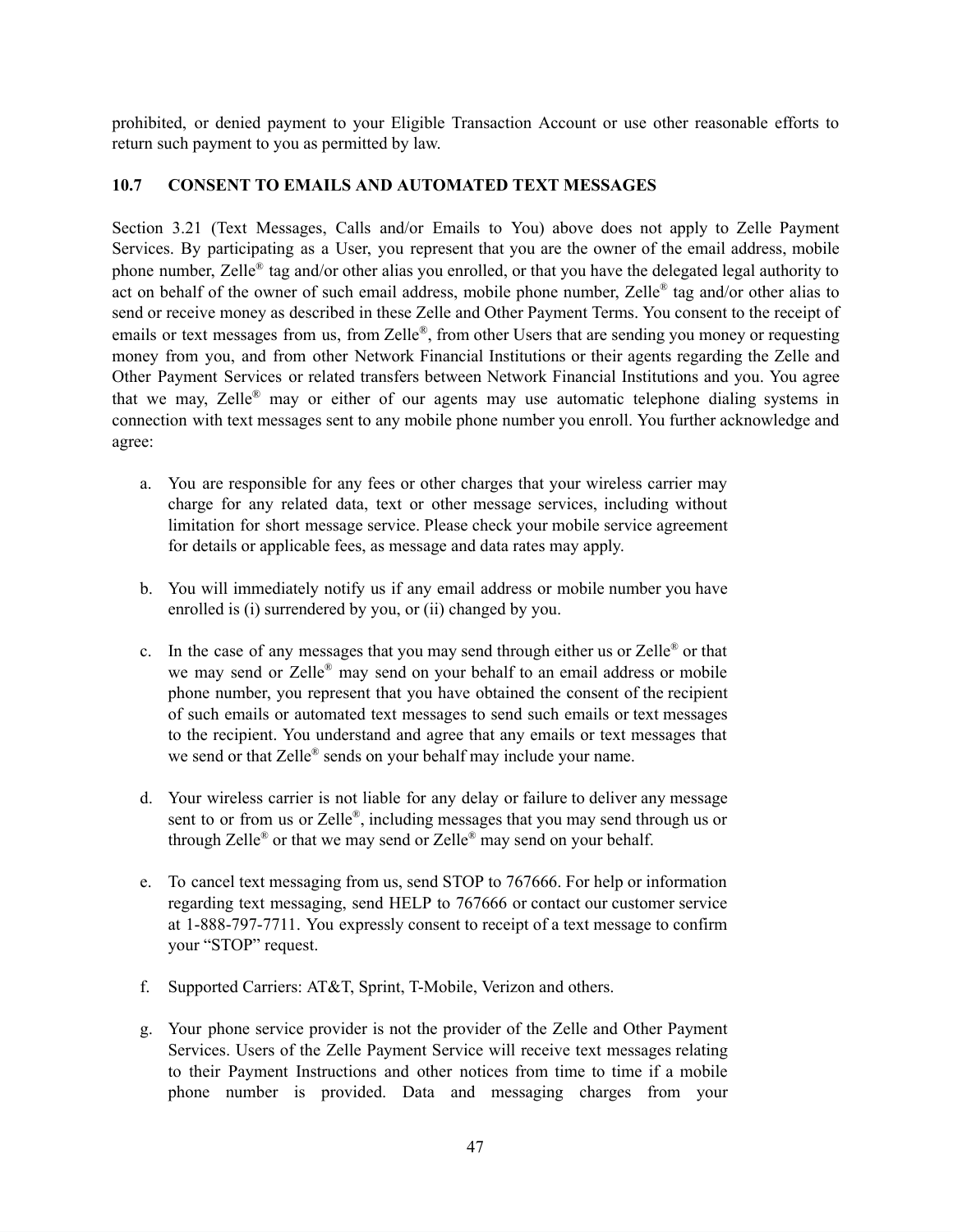prohibited, or denied payment to your Eligible Transaction Account or use other reasonable efforts to return such payment to you as permitted by law.

### 10.7 CONSENT TO EMAILS AND AUTOMATED TEXT MESSAGES

Section 3.21 (Text Messages, Calls and/or Emails to You) above does not apply to Zelle Payment Services. By participating as a User, you represent that you are the owner of the email address, mobile phone number, Zelle® tag and/or other alias you enrolled, or that you have the delegated legal authority to act on behalf of the owner of such email address, mobile phone number, Zelle® tag and/or other alias to send or receive money as described in these Zelle and Other Payment Terms. You consent to the receipt of emails or text messages from us, from Zelle®, from other Users that are sending you money or requesting money from you, and from other Network Financial Institutions or their agents regarding the Zelle and Other Payment Services or related transfers between Network Financial Institutions and you. You agree that we may, Zelle® may or either of our agents may use automatic telephone dialing systems in connection with text messages sent to any mobile phone number you enroll. You further acknowledge and agree:

a. You are responsible for any fees or other charges that your wireless carrier may charge for any related data, text or other message services, including without limitation for short message service. Please check your mobile service agreement for details or applicable fees, as message and data rates may apply.

b. You will immediately notify us if any email address or mobile number you have enrolled is (i) surrendered by you, or (ii) changed by you.

c. In the case of any messages that you may send through either us or Zelle® or that we may send or Zelle® may send on your behalf to an email address or mobile phone number, you represent that you have obtained the consent of the recipient of such emails or automated text messages to send such emails or text messages to the recipient. You understand and agree that any emails or text messages that we send or that Zelle® sends on your behalf may include your name.

d. Your wireless carrier is not liable for any delay or failure to deliver any message sent to or from us or Zelle®, including messages that you may send through us or through Zelle® or that we may send or Zelle® may send on your behalf.

e. To cancel text messaging from us, send STOP to 767666. For help or information regarding text messaging, send HELP to 767666 or contact our customer service at 1-888-797-7711. You expressly consent to receipt of a text message to confirm your "STOP" request.

f. Supported Carriers: AT&T, Sprint, T-Mobile, Verizon and others.

g. Your phone service provider is not the provider of the Zelle and Other Payment Services. Users of the Zelle Payment Service will receive text messages relating to their Payment Instructions and other notices from time to time if a mobile phone number is provided. Data and messaging charges from your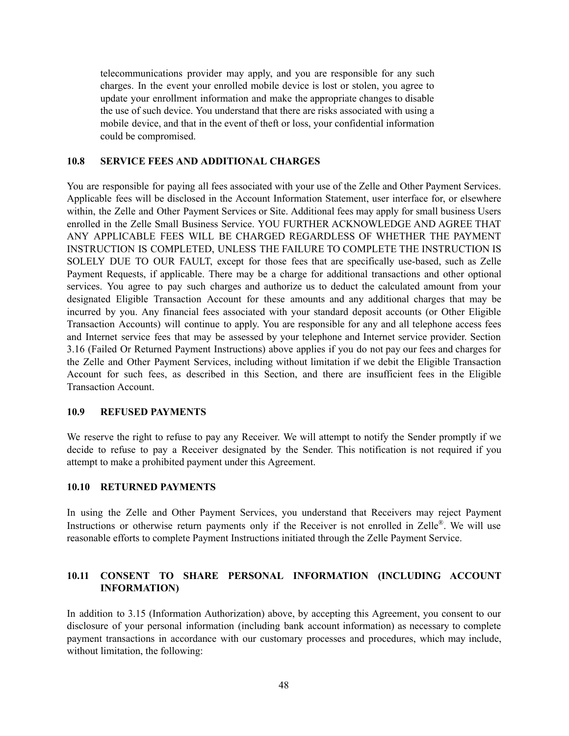telecommunications provider may apply, and you are responsible for any such charges. In the event your enrolled mobile device is lost or stolen, you agree to update your enrollment information and make the appropriate changes to disable the use of such device. You understand that there are risks associated with using a mobile device, and that in the event of theft or loss, your confidential information could be compromised.

### 10.8 SERVICE FEES AND ADDITIONAL CHARGES

You are responsible for paying all fees associated with your use of the Zelle and Other Payment Services. Applicable fees will be disclosed in the Account Information Statement, user interface for, or elsewhere within, the Zelle and Other Payment Services or Site. Additional fees may apply for small business Users enrolled in the Zelle Small Business Service. YOU FURTHER ACKNOWLEDGE AND AGREE THAT ANY APPLICABLE FEES WILL BE CHARGED REGARDLESS OF WHETHER THE PAYMENT INSTRUCTION IS COMPLETED, UNLESS THE FAILURE TO COMPLETE THE INSTRUCTION IS SOLELY DUE TO OUR FAULT, except for those fees that are specifically use-based, such as Zelle Payment Requests, if applicable. There may be a charge for additional transactions and other optional services. You agree to pay such charges and authorize us to deduct the calculated amount from your designated Eligible Transaction Account for these amounts and any additional charges that may be incurred by you. Any financial fees associated with your standard deposit accounts (or Other Eligible Transaction Accounts) will continue to apply. You are responsible for any and all telephone access fees and Internet service fees that may be assessed by your telephone and Internet service provider. Section 3.16 (Failed Or Returned Payment Instructions) above applies if you do not pay our fees and charges for the Zelle and Other Payment Services, including without limitation if we debit the Eligible Transaction Account for such fees, as described in this Section, and there are insufficient fees in the Eligible Transaction Account.

### 10.9 REFUSED PAYMENTS

We reserve the right to refuse to pay any Receiver. We will attempt to notify the Sender promptly if we decide to refuse to pay a Receiver designated by the Sender. This notification is not required if you attempt to make a prohibited payment under this Agreement.

### 10.10 RETURNED PAYMENTS

In using the Zelle and Other Payment Services, you understand that Receivers may reject Payment Instructions or otherwise return payments only if the Receiver is not enrolled in Zelle®. We will use reasonable efforts to complete Payment Instructions initiated through the Zelle Payment Service.

### 10.11 CONSENT TO SHARE PERSONAL INFORMATION (INCLUDING ACCOUNT INFORMATION)

In addition to 3.15 (Information Authorization) above, by accepting this Agreement, you consent to our disclosure of your personal information (including bank account information) as necessary to complete payment transactions in accordance with our customary processes and procedures, which may include, without limitation, the following: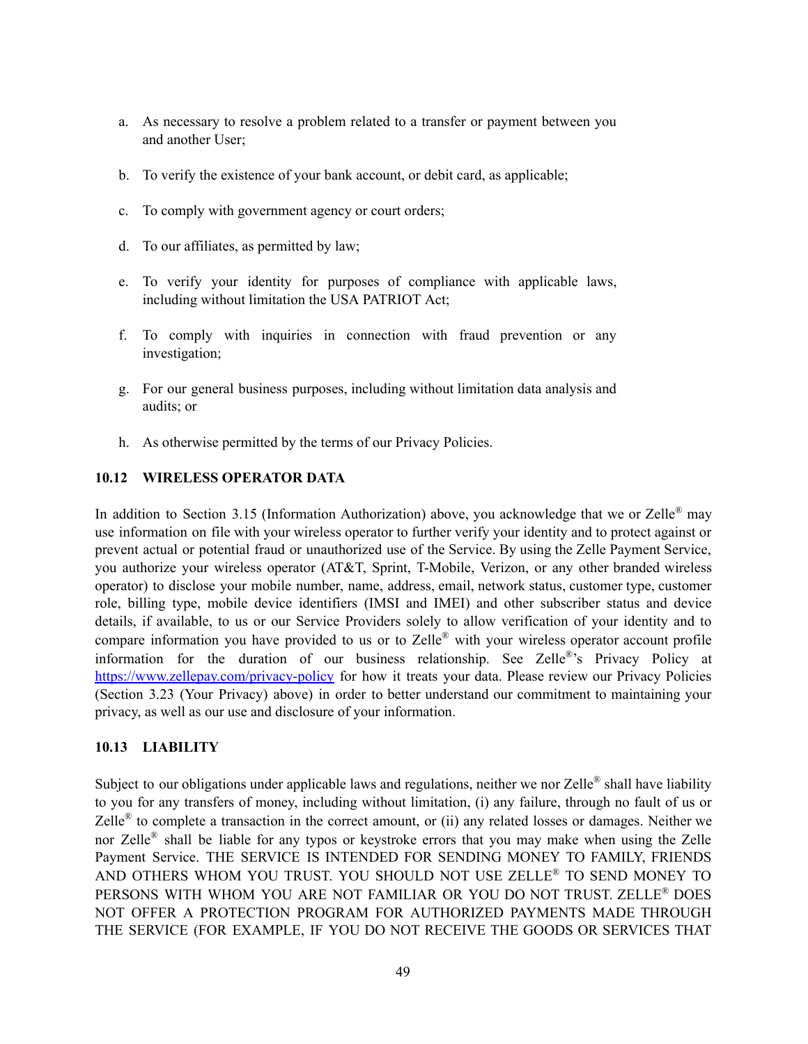a. As necessary to resolve a problem related to a transfer or payment between you and another User;

b. To verify the existence of your bank account, or debit card, as applicable;

c. To comply with government agency or court orders;

d. To our affiliates, as permitted by law;

e. To verify your identity for purposes of compliance with applicable laws, including without limitation the USA PATRIOT Act;

f. To comply with inquiries in connection with fraud prevention or any investigation;

g. For our general business purposes, including without limitation data analysis and audits; or

h. As otherwise permitted by the terms of our Privacy Policies.

**10.12 WIRELESS OPERATOR DATA**

In addition to Section 3.15 (Information Authorization) above, you acknowledge that we or Zelle® may use information on file with your wireless operator to further verify your identity and to protect against or prevent actual or potential fraud or unauthorized use of the Service. By using the Zelle Payment Service, you authorize your wireless operator (AT&T, Sprint, T-Mobile, Verizon, or any other branded wireless operator) to disclose your mobile number, name, address, email, network status, customer type, customer role, billing type, mobile device identifiers (IMSI and IMEI) and other subscriber status and device details, if available, to us or our Service Providers solely to allow verification of your identity and to compare information you have provided to us or to Zelle® with your wireless operator account profile information for the duration of our business relationship. See Zelle®'s Privacy Policy at https://www.zellepay.com/privacy-policy for how it treats your data. Please review our Privacy Policies (Section 3.23 (Your Privacy) above) in order to better understand our commitment to maintaining your privacy, as well as our use and disclosure of your information.

**10.13 LIABILITY**

Subject to our obligations under applicable laws and regulations, neither we nor Zelle® shall have liability to you for any transfers of money, including without limitation, (i) any failure, through no fault of us or Zelle® to complete a transaction in the correct amount, or (ii) any related losses or damages. Neither we nor Zelle® shall be liable for any typos or keystroke errors that you may make when using the Zelle Payment Service. THE SERVICE IS INTENDED FOR SENDING MONEY TO FAMILY, FRIENDS AND OTHERS WHOM YOU TRUST. YOU SHOULD NOT USE ZELLE® TO SEND MONEY TO PERSONS WITH WHOM YOU ARE NOT FAMILIAR OR YOU DO NOT TRUST. ZELLE® DOES NOT OFFER A PROTECTION PROGRAM FOR AUTHORIZED PAYMENTS MADE THROUGH THE SERVICE (FOR EXAMPLE, IF YOU DO NOT RECEIVE THE GOODS OR SERVICES THAT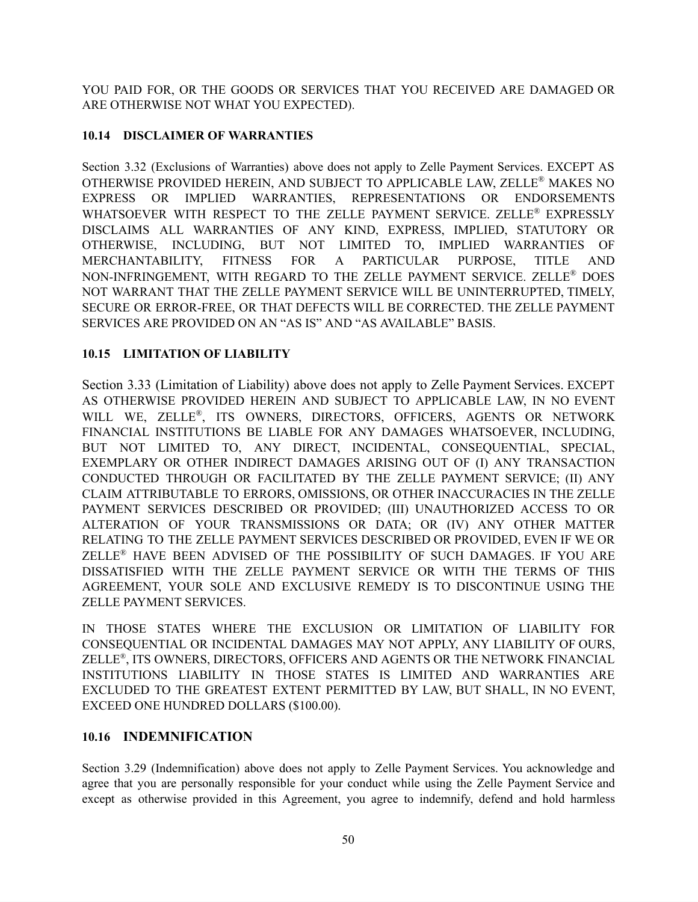YOU PAID FOR, OR THE GOODS OR SERVICES THAT YOU RECEIVED ARE DAMAGED OR ARE OTHERWISE NOT WHAT YOU EXPECTED).

**10.14 DISCLAIMER OF WARRANTIES**

Section 3.32 (Exclusions of Warranties) above does not apply to Zelle Payment Services. EXCEPT AS OTHERWISE PROVIDED HEREIN, AND SUBJECT TO APPLICABLE LAW, ZELLE® MAKES NO EXPRESS OR IMPLIED WARRANTIES, REPRESENTATIONS OR ENDORSEMENTS WHATSOEVER WITH RESPECT TO THE ZELLE PAYMENT SERVICE. ZELLE® EXPRESSLY DISCLAIMS ALL WARRANTIES OF ANY KIND, EXPRESS, IMPLIED, STATUTORY OR OTHERWISE, INCLUDING, BUT NOT LIMITED TO, IMPLIED WARRANTIES OF MERCHANTABILITY, FITNESS FOR A PARTICULAR PURPOSE, TITLE AND NON-INFRINGEMENT, WITH REGARD TO THE ZELLE PAYMENT SERVICE. ZELLE® DOES NOT WARRANT THAT THE ZELLE PAYMENT SERVICE WILL BE UNINTERRUPTED, TIMELY, SECURE OR ERROR-FREE, OR THAT DEFECTS WILL BE CORRECTED. THE ZELLE PAYMENT SERVICES ARE PROVIDED ON AN "AS IS" AND "AS AVAILABLE" BASIS.

**10.15 LIMITATION OF LIABILITY**

Section 3.33 (Limitation of Liability) above does not apply to Zelle Payment Services. EXCEPT AS OTHERWISE PROVIDED HEREIN AND SUBJECT TO APPLICABLE LAW, IN NO EVENT WILL WE, ZELLE®, ITS OWNERS, DIRECTORS, OFFICERS, AGENTS OR NETWORK FINANCIAL INSTITUTIONS BE LIABLE FOR ANY DAMAGES WHATSOEVER, INCLUDING, BUT NOT LIMITED TO, ANY DIRECT, INCIDENTAL, CONSEQUENTIAL, SPECIAL, EXEMPLARY OR OTHER INDIRECT DAMAGES ARISING OUT OF (I) ANY TRANSACTION CONDUCTED THROUGH OR FACILITATED BY THE ZELLE PAYMENT SERVICE; (II) ANY CLAIM ATTRIBUTABLE TO ERRORS, OMISSIONS, OR OTHER INACCURACIES IN THE ZELLE PAYMENT SERVICES DESCRIBED OR PROVIDED; (III) UNAUTHORIZED ACCESS TO OR ALTERATION OF YOUR TRANSMISSIONS OR DATA; OR (IV) ANY OTHER MATTER RELATING TO THE ZELLE PAYMENT SERVICES DESCRIBED OR PROVIDED, EVEN IF WE OR ZELLE® HAVE BEEN ADVISED OF THE POSSIBILITY OF SUCH DAMAGES. IF YOU ARE DISSATISFIED WITH THE ZELLE PAYMENT SERVICE OR WITH THE TERMS OF THIS AGREEMENT, YOUR SOLE AND EXCLUSIVE REMEDY IS TO DISCONTINUE USING THE ZELLE PAYMENT SERVICES.

IN THOSE STATES WHERE THE EXCLUSION OR LIMITATION OF LIABILITY FOR CONSEQUENTIAL OR INCIDENTAL DAMAGES MAY NOT APPLY, ANY LIABILITY OF OURS, ZELLE®, ITS OWNERS, DIRECTORS, OFFICERS AND AGENTS OR THE NETWORK FINANCIAL INSTITUTIONS LIABILITY IN THOSE STATES IS LIMITED AND WARRANTIES ARE EXCLUDED TO THE GREATEST EXTENT PERMITTED BY LAW, BUT SHALL, IN NO EVENT, EXCEED ONE HUNDRED DOLLARS ($100.00).

**10.16 INDEMNIFICATION**

Section 3.29 (Indemnification) above does not apply to Zelle Payment Services. You acknowledge and agree that you are personally responsible for your conduct while using the Zelle Payment Service and except as otherwise provided in this Agreement, you agree to indemnify, defend and hold harmless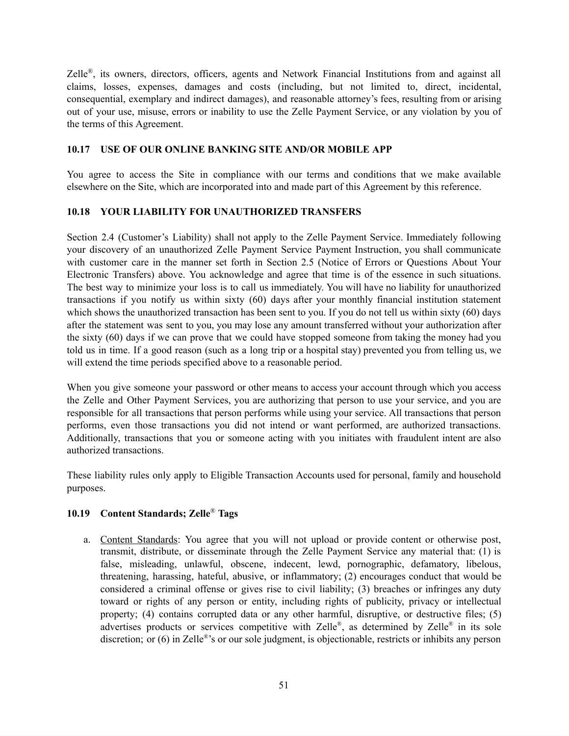Zelle®, its owners, directors, officers, agents and Network Financial Institutions from and against all claims, losses, expenses, damages and costs (including, but not limited to, direct, incidental, consequential, exemplary and indirect damages), and reasonable attorney's fees, resulting from or arising out of your use, misuse, errors or inability to use the Zelle Payment Service, or any violation by you of the terms of this Agreement.

### 10.17 USE OF OUR ONLINE BANKING SITE AND/OR MOBILE APP

You agree to access the Site in compliance with our terms and conditions that we make available elsewhere on the Site, which are incorporated into and made part of this Agreement by this reference.

### 10.18 YOUR LIABILITY FOR UNAUTHORIZED TRANSFERS

Section 2.4 (Customer's Liability) shall not apply to the Zelle Payment Service. Immediately following your discovery of an unauthorized Zelle Payment Service Payment Instruction, you shall communicate with customer care in the manner set forth in Section 2.5 (Notice of Errors or Questions About Your Electronic Transfers) above. You acknowledge and agree that time is of the essence in such situations. The best way to minimize your loss is to call us immediately. You will have no liability for unauthorized transactions if you notify us within sixty (60) days after your monthly financial institution statement which shows the unauthorized transaction has been sent to you. If you do not tell us within sixty (60) days after the statement was sent to you, you may lose any amount transferred without your authorization after the sixty (60) days if we can prove that we could have stopped someone from taking the money had you told us in time. If a good reason (such as a long trip or a hospital stay) prevented you from telling us, we will extend the time periods specified above to a reasonable period.

When you give someone your password or other means to access your account through which you access the Zelle and Other Payment Services, you are authorizing that person to use your service, and you are responsible for all transactions that person performs while using your service. All transactions that person performs, even those transactions you did not intend or want performed, are authorized transactions. Additionally, transactions that you or someone acting with you initiates with fraudulent intent are also authorized transactions.

These liability rules only apply to Eligible Transaction Accounts used for personal, family and household purposes.

### 10.19 Content Standards; Zelle® Tags

a. Content Standards: You agree that you will not upload or provide content or otherwise post, transmit, distribute, or disseminate through the Zelle Payment Service any material that: (1) is false, misleading, unlawful, obscene, indecent, lewd, pornographic, defamatory, libelous, threatening, harassing, hateful, abusive, or inflammatory; (2) encourages conduct that would be considered a criminal offense or gives rise to civil liability; (3) breaches or infringes any duty toward or rights of any person or entity, including rights of publicity, privacy or intellectual property; (4) contains corrupted data or any other harmful, disruptive, or destructive files; (5) advertises products or services competitive with Zelle®, as determined by Zelle® in its sole discretion; or (6) in Zelle®'s or our sole judgment, is objectionable, restricts or inhibits any person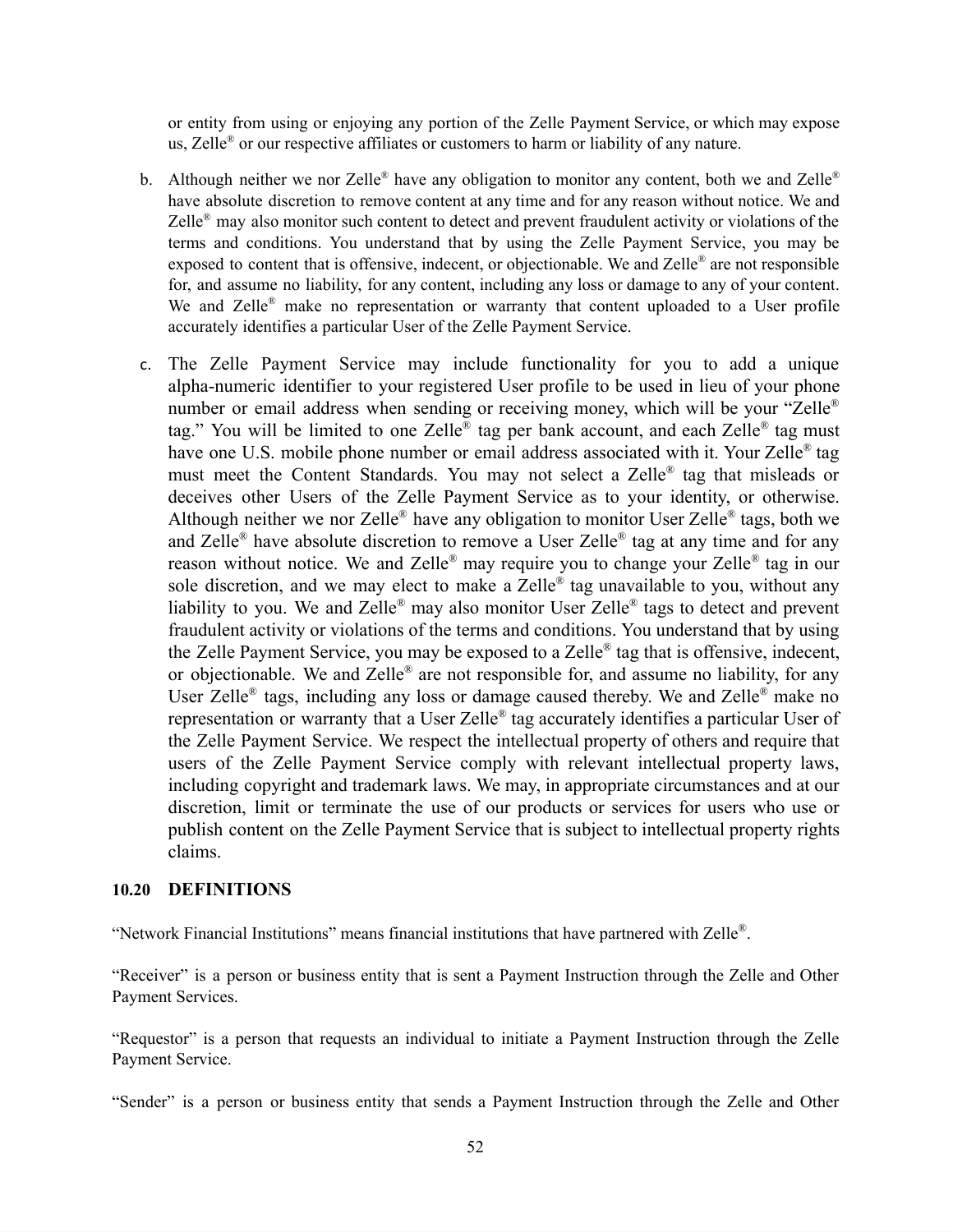or entity from using or enjoying any portion of the Zelle Payment Service, or which may expose us, Zelle® or our respective affiliates or customers to harm or liability of any nature.

b. Although neither we nor Zelle® have any obligation to monitor any content, both we and Zelle® have absolute discretion to remove content at any time and for any reason without notice. We and Zelle® may also monitor such content to detect and prevent fraudulent activity or violations of the terms and conditions. You understand that by using the Zelle Payment Service, you may be exposed to content that is offensive, indecent, or objectionable. We and Zelle® are not responsible for, and assume no liability, for any content, including any loss or damage to any of your content. We and Zelle® make no representation or warranty that content uploaded to a User profile accurately identifies a particular User of the Zelle Payment Service.

c. The Zelle Payment Service may include functionality for you to add a unique alpha-numeric identifier to your registered User profile to be used in lieu of your phone number or email address when sending or receiving money, which will be your "Zelle® tag." You will be limited to one Zelle® tag per bank account, and each Zelle® tag must have one U.S. mobile phone number or email address associated with it. Your Zelle® tag must meet the Content Standards. You may not select a Zelle® tag that misleads or deceives other Users of the Zelle Payment Service as to your identity, or otherwise. Although neither we nor Zelle® have any obligation to monitor User Zelle® tags, both we and Zelle® have absolute discretion to remove a User Zelle® tag at any time and for any reason without notice. We and Zelle® may require you to change your Zelle® tag in our sole discretion, and we may elect to make a Zelle® tag unavailable to you, without any liability to you. We and Zelle® may also monitor User Zelle® tags to detect and prevent fraudulent activity or violations of the terms and conditions. You understand that by using the Zelle Payment Service, you may be exposed to a Zelle® tag that is offensive, indecent, or objectionable. We and Zelle® are not responsible for, and assume no liability, for any User Zelle® tags, including any loss or damage caused thereby. We and Zelle® make no representation or warranty that a User Zelle® tag accurately identifies a particular User of the Zelle Payment Service. We respect the intellectual property of others and require that users of the Zelle Payment Service comply with relevant intellectual property laws, including copyright and trademark laws. We may, in appropriate circumstances and at our discretion, limit or terminate the use of our products or services for users who use or publish content on the Zelle Payment Service that is subject to intellectual property rights claims.

### 10.20 DEFINITIONS

"Network Financial Institutions" means financial institutions that have partnered with Zelle®.

"Receiver" is a person or business entity that is sent a Payment Instruction through the Zelle and Other Payment Services.

"Requestor" is a person that requests an individual to initiate a Payment Instruction through the Zelle Payment Service.

"Sender" is a person or business entity that sends a Payment Instruction through the Zelle and Other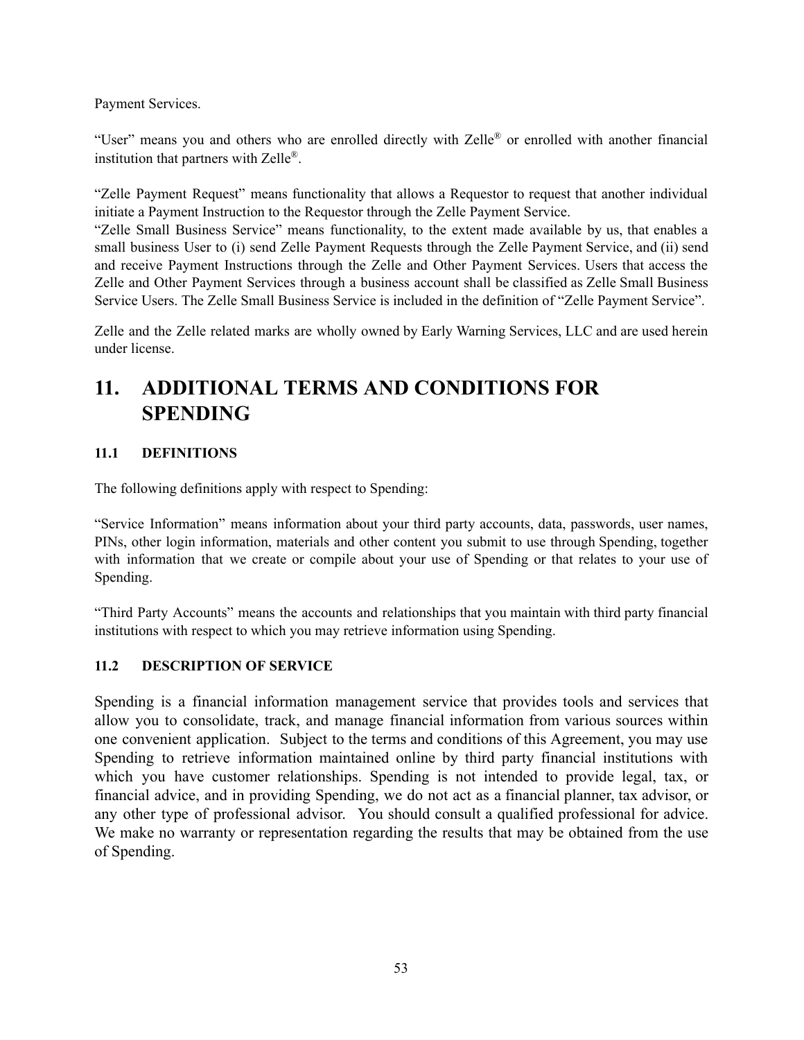Payment Services.

"User" means you and others who are enrolled directly with Zelle® or enrolled with another financial institution that partners with Zelle®.

"Zelle Payment Request" means functionality that allows a Requestor to request that another individual initiate a Payment Instruction to the Requestor through the Zelle Payment Service.

"Zelle Small Business Service" means functionality, to the extent made available by us, that enables a small business User to (i) send Zelle Payment Requests through the Zelle Payment Service, and (ii) send and receive Payment Instructions through the Zelle and Other Payment Services. Users that access the Zelle and Other Payment Services through a business account shall be classified as Zelle Small Business Service Users. The Zelle Small Business Service is included in the definition of "Zelle Payment Service".

Zelle and the Zelle related marks are wholly owned by Early Warning Services, LLC and are used herein under license.

# 11. ADDITIONAL TERMS AND CONDITIONS FOR SPENDING

### 11.1 DEFINITIONS

The following definitions apply with respect to Spending:

"Service Information" means information about your third party accounts, data, passwords, user names, PINs, other login information, materials and other content you submit to use through Spending, together with information that we create or compile about your use of Spending or that relates to your use of Spending.

"Third Party Accounts" means the accounts and relationships that you maintain with third party financial institutions with respect to which you may retrieve information using Spending.

### 11.2 DESCRIPTION OF SERVICE

Spending is a financial information management service that provides tools and services that allow you to consolidate, track, and manage financial information from various sources within one convenient application. Subject to the terms and conditions of this Agreement, you may use Spending to retrieve information maintained online by third party financial institutions with which you have customer relationships. Spending is not intended to provide legal, tax, or financial advice, and in providing Spending, we do not act as a financial planner, tax advisor, or any other type of professional advisor. You should consult a qualified professional for advice. We make no warranty or representation regarding the results that may be obtained from the use of Spending.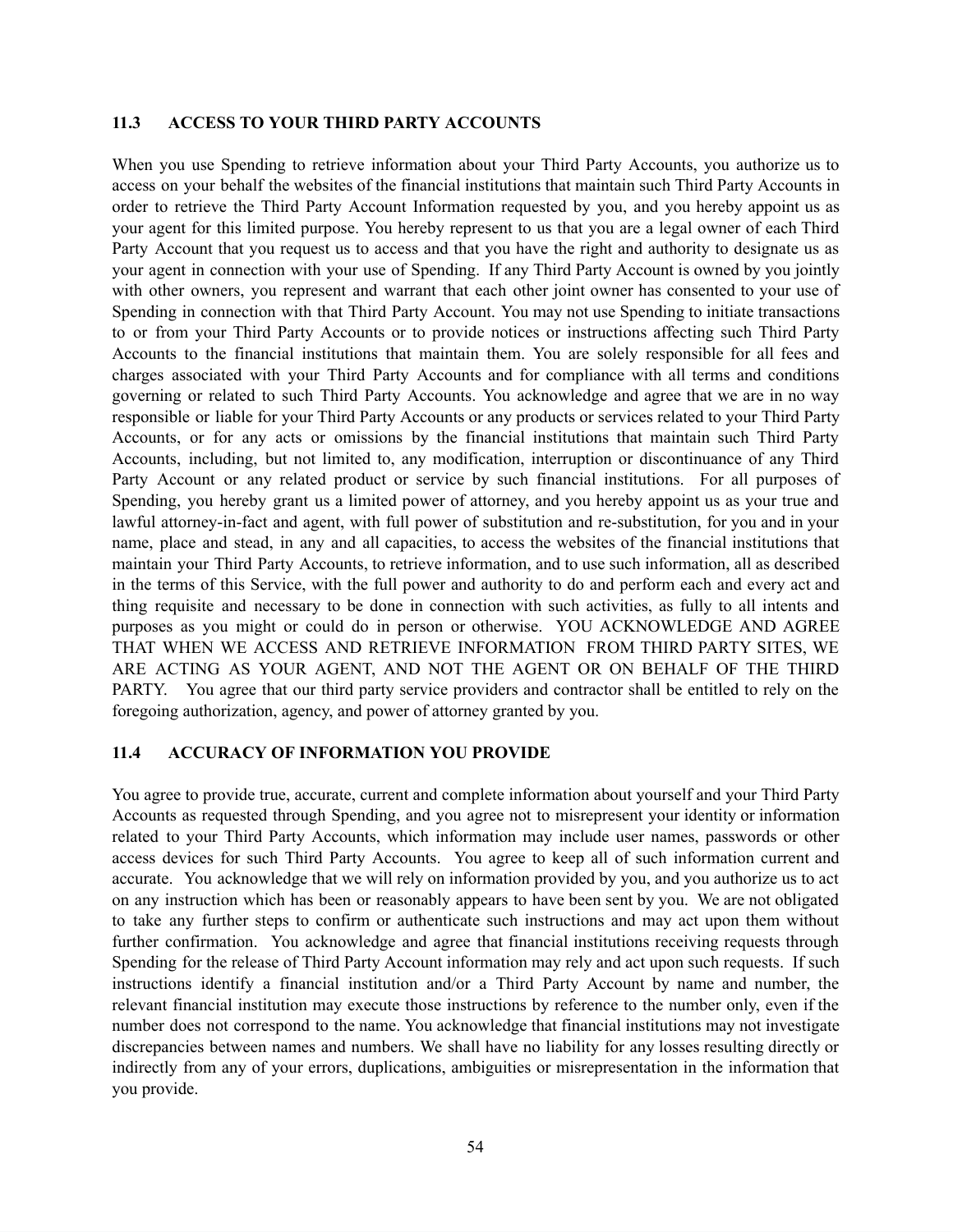### 11.3 ACCESS TO YOUR THIRD PARTY ACCOUNTS

When you use Spending to retrieve information about your Third Party Accounts, you authorize us to access on your behalf the websites of the financial institutions that maintain such Third Party Accounts in order to retrieve the Third Party Account Information requested by you, and you hereby appoint us as your agent for this limited purpose. You hereby represent to us that you are a legal owner of each Third Party Account that you request us to access and that you have the right and authority to designate us as your agent in connection with your use of Spending. If any Third Party Account is owned by you jointly with other owners, you represent and warrant that each other joint owner has consented to your use of Spending in connection with that Third Party Account. You may not use Spending to initiate transactions to or from your Third Party Accounts or to provide notices or instructions affecting such Third Party Accounts to the financial institutions that maintain them. You are solely responsible for all fees and charges associated with your Third Party Accounts and for compliance with all terms and conditions governing or related to such Third Party Accounts. You acknowledge and agree that we are in no way responsible or liable for your Third Party Accounts or any products or services related to your Third Party Accounts, or for any acts or omissions by the financial institutions that maintain such Third Party Accounts, including, but not limited to, any modification, interruption or discontinuance of any Third Party Account or any related product or service by such financial institutions. For all purposes of Spending, you hereby grant us a limited power of attorney, and you hereby appoint us as your true and lawful attorney-in-fact and agent, with full power of substitution and re-substitution, for you and in your name, place and stead, in any and all capacities, to access the websites of the financial institutions that maintain your Third Party Accounts, to retrieve information, and to use such information, all as described in the terms of this Service, with the full power and authority to do and perform each and every act and thing requisite and necessary to be done in connection with such activities, as fully to all intents and purposes as you might or could do in person or otherwise. YOU ACKNOWLEDGE AND AGREE THAT WHEN WE ACCESS AND RETRIEVE INFORMATION FROM THIRD PARTY SITES, WE ARE ACTING AS YOUR AGENT, AND NOT THE AGENT OR ON BEHALF OF THE THIRD PARTY. You agree that our third party service providers and contractor shall be entitled to rely on the foregoing authorization, agency, and power of attorney granted by you.

### 11.4 ACCURACY OF INFORMATION YOU PROVIDE

You agree to provide true, accurate, current and complete information about yourself and your Third Party Accounts as requested through Spending, and you agree not to misrepresent your identity or information related to your Third Party Accounts, which information may include user names, passwords or other access devices for such Third Party Accounts. You agree to keep all of such information current and accurate. You acknowledge that we will rely on information provided by you, and you authorize us to act on any instruction which has been or reasonably appears to have been sent by you. We are not obligated to take any further steps to confirm or authenticate such instructions and may act upon them without further confirmation. You acknowledge and agree that financial institutions receiving requests through Spending for the release of Third Party Account information may rely and act upon such requests. If such instructions identify a financial institution and/or a Third Party Account by name and number, the relevant financial institution may execute those instructions by reference to the number only, even if the number does not correspond to the name. You acknowledge that financial institutions may not investigate discrepancies between names and numbers. We shall have no liability for any losses resulting directly or indirectly from any of your errors, duplications, ambiguities or misrepresentation in the information that you provide.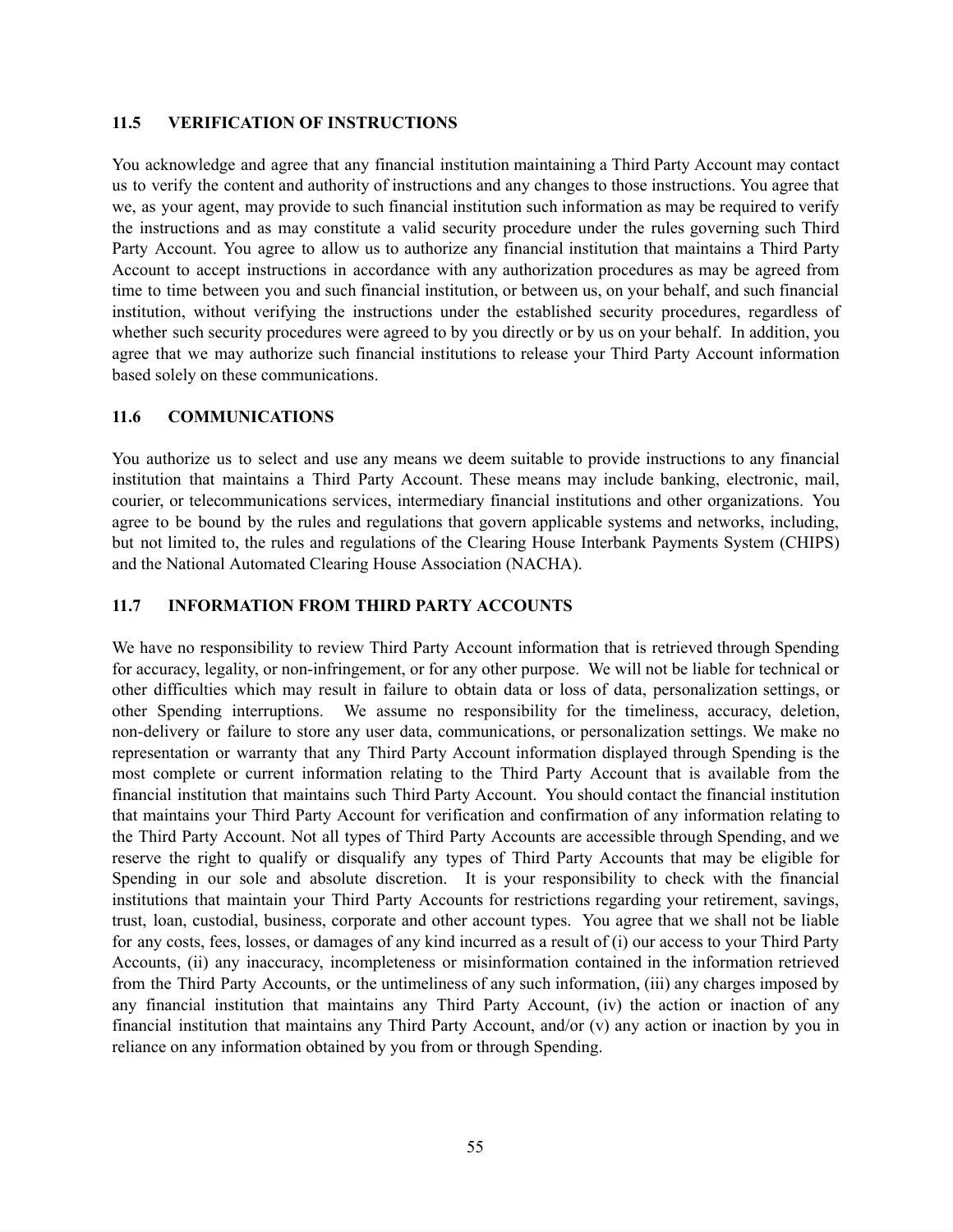### 11.5 VERIFICATION OF INSTRUCTIONS

You acknowledge and agree that any financial institution maintaining a Third Party Account may contact us to verify the content and authority of instructions and any changes to those instructions. You agree that we, as your agent, may provide to such financial institution such information as may be required to verify the instructions and as may constitute a valid security procedure under the rules governing such Third Party Account. You agree to allow us to authorize any financial institution that maintains a Third Party Account to accept instructions in accordance with any authorization procedures as may be agreed from time to time between you and such financial institution, or between us, on your behalf, and such financial institution, without verifying the instructions under the established security procedures, regardless of whether such security procedures were agreed to by you directly or by us on your behalf. In addition, you agree that we may authorize such financial institutions to release your Third Party Account information based solely on these communications.

### 11.6 COMMUNICATIONS

You authorize us to select and use any means we deem suitable to provide instructions to any financial institution that maintains a Third Party Account. These means may include banking, electronic, mail, courier, or telecommunications services, intermediary financial institutions and other organizations. You agree to be bound by the rules and regulations that govern applicable systems and networks, including, but not limited to, the rules and regulations of the Clearing House Interbank Payments System (CHIPS) and the National Automated Clearing House Association (NACHA).

### 11.7 INFORMATION FROM THIRD PARTY ACCOUNTS

We have no responsibility to review Third Party Account information that is retrieved through Spending for accuracy, legality, or non-infringement, or for any other purpose. We will not be liable for technical or other difficulties which may result in failure to obtain data or loss of data, personalization settings, or other Spending interruptions. We assume no responsibility for the timeliness, accuracy, deletion, non-delivery or failure to store any user data, communications, or personalization settings. We make no representation or warranty that any Third Party Account information displayed through Spending is the most complete or current information relating to the Third Party Account that is available from the financial institution that maintains such Third Party Account. You should contact the financial institution that maintains your Third Party Account for verification and confirmation of any information relating to the Third Party Account. Not all types of Third Party Accounts are accessible through Spending, and we reserve the right to qualify or disqualify any types of Third Party Accounts that may be eligible for Spending in our sole and absolute discretion. It is your responsibility to check with the financial institutions that maintain your Third Party Accounts for restrictions regarding your retirement, savings, trust, loan, custodial, business, corporate and other account types. You agree that we shall not be liable for any costs, fees, losses, or damages of any kind incurred as a result of (i) our access to your Third Party Accounts, (ii) any inaccuracy, incompleteness or misinformation contained in the information retrieved from the Third Party Accounts, or the untimeliness of any such information, (iii) any charges imposed by any financial institution that maintains any Third Party Account, (iv) the action or inaction of any financial institution that maintains any Third Party Account, and/or (v) any action or inaction by you in reliance on any information obtained by you from or through Spending.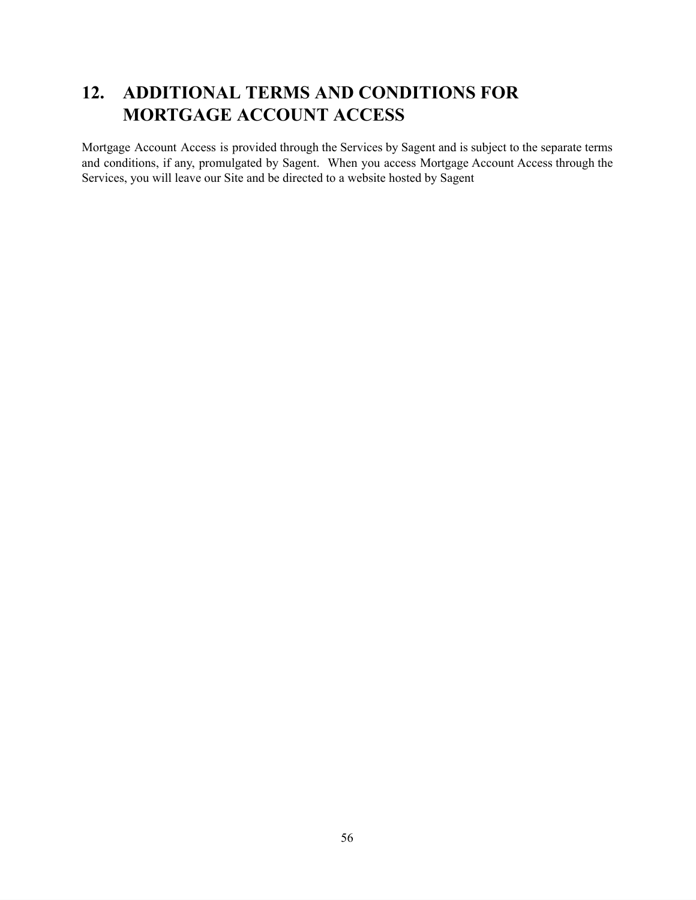## 12. ADDITIONAL TERMS AND CONDITIONS FOR MORTGAGE ACCOUNT ACCESS

Mortgage Account Access is provided through the Services by Sagent and is subject to the separate terms and conditions, if any, promulgated by Sagent. When you access Mortgage Account Access through the Services, you will leave our Site and be directed to a website hosted by Sagent